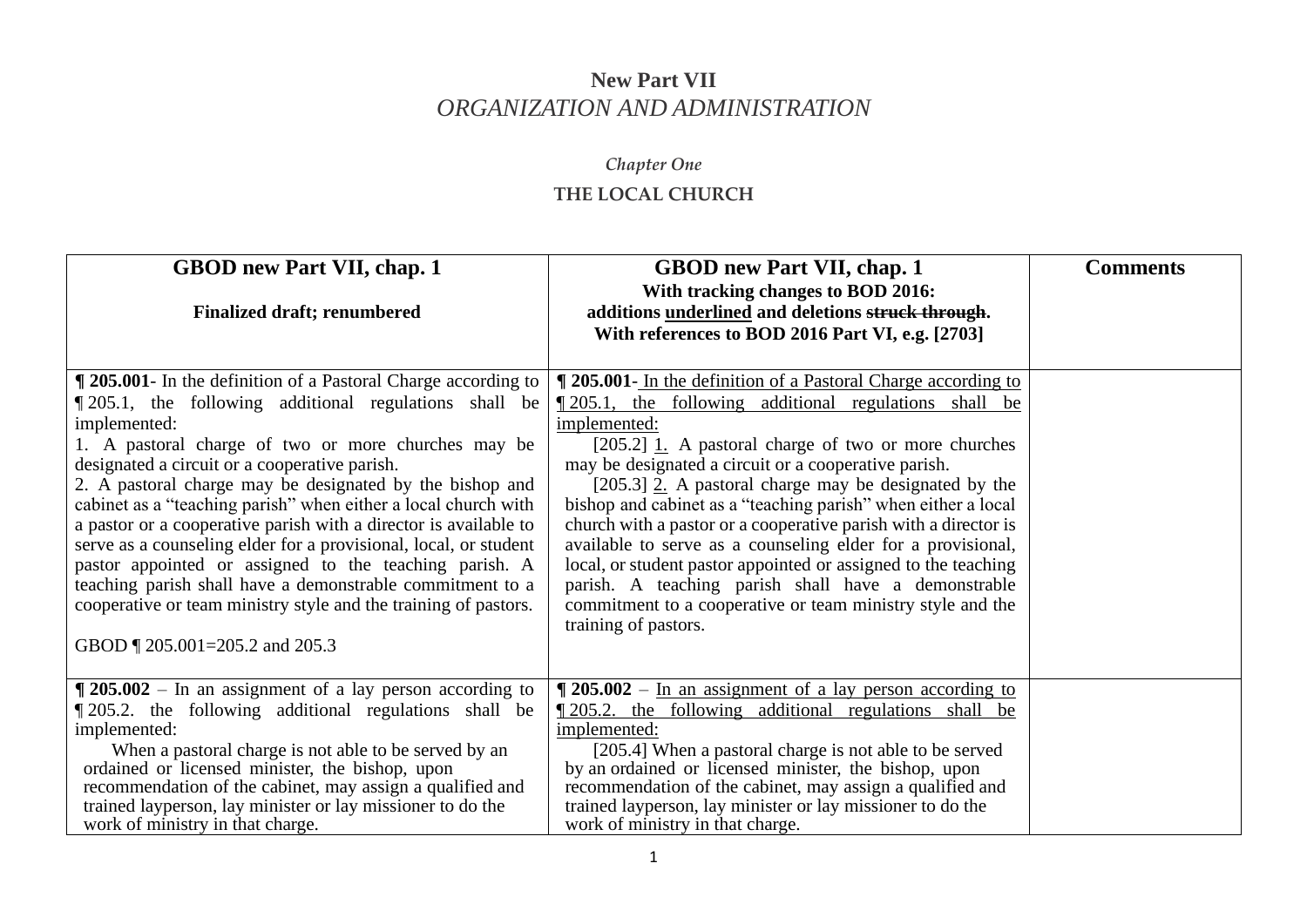# New Part VII

## *ORGANIZATION AND ADMINISTRATION*

### *Chapter One*

### THE LOCAL CHURCH

| **GBOD new Part VII, chap. 1**<br><br>**Finalized draft; renumbered** | **GBOD new Part VII, chap. 1**<br>**With tracking changes to BOD 2016:**<br>**additions <u>underlined</u> and deletions ~~struck through~~.**<br>**With references to BOD 2016 Part VI, e.g. [2703]** | **Comments** |
|---|---|---|
| **¶ 205.001**- In the definition of a Pastoral Charge according to ¶ 205.1, the following additional regulations shall be implemented:<br>1. A pastoral charge of two or more churches may be designated a circuit or a cooperative parish.<br>2. A pastoral charge may be designated by the bishop and cabinet as a "teaching parish" when either a local church with a pastor or a cooperative parish with a director is available to serve as a counseling elder for a provisional, local, or student pastor appointed or assigned to the teaching parish. A teaching parish shall have a demonstrable commitment to a cooperative or team ministry style and the training of pastors.<br><br>GBOD ¶ 205.001=205.2 and 205.3 | **¶ 205.001**- <u>In the definition of a Pastoral Charge according to ¶ 205.1, the following additional regulations shall be implemented:</u><br>[205.2] <u>1.</u> A pastoral charge of two or more churches may be designated a circuit or a cooperative parish.<br>[205.3] <u>2.</u> A pastoral charge may be designated by the bishop and cabinet as a "teaching parish" when either a local church with a pastor or a cooperative parish with a director is available to serve as a counseling elder for a provisional, local, or student pastor appointed or assigned to the teaching parish. A teaching parish shall have a demonstrable commitment to a cooperative or team ministry style and the training of pastors. | |
| **¶ 205.002** – In an assignment of a lay person according to ¶ 205.2. the following additional regulations shall be implemented:<br>When a pastoral charge is not able to be served by an ordained or licensed minister, the bishop, upon recommendation of the cabinet, may assign a qualified and trained layperson, lay minister or lay missioner to do the work of ministry in that charge. | **¶ 205.002** – <u>In an assignment of a lay person according to ¶ 205.2. the following additional regulations shall be implemented:</u><br>[205.4] When a pastoral charge is not able to be served by an ordained or licensed minister, the bishop, upon recommendation of the cabinet, may assign a qualified and trained layperson, lay minister or lay missioner to do the work of ministry in that charge. | |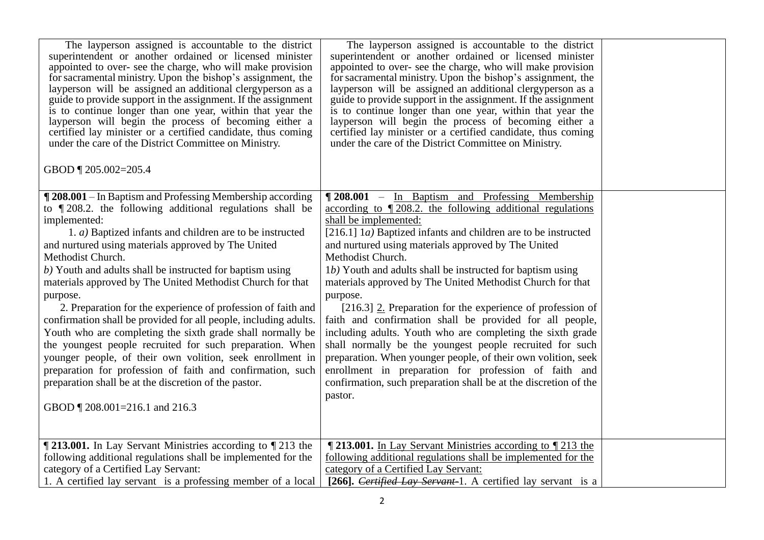| | | |
|---|---|---|
| The layperson assigned is accountable to the district superintendent or another ordained or licensed minister appointed to over- see the charge, who will make provision for sacramental ministry. Upon the bishop's assignment, the layperson will be assigned an additional clergyperson as a guide to provide support in the assignment. If the assignment is to continue longer than one year, within that year the layperson will begin the process of becoming either a certified lay minister or a certified candidate, thus coming under the care of the District Committee on Ministry.<br><br>GBOD ¶ 205.002=205.4 | The layperson assigned is accountable to the district superintendent or another ordained or licensed minister appointed to over- see the charge, who will make provision for sacramental ministry. Upon the bishop's assignment, the layperson will be assigned an additional clergyperson as a guide to provide support in the assignment. If the assignment is to continue longer than one year, within that year the layperson will begin the process of becoming either a certified lay minister or a certified candidate, thus coming under the care of the District Committee on Ministry. | |
| **¶ 208.001** – In Baptism and Professing Membership according to ¶ 208.2. the following additional regulations shall be implemented:<br>1. *a)* Baptized infants and children are to be instructed and nurtured using materials approved by The United Methodist Church.<br>*b)* Youth and adults shall be instructed for baptism using materials approved by The United Methodist Church for that purpose.<br>2. Preparation for the experience of profession of faith and confirmation shall be provided for all people, including adults. Youth who are completing the sixth grade shall normally be the youngest people recruited for such preparation. When younger people, of their own volition, seek enrollment in preparation for profession of faith and confirmation, such preparation shall be at the discretion of the pastor.<br><br>GBOD ¶ 208.001=216.1 and 216.3 | **¶ 208.001** – <u>In Baptism and Professing Membership according to ¶ 208.2. the following additional regulations shall be implemented:</u><br>[216.1] 1*a)* Baptized infants and children are to be instructed and nurtured using materials approved by The United Methodist Church.<br>1*b)* Youth and adults shall be instructed for baptism using materials approved by The United Methodist Church for that purpose.<br>[216.3] <u>2.</u> Preparation for the experience of profession of faith and confirmation shall be provided for all people, including adults. Youth who are completing the sixth grade shall normally be the youngest people recruited for such preparation. When younger people, of their own volition, seek enrollment in preparation for profession of faith and confirmation, such preparation shall be at the discretion of the pastor. | |
| **¶ 213.001.** In Lay Servant Ministries according to ¶ 213 the following additional regulations shall be implemented for the category of a Certified Lay Servant:<br>1. A certified lay servant is a professing member of a local | **¶ 213.001.** <u>In Lay Servant Ministries according to ¶ 213 the following additional regulations shall be implemented for the category of a Certified Lay Servant:</u><br>**[266].** ~~*Certified Lay Servant*~~ 1. A certified lay servant is a | |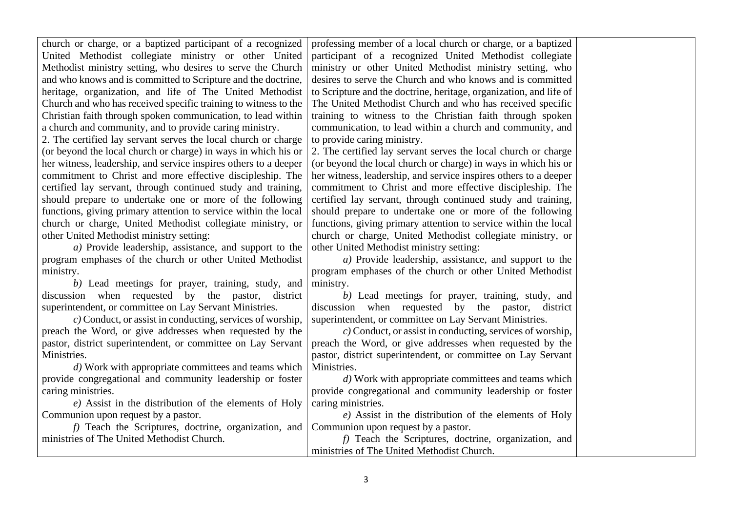| | | |
|---|---|---|
| church or charge, or a baptized participant of a recognized United Methodist collegiate ministry or other United Methodist ministry setting, who desires to serve the Church and who knows and is committed to Scripture and the doctrine, heritage, organization, and life of The United Methodist Church and who has received specific training to witness to the Christian faith through spoken communication, to lead within a church and community, and to provide caring ministry.<br>2. The certified lay servant serves the local church or charge (or beyond the local church or charge) in ways in which his or her witness, leadership, and service inspires others to a deeper commitment to Christ and more effective discipleship. The certified lay servant, through continued study and training, should prepare to undertake one or more of the following functions, giving primary attention to service within the local church or charge, United Methodist collegiate ministry, or other United Methodist ministry setting:<br>*a)* Provide leadership, assistance, and support to the program emphases of the church or other United Methodist ministry.<br>*b)* Lead meetings for prayer, training, study, and discussion when requested by the pastor, district superintendent, or committee on Lay Servant Ministries.<br>*c)* Conduct, or assist in conducting, services of worship, preach the Word, or give addresses when requested by the pastor, district superintendent, or committee on Lay Servant Ministries.<br>*d)* Work with appropriate committees and teams which provide congregational and community leadership or foster caring ministries.<br>*e)* Assist in the distribution of the elements of Holy Communion upon request by a pastor.<br>*f)* Teach the Scriptures, doctrine, organization, and ministries of The United Methodist Church. | professing member of a local church or charge, or a baptized participant of a recognized United Methodist collegiate ministry or other United Methodist ministry setting, who desires to serve the Church and who knows and is committed to Scripture and the doctrine, heritage, organization, and life of The United Methodist Church and who has received specific training to witness to the Christian faith through spoken communication, to lead within a church and community, and to provide caring ministry.<br>2. The certified lay servant serves the local church or charge (or beyond the local church or charge) in ways in which his or her witness, leadership, and service inspires others to a deeper commitment to Christ and more effective discipleship. The certified lay servant, through continued study and training, should prepare to undertake one or more of the following functions, giving primary attention to service within the local church or charge, United Methodist collegiate ministry, or other United Methodist ministry setting:<br>*a)* Provide leadership, assistance, and support to the program emphases of the church or other United Methodist ministry.<br>*b)* Lead meetings for prayer, training, study, and discussion when requested by the pastor, district superintendent, or committee on Lay Servant Ministries.<br>*c)* Conduct, or assist in conducting, services of worship, preach the Word, or give addresses when requested by the pastor, district superintendent, or committee on Lay Servant Ministries.<br>*d)* Work with appropriate committees and teams which provide congregational and community leadership or foster caring ministries.<br>*e)* Assist in the distribution of the elements of Holy Communion upon request by a pastor.<br>*f)* Teach the Scriptures, doctrine, organization, and ministries of The United Methodist Church. | |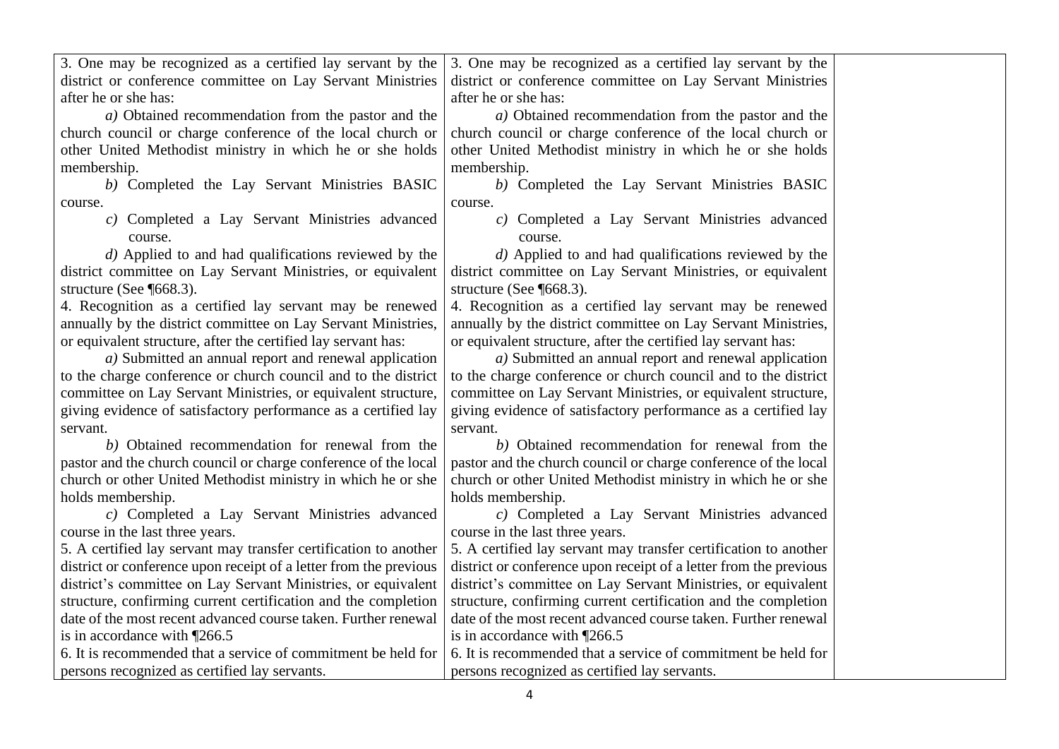| | | |
|---|---|---|
| 3. One may be recognized as a certified lay servant by the district or conference committee on Lay Servant Ministries after he or she has:<br>*a)* Obtained recommendation from the pastor and the church council or charge conference of the local church or other United Methodist ministry in which he or she holds membership.<br>*b)* Completed the Lay Servant Ministries BASIC course.<br>*c)* Completed a Lay Servant Ministries advanced course.<br>*d)* Applied to and had qualifications reviewed by the district committee on Lay Servant Ministries, or equivalent structure (See ¶668.3).<br>4. Recognition as a certified lay servant may be renewed annually by the district committee on Lay Servant Ministries, or equivalent structure, after the certified lay servant has:<br>*a)* Submitted an annual report and renewal application to the charge conference or church council and to the district committee on Lay Servant Ministries, or equivalent structure, giving evidence of satisfactory performance as a certified lay servant.<br>*b)* Obtained recommendation for renewal from the pastor and the church council or charge conference of the local church or other United Methodist ministry in which he or she holds membership.<br>*c)* Completed a Lay Servant Ministries advanced course in the last three years.<br>5. A certified lay servant may transfer certification to another district or conference upon receipt of a letter from the previous district's committee on Lay Servant Ministries, or equivalent structure, confirming current certification and the completion date of the most recent advanced course taken. Further renewal is in accordance with ¶266.5<br>6. It is recommended that a service of commitment be held for persons recognized as certified lay servants. | 3. One may be recognized as a certified lay servant by the district or conference committee on Lay Servant Ministries after he or she has:<br>*a)* Obtained recommendation from the pastor and the church council or charge conference of the local church or other United Methodist ministry in which he or she holds membership.<br>*b)* Completed the Lay Servant Ministries BASIC course.<br>*c)* Completed a Lay Servant Ministries advanced course.<br>*d)* Applied to and had qualifications reviewed by the district committee on Lay Servant Ministries, or equivalent structure (See ¶668.3).<br>4. Recognition as a certified lay servant may be renewed annually by the district committee on Lay Servant Ministries, or equivalent structure, after the certified lay servant has:<br>*a)* Submitted an annual report and renewal application to the charge conference or church council and to the district committee on Lay Servant Ministries, or equivalent structure, giving evidence of satisfactory performance as a certified lay servant.<br>*b)* Obtained recommendation for renewal from the pastor and the church council or charge conference of the local church or other United Methodist ministry in which he or she holds membership.<br>*c)* Completed a Lay Servant Ministries advanced course in the last three years.<br>5. A certified lay servant may transfer certification to another district or conference upon receipt of a letter from the previous district's committee on Lay Servant Ministries, or equivalent structure, confirming current certification and the completion date of the most recent advanced course taken. Further renewal is in accordance with ¶266.5<br>6. It is recommended that a service of commitment be held for persons recognized as certified lay servants. | |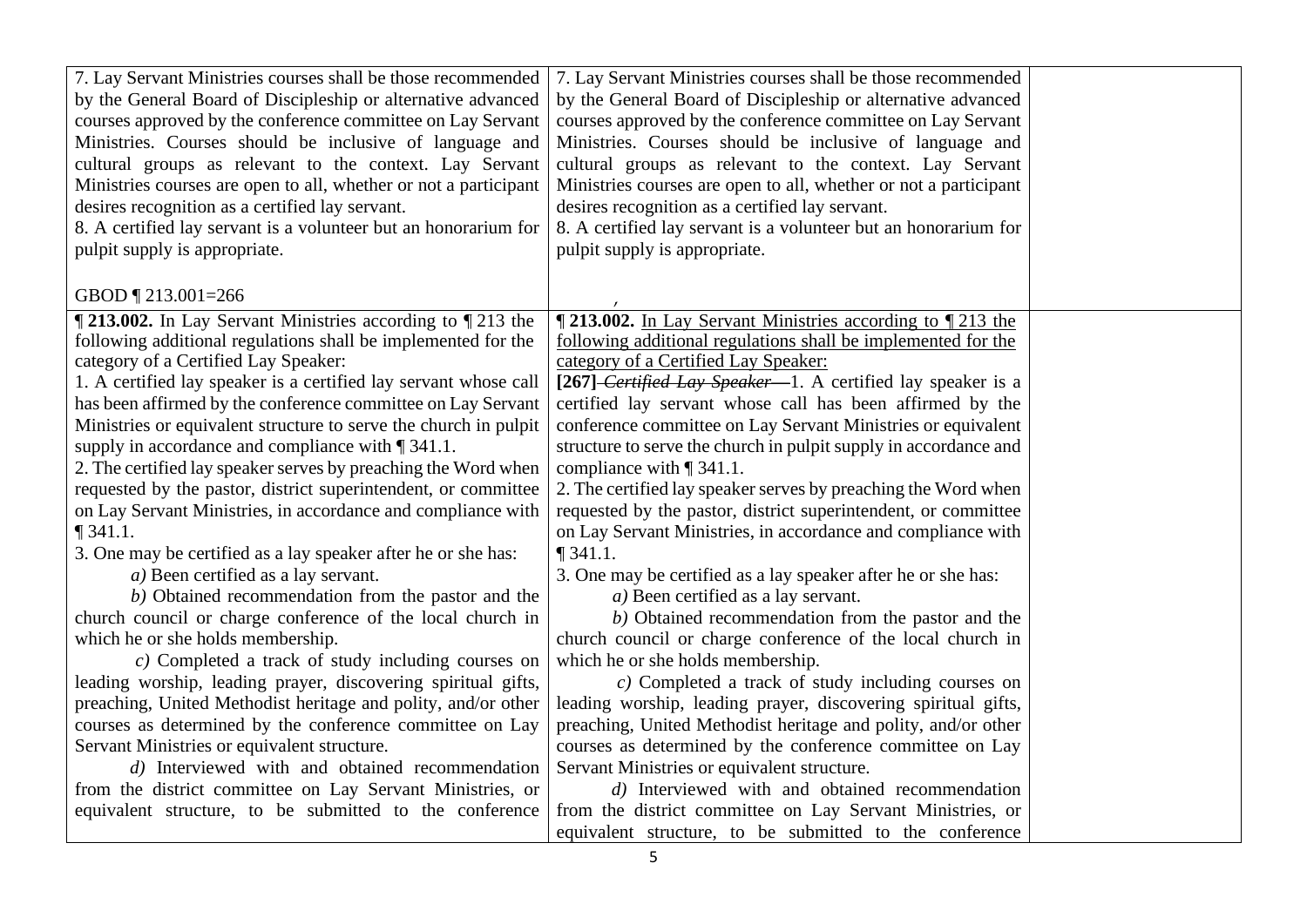| | | |
|---|---|---|
| 7. Lay Servant Ministries courses shall be those recommended by the General Board of Discipleship or alternative advanced courses approved by the conference committee on Lay Servant Ministries. Courses should be inclusive of language and cultural groups as relevant to the context. Lay Servant Ministries courses are open to all, whether or not a participant desires recognition as a certified lay servant.<br>8. A certified lay servant is a volunteer but an honorarium for pulpit supply is appropriate.<br><br>GBOD ¶ 213.001=266 | 7. Lay Servant Ministries courses shall be those recommended by the General Board of Discipleship or alternative advanced courses approved by the conference committee on Lay Servant Ministries. Courses should be inclusive of language and cultural groups as relevant to the context. Lay Servant Ministries courses are open to all, whether or not a participant desires recognition as a certified lay servant.<br>8. A certified lay servant is a volunteer but an honorarium for pulpit supply is appropriate.<br><br>, | |
| **¶ 213.002.** In Lay Servant Ministries according to ¶ 213 the following additional regulations shall be implemented for the category of a Certified Lay Speaker:<br>1. A certified lay speaker is a certified lay servant whose call has been affirmed by the conference committee on Lay Servant Ministries or equivalent structure to serve the church in pulpit supply in accordance and compliance with ¶ 341.1.<br>2. The certified lay speaker serves by preaching the Word when requested by the pastor, district superintendent, or committee on Lay Servant Ministries, in accordance and compliance with ¶ 341.1.<br>3. One may be certified as a lay speaker after he or she has:<br>*a)* Been certified as a lay servant.<br>*b)* Obtained recommendation from the pastor and the church council or charge conference of the local church in which he or she holds membership.<br>*c)* Completed a track of study including courses on leading worship, leading prayer, discovering spiritual gifts, preaching, United Methodist heritage and polity, and/or other courses as determined by the conference committee on Lay Servant Ministries or equivalent structure.<br>*d)* Interviewed with and obtained recommendation from the district committee on Lay Servant Ministries, or equivalent structure, to be submitted to the conference | **¶ 213.002.** <u>In Lay Servant Ministries according to ¶ 213 the following additional regulations shall be implemented for the category of a Certified Lay Speaker:</u><br>**[267]** ~~*Certified Lay Speaker*—~~1. A certified lay speaker is a certified lay servant whose call has been affirmed by the conference committee on Lay Servant Ministries or equivalent structure to serve the church in pulpit supply in accordance and compliance with ¶ 341.1.<br>2. The certified lay speaker serves by preaching the Word when requested by the pastor, district superintendent, or committee on Lay Servant Ministries, in accordance and compliance with ¶ 341.1.<br>3. One may be certified as a lay speaker after he or she has:<br>*a)* Been certified as a lay servant.<br>*b)* Obtained recommendation from the pastor and the church council or charge conference of the local church in which he or she holds membership.<br>*c)* Completed a track of study including courses on leading worship, leading prayer, discovering spiritual gifts, preaching, United Methodist heritage and polity, and/or other courses as determined by the conference committee on Lay Servant Ministries or equivalent structure.<br>*d)* Interviewed with and obtained recommendation from the district committee on Lay Servant Ministries, or equivalent structure, to be submitted to the conference | |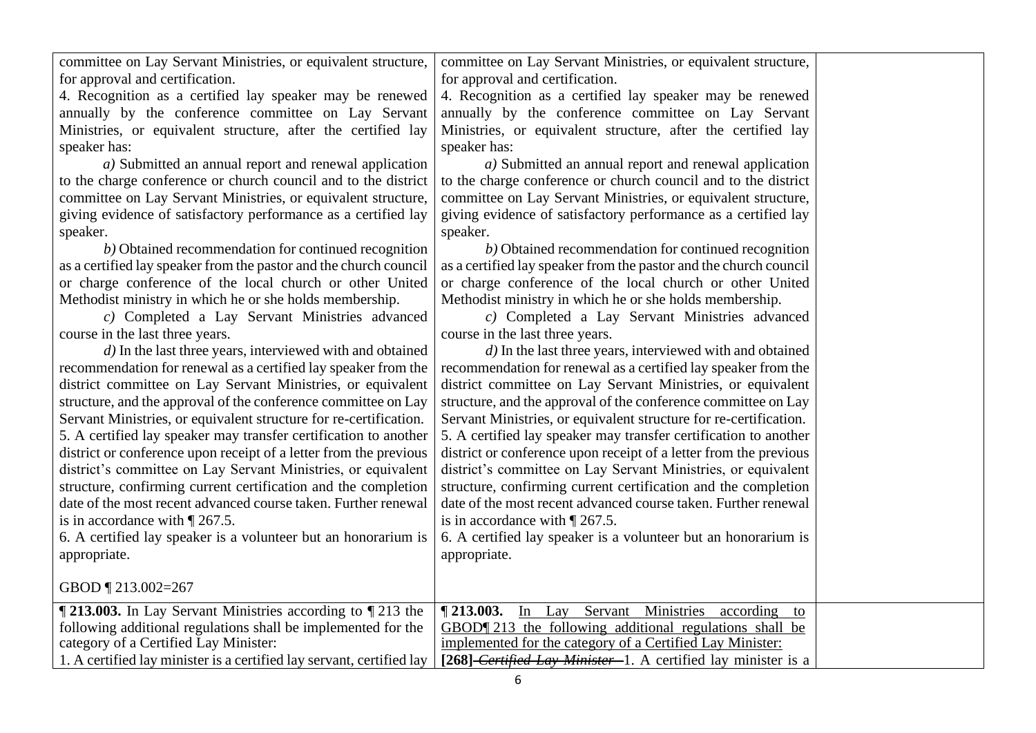| | | |
|---|---|---|
| committee on Lay Servant Ministries, or equivalent structure, for approval and certification.<br>4. Recognition as a certified lay speaker may be renewed annually by the conference committee on Lay Servant Ministries, or equivalent structure, after the certified lay speaker has:<br>*a)* Submitted an annual report and renewal application to the charge conference or church council and to the district committee on Lay Servant Ministries, or equivalent structure, giving evidence of satisfactory performance as a certified lay speaker.<br>*b)* Obtained recommendation for continued recognition as a certified lay speaker from the pastor and the church council or charge conference of the local church or other United Methodist ministry in which he or she holds membership.<br>*c)* Completed a Lay Servant Ministries advanced course in the last three years.<br>*d)* In the last three years, interviewed with and obtained recommendation for renewal as a certified lay speaker from the district committee on Lay Servant Ministries, or equivalent structure, and the approval of the conference committee on Lay Servant Ministries, or equivalent structure for re-certification.<br>5. A certified lay speaker may transfer certification to another district or conference upon receipt of a letter from the previous district's committee on Lay Servant Ministries, or equivalent structure, confirming current certification and the completion date of the most recent advanced course taken. Further renewal is in accordance with ¶ 267.5.<br>6. A certified lay speaker is a volunteer but an honorarium is appropriate.<br><br>GBOD ¶ 213.002=267 | committee on Lay Servant Ministries, or equivalent structure, for approval and certification.<br>4. Recognition as a certified lay speaker may be renewed annually by the conference committee on Lay Servant Ministries, or equivalent structure, after the certified lay speaker has:<br>*a)* Submitted an annual report and renewal application to the charge conference or church council and to the district committee on Lay Servant Ministries, or equivalent structure, giving evidence of satisfactory performance as a certified lay speaker.<br>*b)* Obtained recommendation for continued recognition as a certified lay speaker from the pastor and the church council or charge conference of the local church or other United Methodist ministry in which he or she holds membership.<br>*c)* Completed a Lay Servant Ministries advanced course in the last three years.<br>*d)* In the last three years, interviewed with and obtained recommendation for renewal as a certified lay speaker from the district committee on Lay Servant Ministries, or equivalent structure, and the approval of the conference committee on Lay Servant Ministries, or equivalent structure for re-certification.<br>5. A certified lay speaker may transfer certification to another district or conference upon receipt of a letter from the previous district's committee on Lay Servant Ministries, or equivalent structure, confirming current certification and the completion date of the most recent advanced course taken. Further renewal is in accordance with ¶ 267.5.<br>6. A certified lay speaker is a volunteer but an honorarium is appropriate. | |
| **¶ 213.003.** In Lay Servant Ministries according to ¶ 213 the following additional regulations shall be implemented for the category of a Certified Lay Minister:<br>1. A certified lay minister is a certified lay servant, certified lay | **¶ 213.003.** <u>In Lay Servant Ministries according to GBOD¶ 213 the following additional regulations shall be implemented for the category of a Certified Lay Minister:</u><br>**[268]** ~~*Certified Lay Minister*—~~1. A certified lay minister is a | |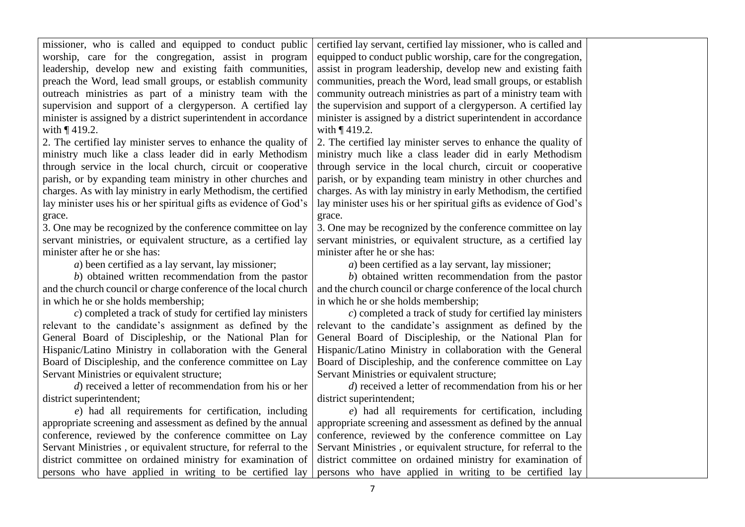| | | |
|---|---|---|
| missioner, who is called and equipped to conduct public worship, care for the congregation, assist in program leadership, develop new and existing faith communities, preach the Word, lead small groups, or establish community outreach ministries as part of a ministry team with the supervision and support of a clergyperson. A certified lay minister is assigned by a district superintendent in accordance with ¶ 419.2.<br>2. The certified lay minister serves to enhance the quality of ministry much like a class leader did in early Methodism through service in the local church, circuit or cooperative parish, or by expanding team ministry in other churches and charges. As with lay ministry in early Methodism, the certified lay minister uses his or her spiritual gifts as evidence of God's grace.<br>3. One may be recognized by the conference committee on lay servant ministries, or equivalent structure, as a certified lay minister after he or she has:<br>*a*) been certified as a lay servant, lay missioner;<br>*b*) obtained written recommendation from the pastor and the church council or charge conference of the local church in which he or she holds membership;<br>*c*) completed a track of study for certified lay ministers relevant to the candidate's assignment as defined by the General Board of Discipleship, or the National Plan for Hispanic/Latino Ministry in collaboration with the General Board of Discipleship, and the conference committee on Lay Servant Ministries or equivalent structure;<br>*d*) received a letter of recommendation from his or her district superintendent;<br>*e*) had all requirements for certification, including appropriate screening and assessment as defined by the annual conference, reviewed by the conference committee on Lay Servant Ministries , or equivalent structure, for referral to the district committee on ordained ministry for examination of persons who have applied in writing to be certified lay | certified lay servant, certified lay missioner, who is called and equipped to conduct public worship, care for the congregation, assist in program leadership, develop new and existing faith communities, preach the Word, lead small groups, or establish community outreach ministries as part of a ministry team with the supervision and support of a clergyperson. A certified lay minister is assigned by a district superintendent in accordance with ¶ 419.2.<br>2. The certified lay minister serves to enhance the quality of ministry much like a class leader did in early Methodism through service in the local church, circuit or cooperative parish, or by expanding team ministry in other churches and charges. As with lay ministry in early Methodism, the certified lay minister uses his or her spiritual gifts as evidence of God's grace.<br>3. One may be recognized by the conference committee on lay servant ministries, or equivalent structure, as a certified lay minister after he or she has:<br>*a*) been certified as a lay servant, lay missioner;<br>*b*) obtained written recommendation from the pastor and the church council or charge conference of the local church in which he or she holds membership;<br>*c*) completed a track of study for certified lay ministers relevant to the candidate's assignment as defined by the General Board of Discipleship, or the National Plan for Hispanic/Latino Ministry in collaboration with the General Board of Discipleship, and the conference committee on Lay Servant Ministries or equivalent structure;<br>*d*) received a letter of recommendation from his or her district superintendent;<br>*e*) had all requirements for certification, including appropriate screening and assessment as defined by the annual conference, reviewed by the conference committee on Lay Servant Ministries , or equivalent structure, for referral to the district committee on ordained ministry for examination of persons who have applied in writing to be certified lay | |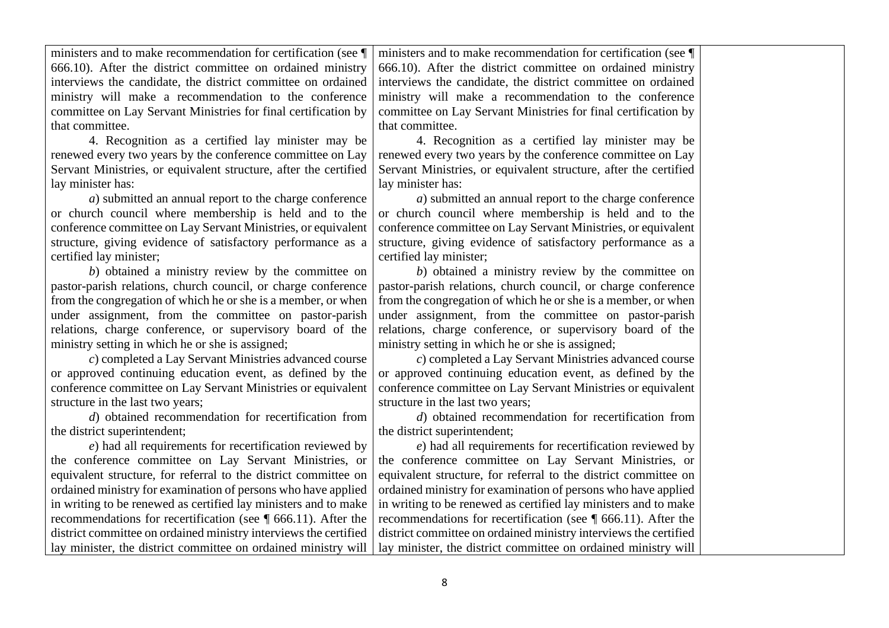| | | |
|---|---|---|
| ministers and to make recommendation for certification (see ¶ 666.10). After the district committee on ordained ministry interviews the candidate, the district committee on ordained ministry will make a recommendation to the conference committee on Lay Servant Ministries for final certification by that committee.<br><br>4. Recognition as a certified lay minister may be renewed every two years by the conference committee on Lay Servant Ministries, or equivalent structure, after the certified lay minister has:<br><br>*a*) submitted an annual report to the charge conference or church council where membership is held and to the conference committee on Lay Servant Ministries, or equivalent structure, giving evidence of satisfactory performance as a certified lay minister;<br><br>*b*) obtained a ministry review by the committee on pastor-parish relations, church council, or charge conference from the congregation of which he or she is a member, or when under assignment, from the committee on pastor-parish relations, charge conference, or supervisory board of the ministry setting in which he or she is assigned;<br><br>*c*) completed a Lay Servant Ministries advanced course or approved continuing education event, as defined by the conference committee on Lay Servant Ministries or equivalent structure in the last two years;<br><br>*d*) obtained recommendation for recertification from the district superintendent;<br><br>*e*) had all requirements for recertification reviewed by the conference committee on Lay Servant Ministries, or equivalent structure, for referral to the district committee on ordained ministry for examination of persons who have applied in writing to be renewed as certified lay ministers and to make recommendations for recertification (see ¶ 666.11). After the district committee on ordained ministry interviews the certified lay minister, the district committee on ordained ministry will | ministers and to make recommendation for certification (see ¶ 666.10). After the district committee on ordained ministry interviews the candidate, the district committee on ordained ministry will make a recommendation to the conference committee on Lay Servant Ministries for final certification by that committee.<br><br>4. Recognition as a certified lay minister may be renewed every two years by the conference committee on Lay Servant Ministries, or equivalent structure, after the certified lay minister has:<br><br>*a*) submitted an annual report to the charge conference or church council where membership is held and to the conference committee on Lay Servant Ministries, or equivalent structure, giving evidence of satisfactory performance as a certified lay minister;<br><br>*b*) obtained a ministry review by the committee on pastor-parish relations, church council, or charge conference from the congregation of which he or she is a member, or when under assignment, from the committee on pastor-parish relations, charge conference, or supervisory board of the ministry setting in which he or she is assigned;<br><br>*c*) completed a Lay Servant Ministries advanced course or approved continuing education event, as defined by the conference committee on Lay Servant Ministries or equivalent structure in the last two years;<br><br>*d*) obtained recommendation for recertification from the district superintendent;<br><br>*e*) had all requirements for recertification reviewed by the conference committee on Lay Servant Ministries, or equivalent structure, for referral to the district committee on ordained ministry for examination of persons who have applied in writing to be renewed as certified lay ministers and to make recommendations for recertification (see ¶ 666.11). After the district committee on ordained ministry interviews the certified lay minister, the district committee on ordained ministry will | |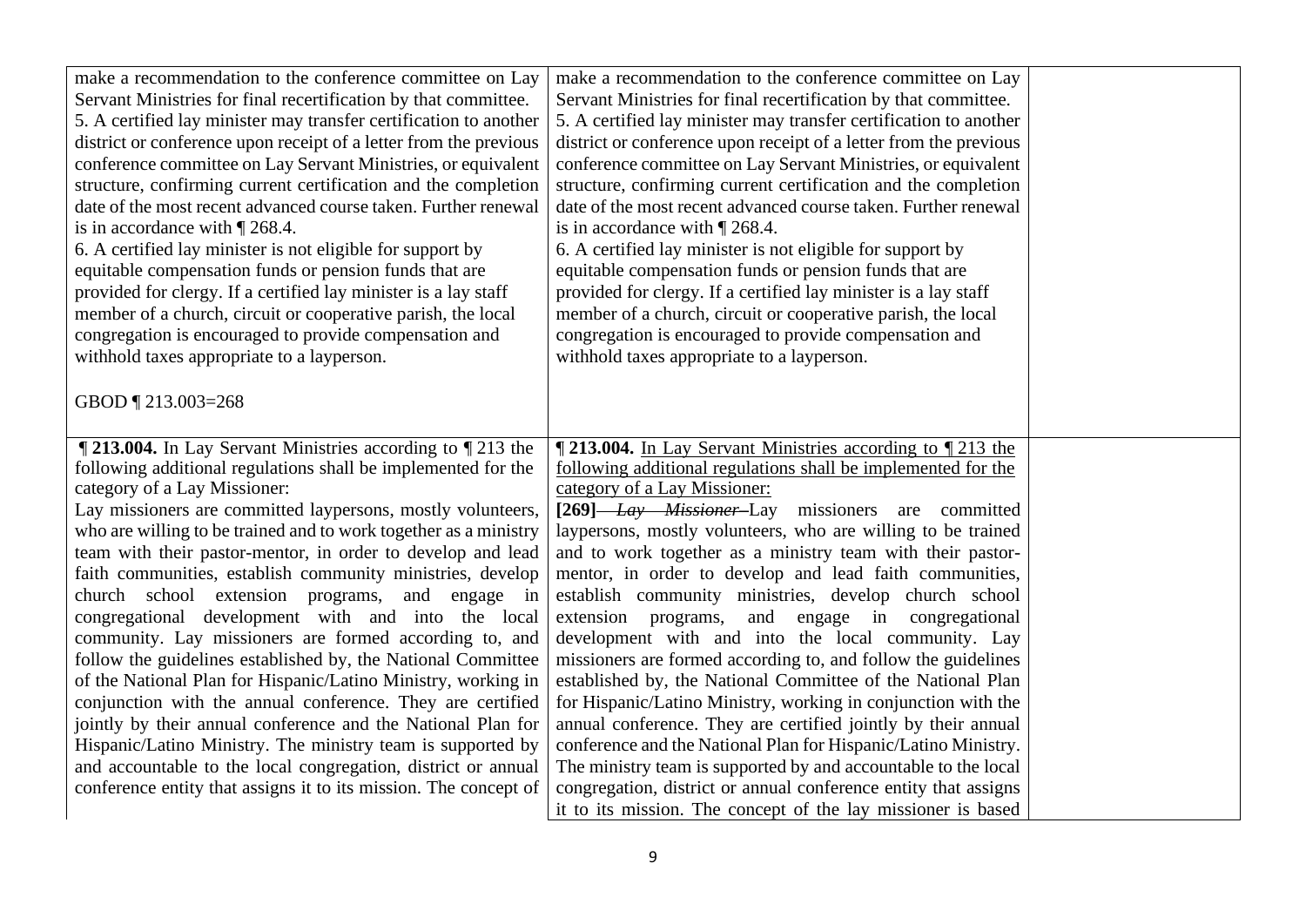| | | |
|---|---|---|
| make a recommendation to the conference committee on Lay Servant Ministries for final recertification by that committee.<br>5. A certified lay minister may transfer certification to another district or conference upon receipt of a letter from the previous conference committee on Lay Servant Ministries, or equivalent structure, confirming current certification and the completion date of the most recent advanced course taken. Further renewal is in accordance with ¶ 268.4.<br>6. A certified lay minister is not eligible for support by equitable compensation funds or pension funds that are provided for clergy. If a certified lay minister is a lay staff member of a church, circuit or cooperative parish, the local congregation is encouraged to provide compensation and withhold taxes appropriate to a layperson.<br><br>GBOD ¶ 213.003=268 | make a recommendation to the conference committee on Lay Servant Ministries for final recertification by that committee.<br>5. A certified lay minister may transfer certification to another district or conference upon receipt of a letter from the previous conference committee on Lay Servant Ministries, or equivalent structure, confirming current certification and the completion date of the most recent advanced course taken. Further renewal is in accordance with ¶ 268.4.<br>6. A certified lay minister is not eligible for support by equitable compensation funds or pension funds that are provided for clergy. If a certified lay minister is a lay staff member of a church, circuit or cooperative parish, the local congregation is encouraged to provide compensation and withhold taxes appropriate to a layperson. | |
| **¶ 213.004.** In Lay Servant Ministries according to ¶ 213 the following additional regulations shall be implemented for the category of a Lay Missioner:<br>Lay missioners are committed laypersons, mostly volunteers, who are willing to be trained and to work together as a ministry team with their pastor-mentor, in order to develop and lead faith communities, establish community ministries, develop church school extension programs, and engage in congregational development with and into the local community. Lay missioners are formed according to, and follow the guidelines established by, the National Committee of the National Plan for Hispanic/Latino Ministry, working in conjunction with the annual conference. They are certified jointly by their annual conference and the National Plan for Hispanic/Latino Ministry. The ministry team is supported by and accountable to the local congregation, district or annual conference entity that assigns it to its mission. The concept of | **¶ 213.004.** <u>In Lay Servant Ministries according to ¶ 213 the following additional regulations shall be implemented for the category of a Lay Missioner:</u><br>**[269]** ~~*Lay Missioner*~~ Lay missioners are committed laypersons, mostly volunteers, who are willing to be trained and to work together as a ministry team with their pastor-mentor, in order to develop and lead faith communities, establish community ministries, develop church school extension programs, and engage in congregational development with and into the local community. Lay missioners are formed according to, and follow the guidelines established by, the National Committee of the National Plan for Hispanic/Latino Ministry, working in conjunction with the annual conference. They are certified jointly by their annual conference and the National Plan for Hispanic/Latino Ministry. The ministry team is supported by and accountable to the local congregation, district or annual conference entity that assigns it to its mission. The concept of the lay missioner is based | |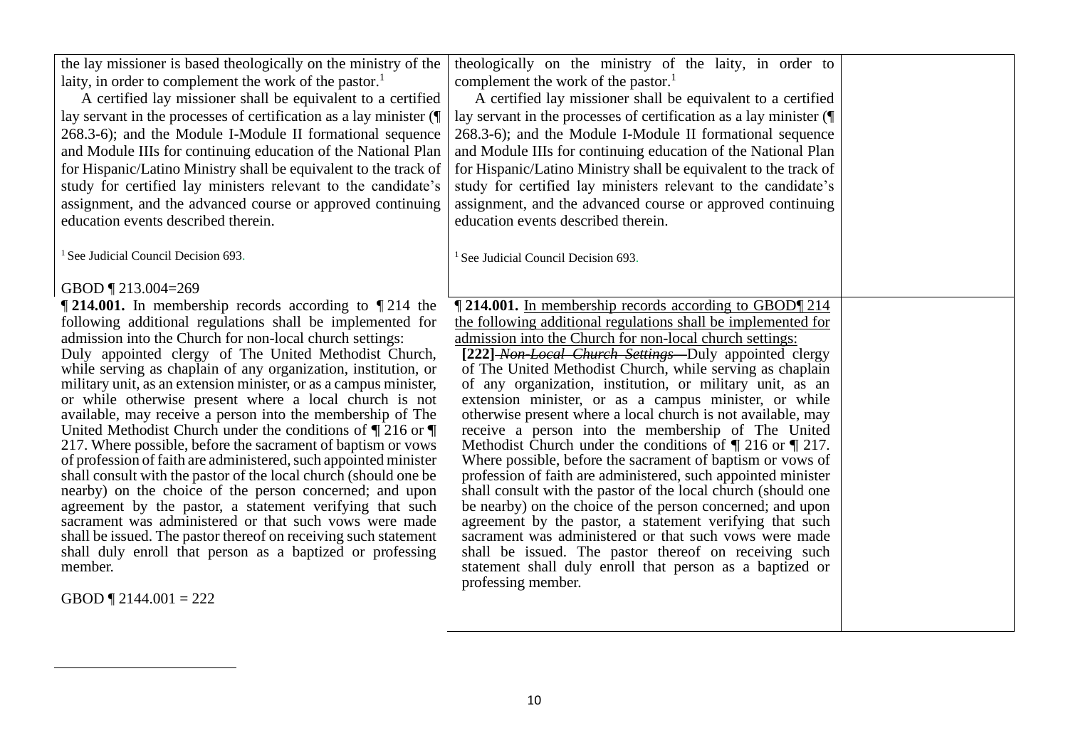| | | |
|---|---|---|
| the lay missioner is based theologically on the ministry of the laity, in order to complement the work of the pastor.[1]<br><br>A certified lay missioner shall be equivalent to a certified lay servant in the processes of certification as a lay minister (¶ 268.3-6); and the Module I-Module II formational sequence and Module IIIs for continuing education of the National Plan for Hispanic/Latino Ministry shall be equivalent to the track of study for certified lay ministers relevant to the candidate's assignment, and the advanced course or approved continuing education events described therein.<br><br>[1] See Judicial Council Decision 693.<br><br>GBOD ¶ 213.004=269 | theologically on the ministry of the laity, in order to complement the work of the pastor.[1]<br><br>A certified lay missioner shall be equivalent to a certified lay servant in the processes of certification as a lay minister (¶ 268.3-6); and the Module I-Module II formational sequence and Module IIIs for continuing education of the National Plan for Hispanic/Latino Ministry shall be equivalent to the track of study for certified lay ministers relevant to the candidate's assignment, and the advanced course or approved continuing education events described therein.<br><br>[1] See Judicial Council Decision 693. | |
| **¶ 214.001.** In membership records according to ¶ 214 the following additional regulations shall be implemented for admission into the Church for non-local church settings:<br>Duly appointed clergy of The United Methodist Church, while serving as chaplain of any organization, institution, or military unit, as an extension minister, or as a campus minister, or while otherwise present where a local church is not available, may receive a person into the membership of The United Methodist Church under the conditions of ¶ 216 or ¶ 217. Where possible, before the sacrament of baptism or vows of profession of faith are administered, such appointed minister shall consult with the pastor of the local church (should one be nearby) on the choice of the person concerned; and upon agreement by the pastor, a statement verifying that such sacrament was administered or that such vows were made shall be issued. The pastor thereof on receiving such statement shall duly enroll that person as a baptized or professing member.<br><br>GBOD ¶ 2144.001 = 222 | **¶ 214.001.** <u>In membership records according to GBOD¶ 214 the following additional regulations shall be implemented for admission into the Church for non-local church settings:</u><br>**[222]** ~~*Non-Local Church Settings*—~~Duly appointed clergy of The United Methodist Church, while serving as chaplain of any organization, institution, or military unit, as an extension minister, or as a campus minister, or while otherwise present where a local church is not available, may receive a person into the membership of The United Methodist Church under the conditions of ¶ 216 or ¶ 217. Where possible, before the sacrament of baptism or vows of profession of faith are administered, such appointed minister shall consult with the pastor of the local church (should one be nearby) on the choice of the person concerned; and upon agreement by the pastor, a statement verifying that such sacrament was administered or that such vows were made shall be issued. The pastor thereof on receiving such statement shall duly enroll that person as a baptized or professing member. | |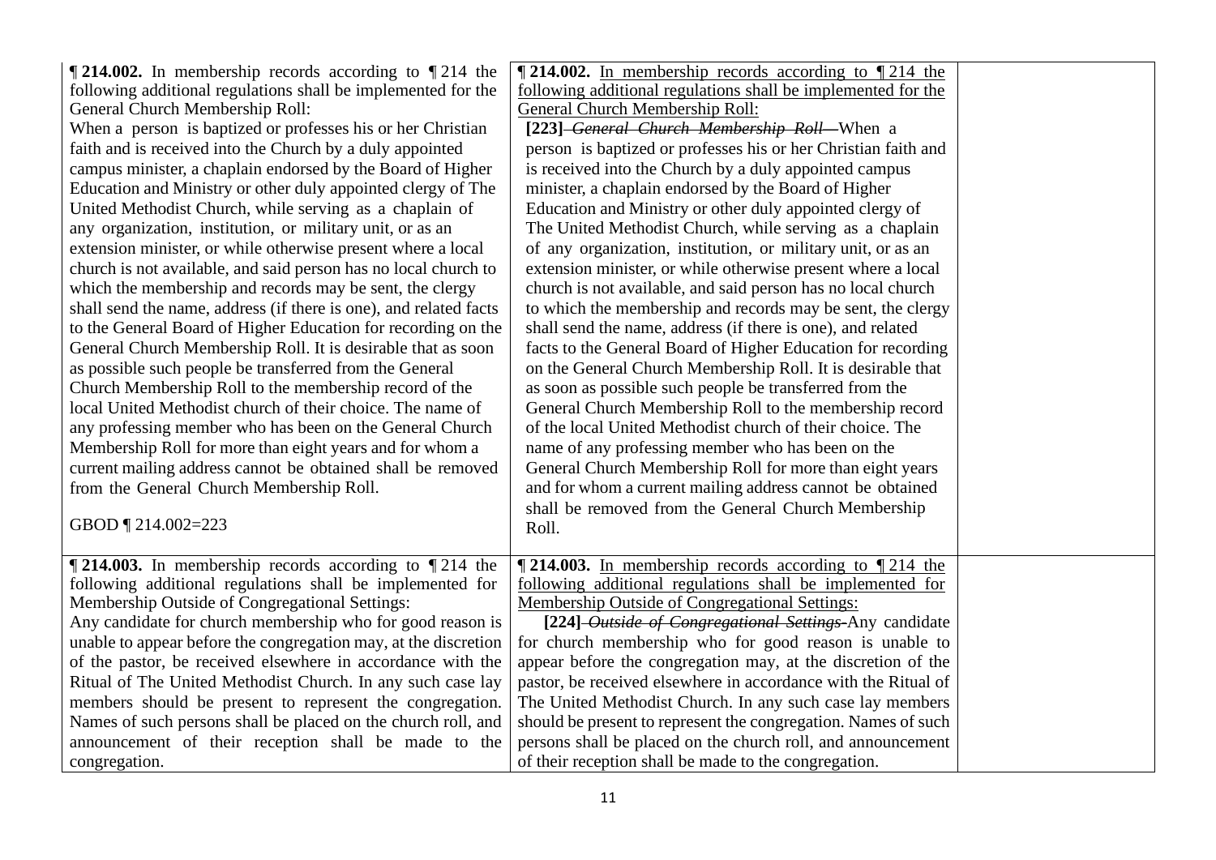| | | |
|---|---|---|
| **¶ 214.002.** In membership records according to ¶ 214 the following additional regulations shall be implemented for the General Church Membership Roll:<br>When a person is baptized or professes his or her Christian faith and is received into the Church by a duly appointed campus minister, a chaplain endorsed by the Board of Higher Education and Ministry or other duly appointed clergy of The United Methodist Church, while serving as a chaplain of any organization, institution, or military unit, or as an extension minister, or while otherwise present where a local church is not available, and said person has no local church to which the membership and records may be sent, the clergy shall send the name, address (if there is one), and related facts to the General Board of Higher Education for recording on the General Church Membership Roll. It is desirable that as soon as possible such people be transferred from the General Church Membership Roll to the membership record of the local United Methodist church of their choice. The name of any professing member who has been on the General Church Membership Roll for more than eight years and for whom a current mailing address cannot be obtained shall be removed from the General Church Membership Roll.<br><br>GBOD ¶ 214.002=223 | **¶ 214.002.** <u>In membership records according to ¶ 214 the following additional regulations shall be implemented for the General Church Membership Roll:</u><br>**[223]** ~~*General Church Membership Roll*—~~When a person is baptized or professes his or her Christian faith and is received into the Church by a duly appointed campus minister, a chaplain endorsed by the Board of Higher Education and Ministry or other duly appointed clergy of The United Methodist Church, while serving as a chaplain of any organization, institution, or military unit, or as an extension minister, or while otherwise present where a local church is not available, and said person has no local church to which the membership and records may be sent, the clergy shall send the name, address (if there is one), and related facts to the General Board of Higher Education for recording on the General Church Membership Roll. It is desirable that as soon as possible such people be transferred from the General Church Membership Roll to the membership record of the local United Methodist church of their choice. The name of any professing member who has been on the General Church Membership Roll for more than eight years and for whom a current mailing address cannot be obtained shall be removed from the General Church Membership Roll. | |
| **¶ 214.003.** In membership records according to ¶ 214 the following additional regulations shall be implemented for Membership Outside of Congregational Settings:<br>Any candidate for church membership who for good reason is unable to appear before the congregation may, at the discretion of the pastor, be received elsewhere in accordance with the Ritual of The United Methodist Church. In any such case lay members should be present to represent the congregation. Names of such persons shall be placed on the church roll, and announcement of their reception shall be made to the congregation. | **¶ 214.003.** <u>In membership records according to ¶ 214 the following additional regulations shall be implemented for Membership Outside of Congregational Settings:</u><br>**[224]** ~~*Outside of Congregational Settings*~~ Any candidate for church membership who for good reason is unable to appear before the congregation may, at the discretion of the pastor, be received elsewhere in accordance with the Ritual of The United Methodist Church. In any such case lay members should be present to represent the congregation. Names of such persons shall be placed on the church roll, and announcement of their reception shall be made to the congregation. | |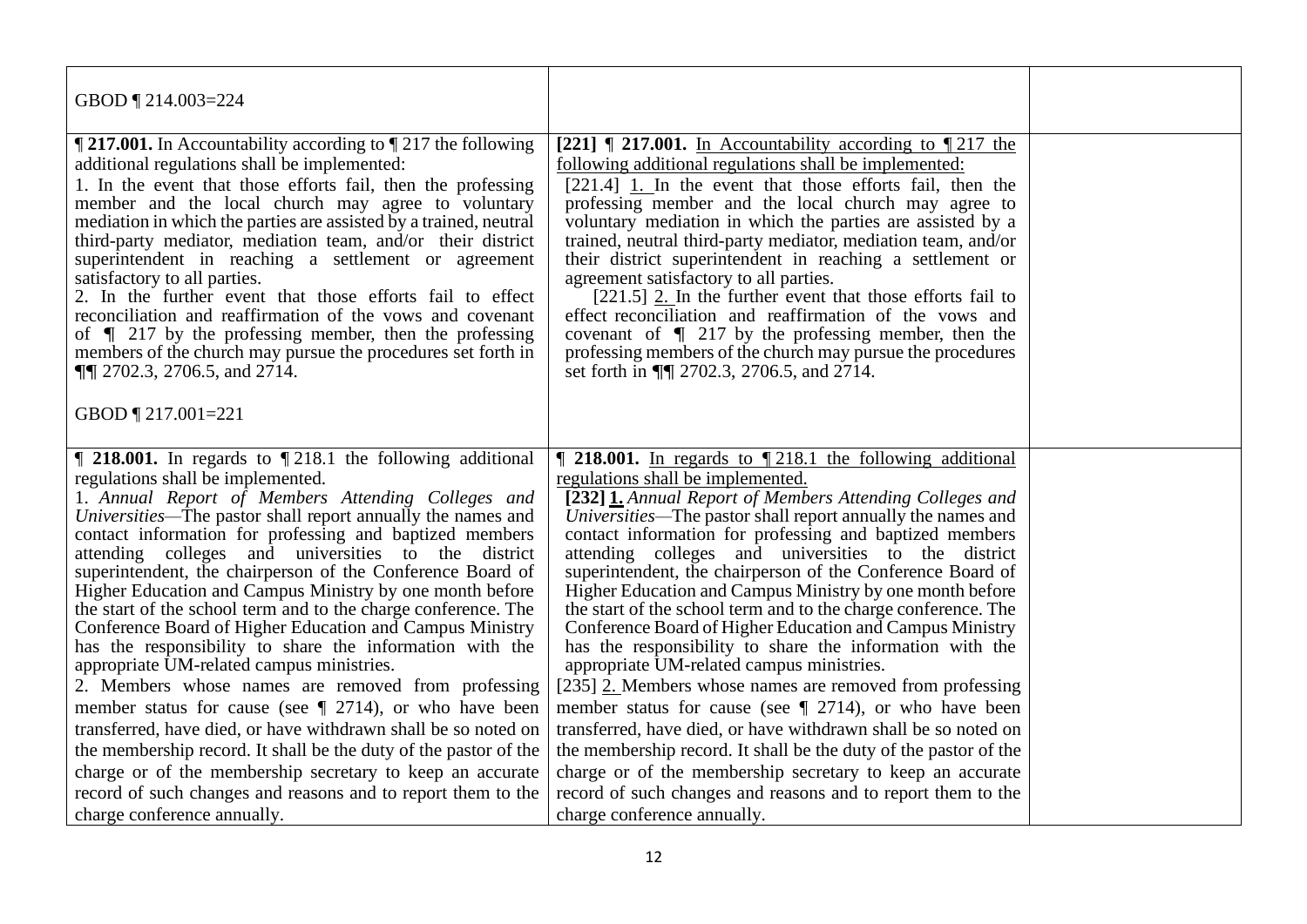| | | |
|---|---|---|
| GBOD ¶ 214.003=224 | | |
| **¶ 217.001.** In Accountability according to ¶ 217 the following additional regulations shall be implemented:<br>1. In the event that those efforts fail, then the professing member and the local church may agree to voluntary mediation in which the parties are assisted by a trained, neutral third-party mediator, mediation team, and/or their district superintendent in reaching a settlement or agreement satisfactory to all parties.<br>2. In the further event that those efforts fail to effect reconciliation and reaffirmation of the vows and covenant of ¶ 217 by the professing member, then the professing members of the church may pursue the procedures set forth in ¶¶ 2702.3, 2706.5, and 2714.<br><br>GBOD ¶ 217.001=221 | **[221] ¶ 217.001.** <u>In Accountability according to ¶ 217 the following additional regulations shall be implemented:</u><br>[221.4] <u>1.</u> In the event that those efforts fail, then the professing member and the local church may agree to voluntary mediation in which the parties are assisted by a trained, neutral third-party mediator, mediation team, and/or their district superintendent in reaching a settlement or agreement satisfactory to all parties.<br>[221.5] <u>2.</u> In the further event that those efforts fail to effect reconciliation and reaffirmation of the vows and covenant of ¶ 217 by the professing member, then the professing members of the church may pursue the procedures set forth in ¶¶ 2702.3, 2706.5, and 2714. | |
| **¶ 218.001.** In regards to ¶ 218.1 the following additional regulations shall be implemented.<br>1. *Annual Report of Members Attending Colleges and Universities*—The pastor shall report annually the names and contact information for professing and baptized members attending colleges and universities to the district superintendent, the chairperson of the Conference Board of Higher Education and Campus Ministry by one month before the start of the school term and to the charge conference. The Conference Board of Higher Education and Campus Ministry has the responsibility to share the information with the appropriate UM-related campus ministries.<br>2. Members whose names are removed from professing member status for cause (see ¶ 2714), or who have been transferred, have died, or have withdrawn shall be so noted on the membership record. It shall be the duty of the pastor of the charge or of the membership secretary to keep an accurate record of such changes and reasons and to report them to the charge conference annually. | **¶ 218.001.** <u>In regards to ¶ 218.1 the following additional regulations shall be implemented.</u><br>**[232]** <u>**1.**</u> *Annual Report of Members Attending Colleges and Universities*—The pastor shall report annually the names and contact information for professing and baptized members attending colleges and universities to the district superintendent, the chairperson of the Conference Board of Higher Education and Campus Ministry by one month before the start of the school term and to the charge conference. The Conference Board of Higher Education and Campus Ministry has the responsibility to share the information with the appropriate UM-related campus ministries.<br>[235] <u>2.</u> Members whose names are removed from professing member status for cause (see ¶ 2714), or who have been transferred, have died, or have withdrawn shall be so noted on the membership record. It shall be the duty of the pastor of the charge or of the membership secretary to keep an accurate record of such changes and reasons and to report them to the charge conference annually. | |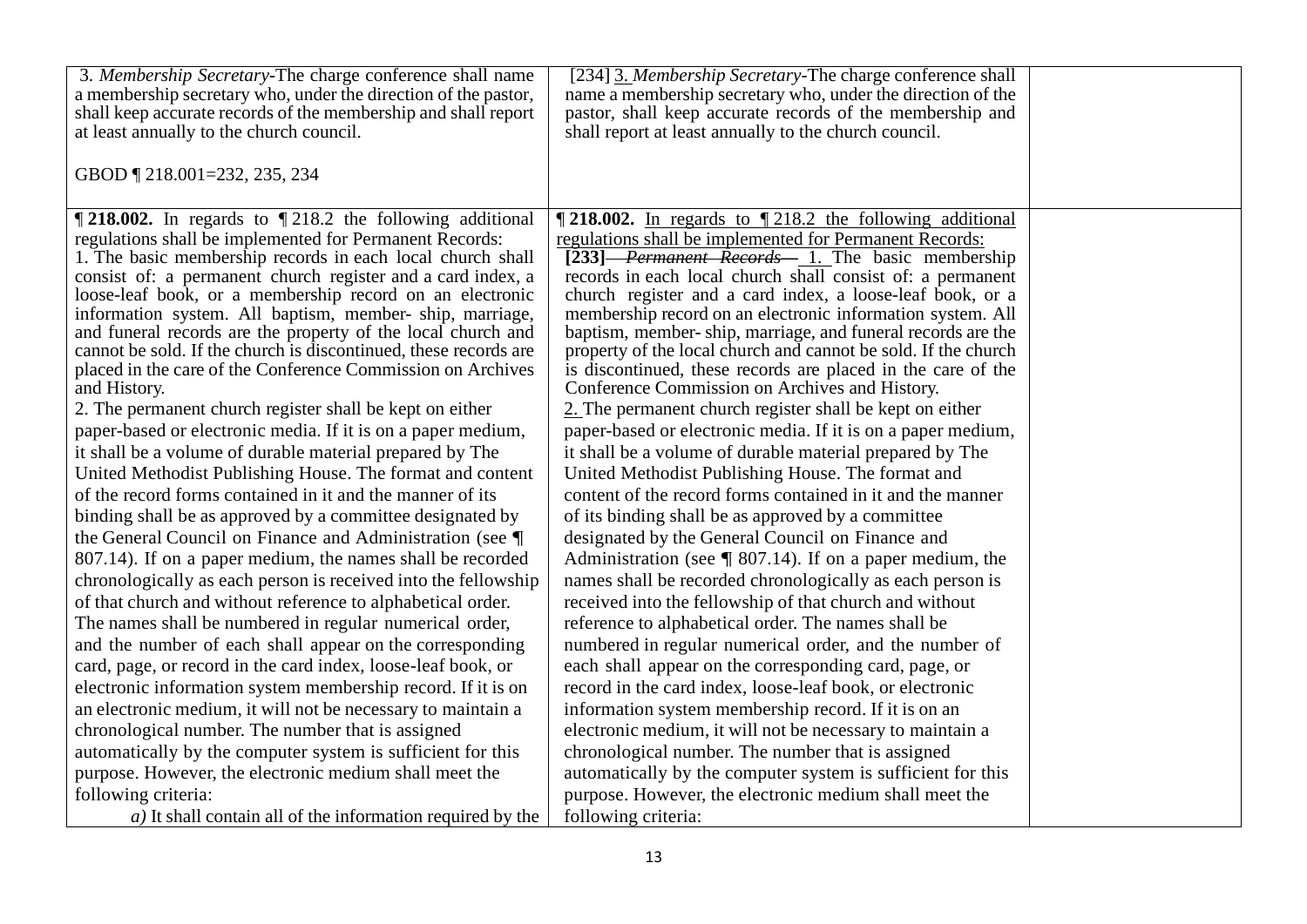| | | |
|---|---|---|
| 3. *Membership Secretary*-The charge conference shall name a membership secretary who, under the direction of the pastor, shall keep accurate records of the membership and shall report at least annually to the church council.<br><br>GBOD ¶ 218.001=232, 235, 234 | [234] 3. *Membership Secretary*-The charge conference shall name a membership secretary who, under the direction of the pastor, shall keep accurate records of the membership and shall report at least annually to the church council. | |
| **¶ 218.002.** In regards to ¶ 218.2 the following additional regulations shall be implemented for Permanent Records:<br>1. The basic membership records in each local church shall consist of: a permanent church register and a card index, a loose-leaf book, or a membership record on an electronic information system. All baptism, member- ship, marriage, and funeral records are the property of the local church and cannot be sold. If the church is discontinued, these records are placed in the care of the Conference Commission on Archives and History.<br>2. The permanent church register shall be kept on either paper-based or electronic media. If it is on a paper medium, it shall be a volume of durable material prepared by The United Methodist Publishing House. The format and content of the record forms contained in it and the manner of its binding shall be as approved by a committee designated by the General Council on Finance and Administration (see ¶ 807.14). If on a paper medium, the names shall be recorded chronologically as each person is received into the fellowship of that church and without reference to alphabetical order. The names shall be numbered in regular numerical order, and the number of each shall appear on the corresponding card, page, or record in the card index, loose-leaf book, or electronic information system membership record. If it is on an electronic medium, it will not be necessary to maintain a chronological number. The number that is assigned automatically by the computer system is sufficient for this purpose. However, the electronic medium shall meet the following criteria:<br>*a)* It shall contain all of the information required by the | **¶ 218.002.** In regards to ¶ 218.2 the following additional regulations shall be implemented for Permanent Records:<br>**[233]** ~~*Permanent Records*—~~ 1. The basic membership records in each local church shall consist of: a permanent church register and a card index, a loose-leaf book, or a membership record on an electronic information system. All baptism, member- ship, marriage, and funeral records are the property of the local church and cannot be sold. If the church is discontinued, these records are placed in the care of the Conference Commission on Archives and History.<br>2. The permanent church register shall be kept on either paper-based or electronic media. If it is on a paper medium, it shall be a volume of durable material prepared by The United Methodist Publishing House. The format and content of the record forms contained in it and the manner of its binding shall be as approved by a committee designated by the General Council on Finance and Administration (see ¶ 807.14). If on a paper medium, the names shall be recorded chronologically as each person is received into the fellowship of that church and without reference to alphabetical order. The names shall be numbered in regular numerical order, and the number of each shall appear on the corresponding card, page, or record in the card index, loose-leaf book, or electronic information system membership record. If it is on an electronic medium, it will not be necessary to maintain a chronological number. The number that is assigned automatically by the computer system is sufficient for this purpose. However, the electronic medium shall meet the following criteria: | |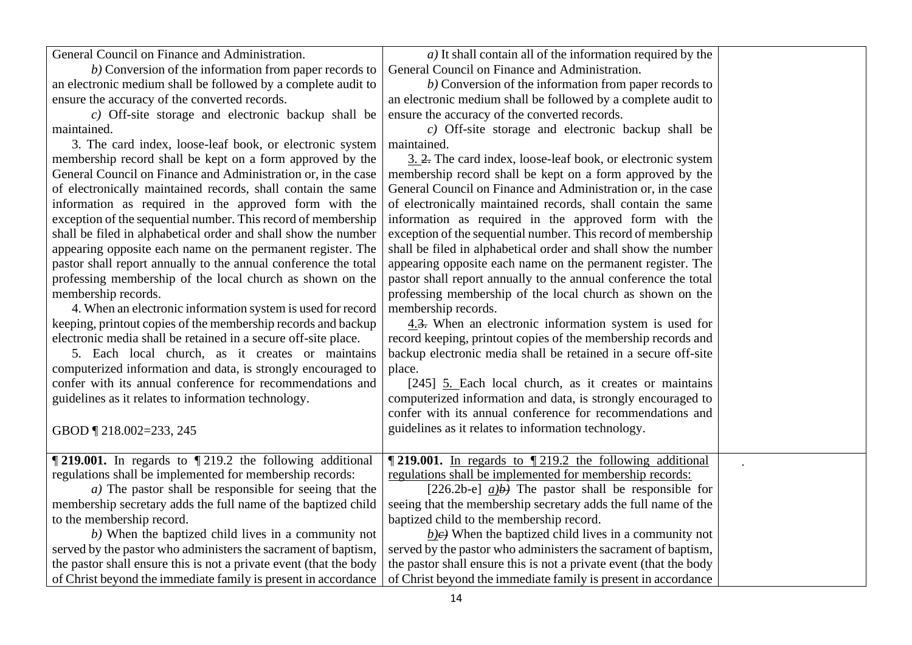| | | |
|---|---|---|
| General Council on Finance and Administration.<br>*b)* Conversion of the information from paper records to an electronic medium shall be followed by a complete audit to ensure the accuracy of the converted records.<br>*c)* Off-site storage and electronic backup shall be maintained.<br>3. The card index, loose-leaf book, or electronic system membership record shall be kept on a form approved by the General Council on Finance and Administration or, in the case of electronically maintained records, shall contain the same information as required in the approved form with the exception of the sequential number. This record of membership shall be filed in alphabetical order and shall show the number appearing opposite each name on the permanent register. The pastor shall report annually to the annual conference the total professing membership of the local church as shown on the membership records.<br>4. When an electronic information system is used for record keeping, printout copies of the membership records and backup electronic media shall be retained in a secure off-site place.<br>5. Each local church, as it creates or maintains computerized information and data, is strongly encouraged to confer with its annual conference for recommendations and guidelines as it relates to information technology.<br><br>GBOD ¶ 218.002=233, 245 | *a)* It shall contain all of the information required by the General Council on Finance and Administration.<br>*b)* Conversion of the information from paper records to an electronic medium shall be followed by a complete audit to ensure the accuracy of the converted records.<br>*c)* Off-site storage and electronic backup shall be maintained.<br><u>3.</u> ~~2.~~ The card index, loose-leaf book, or electronic system membership record shall be kept on a form approved by the General Council on Finance and Administration or, in the case of electronically maintained records, shall contain the same information as required in the approved form with the exception of the sequential number. This record of membership shall be filed in alphabetical order and shall show the number appearing opposite each name on the permanent register. The pastor shall report annually to the annual conference the total professing membership of the local church as shown on the membership records.<br><u>4.</u>~~3.~~ When an electronic information system is used for record keeping, printout copies of the membership records and backup electronic media shall be retained in a secure off-site place.<br>[245] <u>5.</u> Each local church, as it creates or maintains computerized information and data, is strongly encouraged to confer with its annual conference for recommendations and guidelines as it relates to information technology. | |
| **¶ 219.001.** In regards to ¶ 219.2 the following additional regulations shall be implemented for membership records:<br>*a)* The pastor shall be responsible for seeing that the membership secretary adds the full name of the baptized child to the membership record.<br>*b)* When the baptized child lives in a community not served by the pastor who administers the sacrament of baptism, the pastor shall ensure this is not a private event (that the body of Christ beyond the immediate family is present in accordance | **¶ 219.001.** <u>In regards to ¶ 219.2 the following additional regulations shall be implemented for membership records:</u><br>[226.2b-e] <u>*a)*</u>~~*b)*~~ The pastor shall be responsible for seeing that the membership secretary adds the full name of the baptized child to the membership record.<br><u>*b)*</u>~~*c)*~~ When the baptized child lives in a community not served by the pastor who administers the sacrament of baptism, the pastor shall ensure this is not a private event (that the body of Christ beyond the immediate family is present in accordance | . |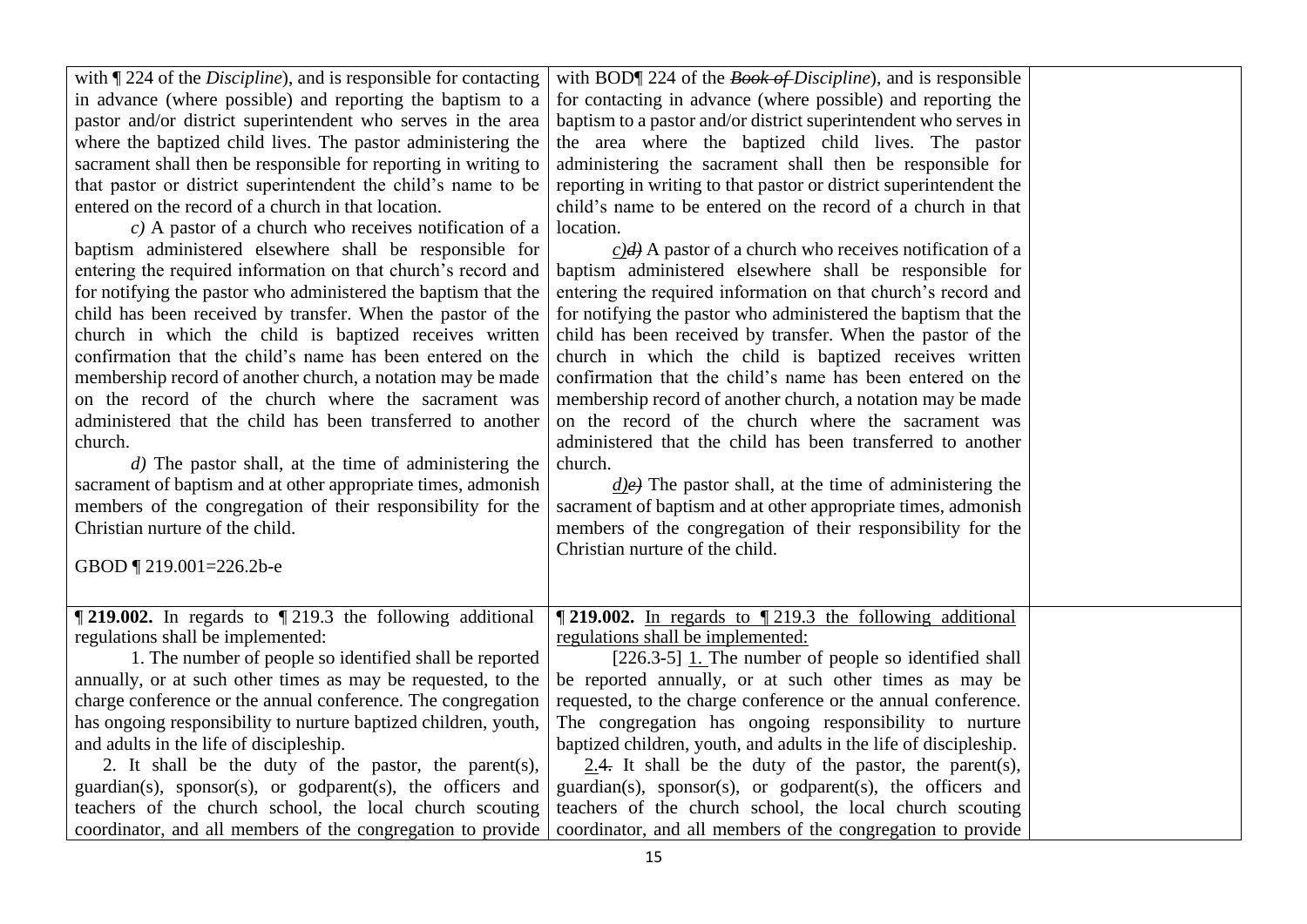| | | |
|---|---|---|
| with ¶ 224 of the *Discipline*), and is responsible for contacting in advance (where possible) and reporting the baptism to a pastor and/or district superintendent who serves in the area where the baptized child lives. The pastor administering the sacrament shall then be responsible for reporting in writing to that pastor or district superintendent the child's name to be entered on the record of a church in that location.<br>*c)* A pastor of a church who receives notification of a baptism administered elsewhere shall be responsible for entering the required information on that church's record and for notifying the pastor who administered the baptism that the child has been received by transfer. When the pastor of the church in which the child is baptized receives written confirmation that the child's name has been entered on the membership record of another church, a notation may be made on the record of the church where the sacrament was administered that the child has been transferred to another church.<br>*d)* The pastor shall, at the time of administering the sacrament of baptism and at other appropriate times, admonish members of the congregation of their responsibility for the Christian nurture of the child.<br><br>GBOD ¶ 219.001=226.2b-e | with BOD¶ 224 of the ~~*Book of*~~ *Discipline*), and is responsible for contacting in advance (where possible) and reporting the baptism to a pastor and/or district superintendent who serves in the area where the baptized child lives. The pastor administering the sacrament shall then be responsible for reporting in writing to that pastor or district superintendent the child's name to be entered on the record of a church in that location.<br><u>*c)*</u>~~*d)*~~ A pastor of a church who receives notification of a baptism administered elsewhere shall be responsible for entering the required information on that church's record and for notifying the pastor who administered the baptism that the child has been received by transfer. When the pastor of the church in which the child is baptized receives written confirmation that the child's name has been entered on the membership record of another church, a notation may be made on the record of the church where the sacrament was administered that the child has been transferred to another church.<br><u>*d)*</u>~~*e)*~~ The pastor shall, at the time of administering the sacrament of baptism and at other appropriate times, admonish members of the congregation of their responsibility for the Christian nurture of the child. | |
| **¶ 219.002.** In regards to ¶ 219.3 the following additional regulations shall be implemented:<br>1. The number of people so identified shall be reported annually, or at such other times as may be requested, to the charge conference or the annual conference. The congregation has ongoing responsibility to nurture baptized children, youth, and adults in the life of discipleship.<br>2. It shall be the duty of the pastor, the parent(s), guardian(s), sponsor(s), or godparent(s), the officers and teachers of the church school, the local church scouting coordinator, and all members of the congregation to provide | **¶ 219.002.** <u>In regards to ¶ 219.3 the following additional regulations shall be implemented:</u><br>[226.3-5] <u>1.</u> The number of people so identified shall be reported annually, or at such other times as may be requested, to the charge conference or the annual conference. The congregation has ongoing responsibility to nurture baptized children, youth, and adults in the life of discipleship.<br><u>2.</u>~~4.~~ It shall be the duty of the pastor, the parent(s), guardian(s), sponsor(s), or godparent(s), the officers and teachers of the church school, the local church scouting coordinator, and all members of the congregation to provide | |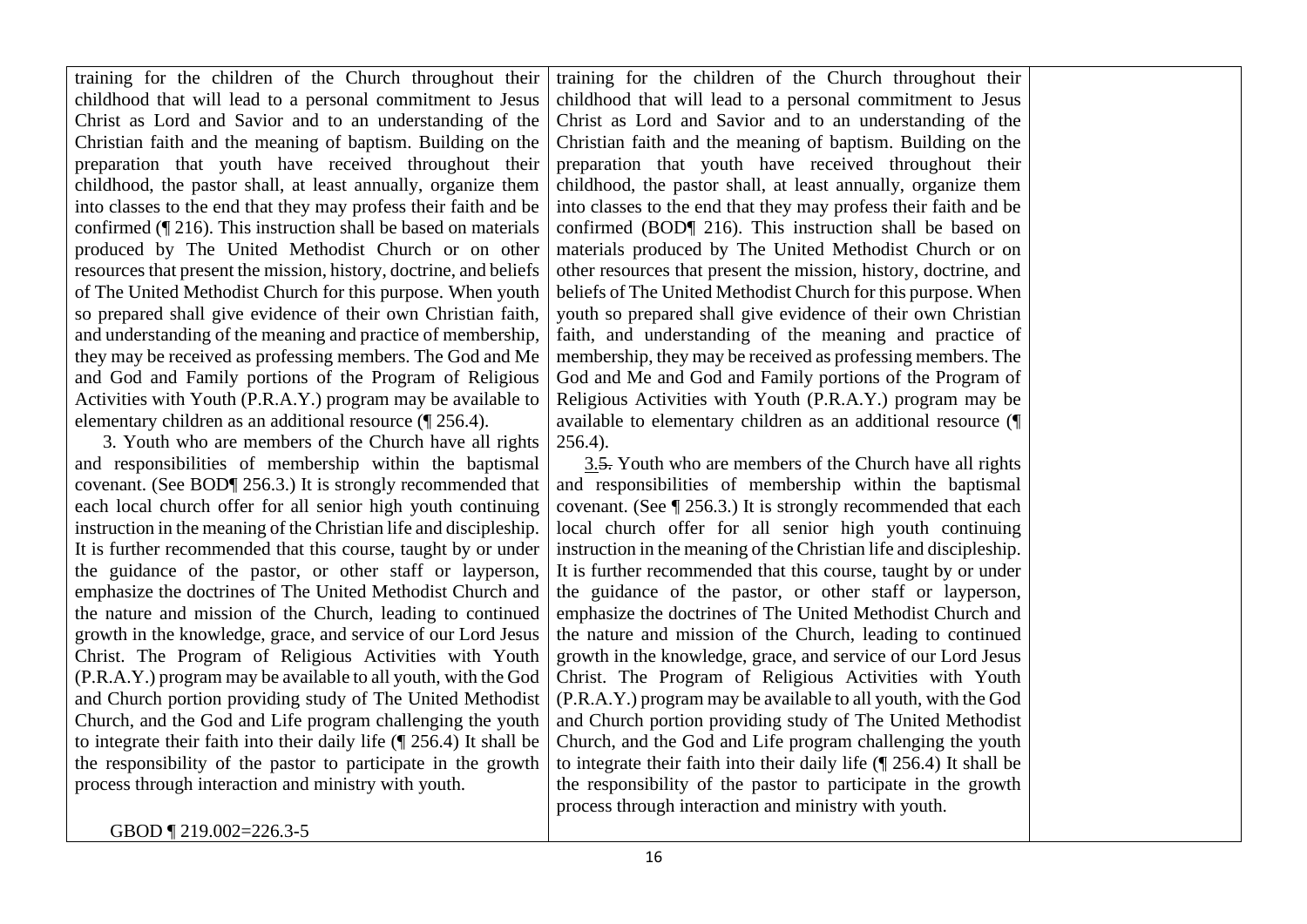| | | |
|---|---|---|
| training for the children of the Church throughout their childhood that will lead to a personal commitment to Jesus Christ as Lord and Savior and to an understanding of the Christian faith and the meaning of baptism. Building on the preparation that youth have received throughout their childhood, the pastor shall, at least annually, organize them into classes to the end that they may profess their faith and be confirmed (¶ 216). This instruction shall be based on materials produced by The United Methodist Church or on other resources that present the mission, history, doctrine, and beliefs of The United Methodist Church for this purpose. When youth so prepared shall give evidence of their own Christian faith, and understanding of the meaning and practice of membership, they may be received as professing members. The God and Me and God and Family portions of the Program of Religious Activities with Youth (P.R.A.Y.) program may be available to elementary children as an additional resource (¶ 256.4).<br><br>3. Youth who are members of the Church have all rights and responsibilities of membership within the baptismal covenant. (See BOD¶ 256.3.) It is strongly recommended that each local church offer for all senior high youth continuing instruction in the meaning of the Christian life and discipleship. It is further recommended that this course, taught by or under the guidance of the pastor, or other staff or layperson, emphasize the doctrines of The United Methodist Church and the nature and mission of the Church, leading to continued growth in the knowledge, grace, and service of our Lord Jesus Christ. The Program of Religious Activities with Youth (P.R.A.Y.) program may be available to all youth, with the God and Church portion providing study of The United Methodist Church, and the God and Life program challenging the youth to integrate their faith into their daily life (¶ 256.4) It shall be the responsibility of the pastor to participate in the growth process through interaction and ministry with youth.<br><br>GBOD ¶ 219.002=226.3-5 | training for the children of the Church throughout their childhood that will lead to a personal commitment to Jesus Christ as Lord and Savior and to an understanding of the Christian faith and the meaning of baptism. Building on the preparation that youth have received throughout their childhood, the pastor shall, at least annually, organize them into classes to the end that they may profess their faith and be confirmed (BOD¶ 216). This instruction shall be based on materials produced by The United Methodist Church or on other resources that present the mission, history, doctrine, and beliefs of The United Methodist Church for this purpose. When youth so prepared shall give evidence of their own Christian faith, and understanding of the meaning and practice of membership, they may be received as professing members. The God and Me and God and Family portions of the Program of Religious Activities with Youth (P.R.A.Y.) program may be available to elementary children as an additional resource (¶ 256.4).<br><br>3.~~5.~~ Youth who are members of the Church have all rights and responsibilities of membership within the baptismal covenant. (See ¶ 256.3.) It is strongly recommended that each local church offer for all senior high youth continuing instruction in the meaning of the Christian life and discipleship. It is further recommended that this course, taught by or under the guidance of the pastor, or other staff or layperson, emphasize the doctrines of The United Methodist Church and the nature and mission of the Church, leading to continued growth in the knowledge, grace, and service of our Lord Jesus Christ. The Program of Religious Activities with Youth (P.R.A.Y.) program may be available to all youth, with the God and Church portion providing study of The United Methodist Church, and the God and Life program challenging the youth to integrate their faith into their daily life (¶ 256.4) It shall be the responsibility of the pastor to participate in the growth process through interaction and ministry with youth. | |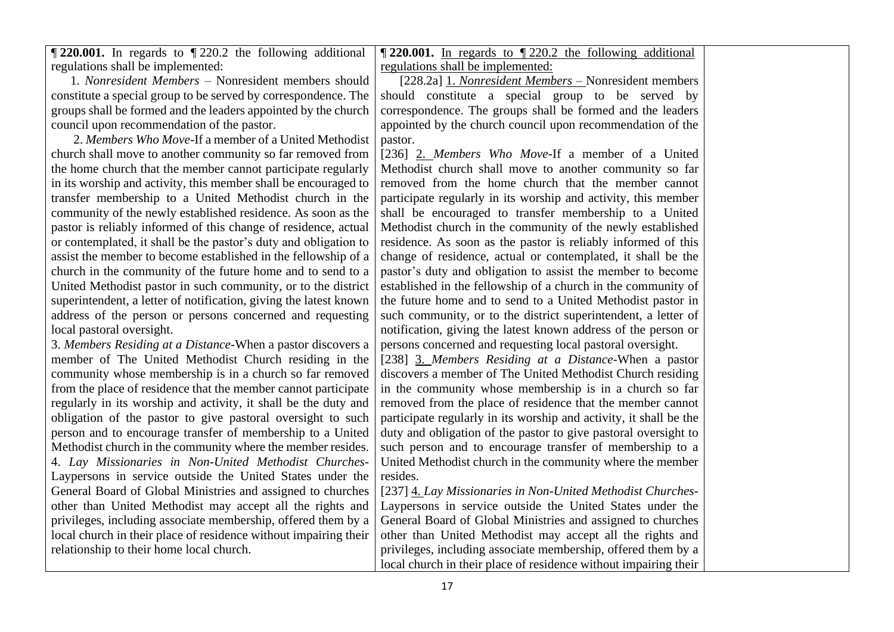| | | |
|---|---|---|
| **¶ 220.001.** In regards to ¶ 220.2 the following additional regulations shall be implemented:<br>1. *Nonresident Members* – Nonresident members should constitute a special group to be served by correspondence. The groups shall be formed and the leaders appointed by the church council upon recommendation of the pastor.<br>2. *Members Who Move*-If a member of a United Methodist church shall move to another community so far removed from the home church that the member cannot participate regularly in its worship and activity, this member shall be encouraged to transfer membership to a United Methodist church in the community of the newly established residence. As soon as the pastor is reliably informed of this change of residence, actual or contemplated, it shall be the pastor's duty and obligation to assist the member to become established in the fellowship of a church in the community of the future home and to send to a United Methodist pastor in such community, or to the district superintendent, a letter of notification, giving the latest known address of the person or persons concerned and requesting local pastoral oversight.<br>3. *Members Residing at a Distance*-When a pastor discovers a member of The United Methodist Church residing in the community whose membership is in a church so far removed from the place of residence that the member cannot participate regularly in its worship and activity, it shall be the duty and obligation of the pastor to give pastoral oversight to such person and to encourage transfer of membership to a United Methodist church in the community where the member resides.<br>4. *Lay Missionaries in Non-United Methodist Churches*-Laypersons in service outside the United States under the General Board of Global Ministries and assigned to churches other than United Methodist may accept all the rights and privileges, including associate membership, offered them by a local church in their place of residence without impairing their relationship to their home local church. | **¶ 220.001.** <u>In regards to ¶ 220.2 the following additional regulations shall be implemented:</u><br>[228.2a] <u>1. *Nonresident Members* –</u> Nonresident members should constitute a special group to be served by correspondence. The groups shall be formed and the leaders appointed by the church council upon recommendation of the pastor.<br>[236] <u>2.</u> *Members Who Move*-If a member of a United Methodist church shall move to another community so far removed from the home church that the member cannot participate regularly in its worship and activity, this member shall be encouraged to transfer membership to a United Methodist church in the community of the newly established residence. As soon as the pastor is reliably informed of this change of residence, actual or contemplated, it shall be the pastor's duty and obligation to assist the member to become established in the fellowship of a church in the community of the future home and to send to a United Methodist pastor in such community, or to the district superintendent, a letter of notification, giving the latest known address of the person or persons concerned and requesting local pastoral oversight.<br>[238] <u>3.</u> *Members Residing at a Distance*-When a pastor discovers a member of The United Methodist Church residing in the community whose membership is in a church so far removed from the place of residence that the member cannot participate regularly in its worship and activity, it shall be the duty and obligation of the pastor to give pastoral oversight to such person and to encourage transfer of membership to a United Methodist church in the community where the member resides.<br>[237] <u>4.</u> *Lay Missionaries in Non-United Methodist Churches*-Laypersons in service outside the United States under the General Board of Global Ministries and assigned to churches other than United Methodist may accept all the rights and privileges, including associate membership, offered them by a local church in their place of residence without impairing their | |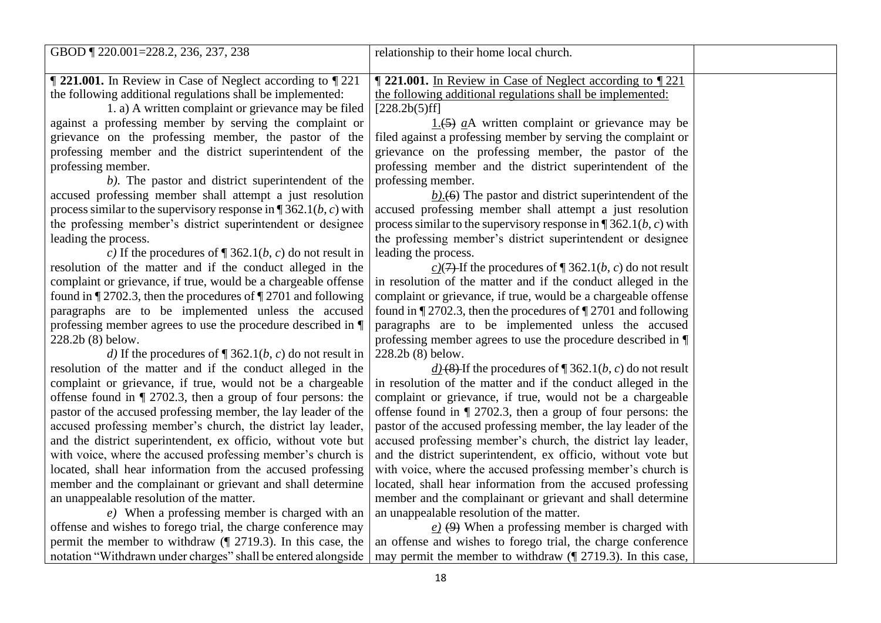| | | |
|---|---|---|
| GBOD ¶ 220.001=228.2, 236, 237, 238 | relationship to their home local church. | |
| **¶ 221.001.** In Review in Case of Neglect according to ¶ 221 the following additional regulations shall be implemented:<br>1. a) A written complaint or grievance may be filed against a professing member by serving the complaint or grievance on the professing member, the pastor of the professing member and the district superintendent of the professing member.<br>*b).* The pastor and district superintendent of the accused professing member shall attempt a just resolution process similar to the supervisory response in ¶ 362.1(*b*, *c*) with the professing member's district superintendent or designee leading the process.<br>*c)* If the procedures of ¶ 362.1(*b*, *c*) do not result in resolution of the matter and if the conduct alleged in the complaint or grievance, if true, would be a chargeable offense found in ¶ 2702.3, then the procedures of ¶ 2701 and following paragraphs are to be implemented unless the accused professing member agrees to use the procedure described in ¶ 228.2b (8) below.<br>*d)* If the procedures of ¶ 362.1(*b*, *c*) do not result in resolution of the matter and if the conduct alleged in the complaint or grievance, if true, would not be a chargeable offense found in ¶ 2702.3, then a group of four persons: the pastor of the accused professing member, the lay leader of the accused professing member's church, the district lay leader, and the district superintendent, ex officio, without vote but with voice, where the accused professing member's church is located, shall hear information from the accused professing member and the complainant or grievant and shall determine an unappealable resolution of the matter.<br>*e)* When a professing member is charged with an offense and wishes to forego trial, the charge conference may permit the member to withdraw (¶ 2719.3). In this case, the notation "Withdrawn under charges" shall be entered alongside | **¶ 221.001.** In Review in Case of Neglect according to ¶ 221 the following additional regulations shall be implemented: [228.2b(5)ff]<br>1.~~(5)~~ *a*A written complaint or grievance may be filed against a professing member by serving the complaint or grievance on the professing member, the pastor of the professing member and the district superintendent of the professing member.<br>*b).*~~(6)~~ The pastor and district superintendent of the accused professing member shall attempt a just resolution process similar to the supervisory response in ¶ 362.1(*b*, *c*) with the professing member's district superintendent or designee leading the process.<br>*c)*~~(7)~~ If the procedures of ¶ 362.1(*b*, *c*) do not result in resolution of the matter and if the conduct alleged in the complaint or grievance, if true, would be a chargeable offense found in ¶ 2702.3, then the procedures of ¶ 2701 and following paragraphs are to be implemented unless the accused professing member agrees to use the procedure described in ¶ 228.2b (8) below.<br>*d)* ~~(8)~~ If the procedures of ¶ 362.1(*b*, *c*) do not result in resolution of the matter and if the conduct alleged in the complaint or grievance, if true, would not be a chargeable offense found in ¶ 2702.3, then a group of four persons: the pastor of the accused professing member, the lay leader of the accused professing member's church, the district lay leader, and the district superintendent, ex officio, without vote but with voice, where the accused professing member's church is located, shall hear information from the accused professing member and the complainant or grievant and shall determine an unappealable resolution of the matter.<br>*e)* ~~(9)~~ When a professing member is charged with an offense and wishes to forego trial, the charge conference may permit the member to withdraw (¶ 2719.3). In this case, | |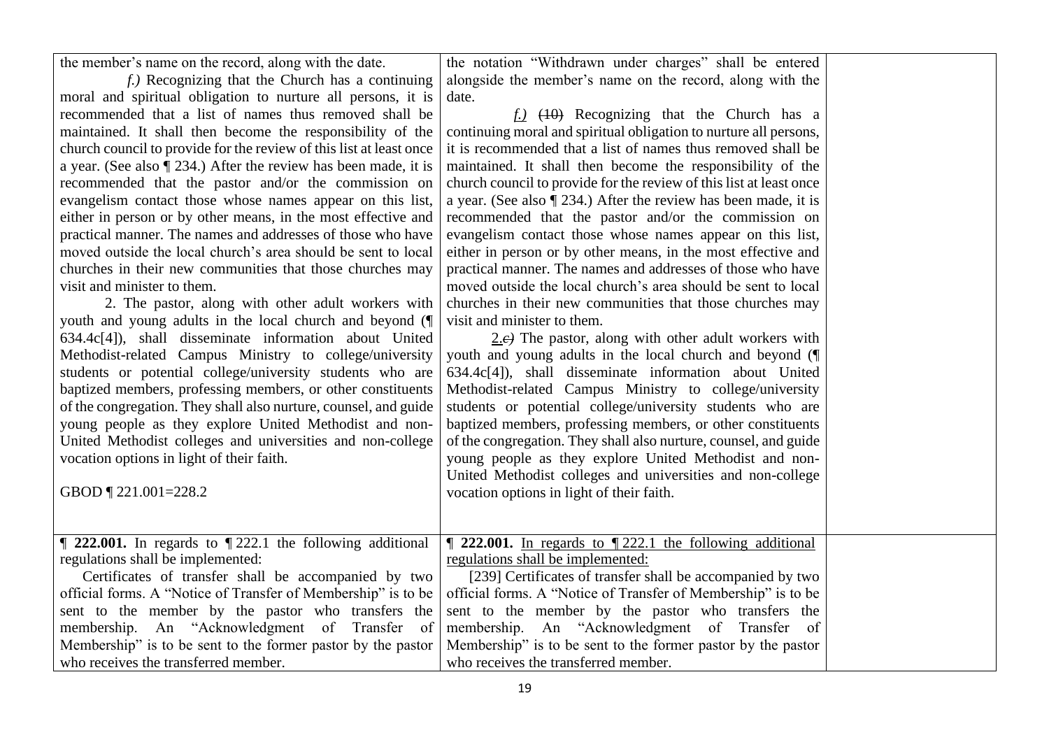| | | |
|---|---|---|
| the member's name on the record, along with the date.<br><br>*f.)* Recognizing that the Church has a continuing moral and spiritual obligation to nurture all persons, it is recommended that a list of names thus removed shall be maintained. It shall then become the responsibility of the church council to provide for the review of this list at least once a year. (See also ¶ 234.) After the review has been made, it is recommended that the pastor and/or the commission on evangelism contact those whose names appear on this list, either in person or by other means, in the most effective and practical manner. The names and addresses of those who have moved outside the local church's area should be sent to local churches in their new communities that those churches may visit and minister to them.<br><br>2. The pastor, along with other adult workers with youth and young adults in the local church and beyond (¶ 634.4c[4]), shall disseminate information about United Methodist-related Campus Ministry to college/university students or potential college/university students who are baptized members, professing members, or other constituents of the congregation. They shall also nurture, counsel, and guide young people as they explore United Methodist and non-United Methodist colleges and universities and non-college vocation options in light of their faith.<br><br>GBOD ¶ 221.001=228.2 | the notation "Withdrawn under charges" shall be entered alongside the member's name on the record, along with the date.<br><br>*f.)* ~~(10)~~ Recognizing that the Church has a continuing moral and spiritual obligation to nurture all persons, it is recommended that a list of names thus removed shall be maintained. It shall then become the responsibility of the church council to provide for the review of this list at least once a year. (See also ¶ 234.) After the review has been made, it is recommended that the pastor and/or the commission on evangelism contact those whose names appear on this list, either in person or by other means, in the most effective and practical manner. The names and addresses of those who have moved outside the local church's area should be sent to local churches in their new communities that those churches may visit and minister to them.<br><br>2.~~c)~~ The pastor, along with other adult workers with youth and young adults in the local church and beyond (¶ 634.4c[4]), shall disseminate information about United Methodist-related Campus Ministry to college/university students or potential college/university students who are baptized members, professing members, or other constituents of the congregation. They shall also nurture, counsel, and guide young people as they explore United Methodist and non-United Methodist colleges and universities and non-college vocation options in light of their faith. | |
| **¶ 222.001.** In regards to ¶ 222.1 the following additional regulations shall be implemented:<br><br>Certificates of transfer shall be accompanied by two official forms. A "Notice of Transfer of Membership" is to be sent to the member by the pastor who transfers the membership. An "Acknowledgment of Transfer of Membership" is to be sent to the former pastor by the pastor who receives the transferred member. | **¶ 222.001.** In regards to ¶ 222.1 the following additional regulations shall be implemented:<br><br>[239] Certificates of transfer shall be accompanied by two official forms. A "Notice of Transfer of Membership" is to be sent to the member by the pastor who transfers the membership. An "Acknowledgment of Transfer of Membership" is to be sent to the former pastor by the pastor who receives the transferred member. | |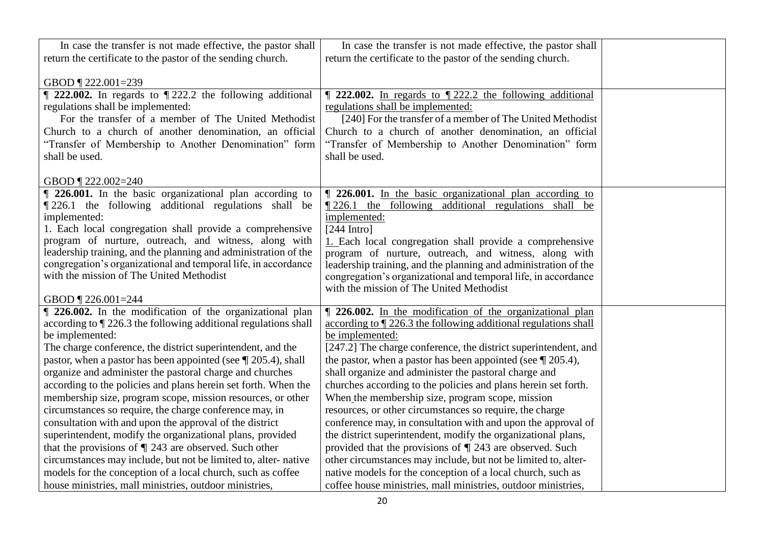| | | |
|---|---|---|
| In case the transfer is not made effective, the pastor shall return the certificate to the pastor of the sending church.<br><br>GBOD ¶ 222.001=239 | In case the transfer is not made effective, the pastor shall return the certificate to the pastor of the sending church. | |
| **¶ 222.002.** In regards to ¶ 222.2 the following additional regulations shall be implemented:<br>For the transfer of a member of The United Methodist Church to a church of another denomination, an official "Transfer of Membership to Another Denomination" form shall be used.<br><br>GBOD ¶ 222.002=240 | **¶ 222.002.** <u>In regards to ¶ 222.2 the following additional regulations shall be implemented:</u><br>[240] For the transfer of a member of The United Methodist Church to a church of another denomination, an official "Transfer of Membership to Another Denomination" form shall be used. | |
| **¶ 226.001.** In the basic organizational plan according to ¶ 226.1 the following additional regulations shall be implemented:<br>1. Each local congregation shall provide a comprehensive program of nurture, outreach, and witness, along with leadership training, and the planning and administration of the congregation's organizational and temporal life, in accordance with the mission of The United Methodist<br><br>GBOD ¶ 226.001=244 | **¶ 226.001.** <u>In the basic organizational plan according to ¶ 226.1 the following additional regulations shall be implemented:</u><br>[244 Intro]<br><u>1.</u> Each local congregation shall provide a comprehensive program of nurture, outreach, and witness, along with leadership training, and the planning and administration of the congregation's organizational and temporal life, in accordance with the mission of The United Methodist | |
| **¶ 226.002.** In the modification of the organizational plan according to ¶ 226.3 the following additional regulations shall be implemented:<br>The charge conference, the district superintendent, and the pastor, when a pastor has been appointed (see ¶ 205.4), shall organize and administer the pastoral charge and churches according to the policies and plans herein set forth. When the membership size, program scope, mission resources, or other circumstances so require, the charge conference may, in consultation with and upon the approval of the district superintendent, modify the organizational plans, provided that the provisions of ¶ 243 are observed. Such other circumstances may include, but not be limited to, alter- native models for the conception of a local church, such as coffee house ministries, mall ministries, outdoor ministries, | **¶ 226.002.** <u>In the modification of the organizational plan according to ¶ 226.3 the following additional regulations shall be implemented:</u><br>[247.2] The charge conference, the district superintendent, and the pastor, when a pastor has been appointed (see ¶ 205.4), shall organize and administer the pastoral charge and churches according to the policies and plans herein set forth. When the membership size, program scope, mission resources, or other circumstances so require, the charge conference may, in consultation with and upon the approval of the district superintendent, modify the organizational plans, provided that the provisions of ¶ 243 are observed. Such other circumstances may include, but not be limited to, alter-native models for the conception of a local church, such as coffee house ministries, mall ministries, outdoor ministries, | |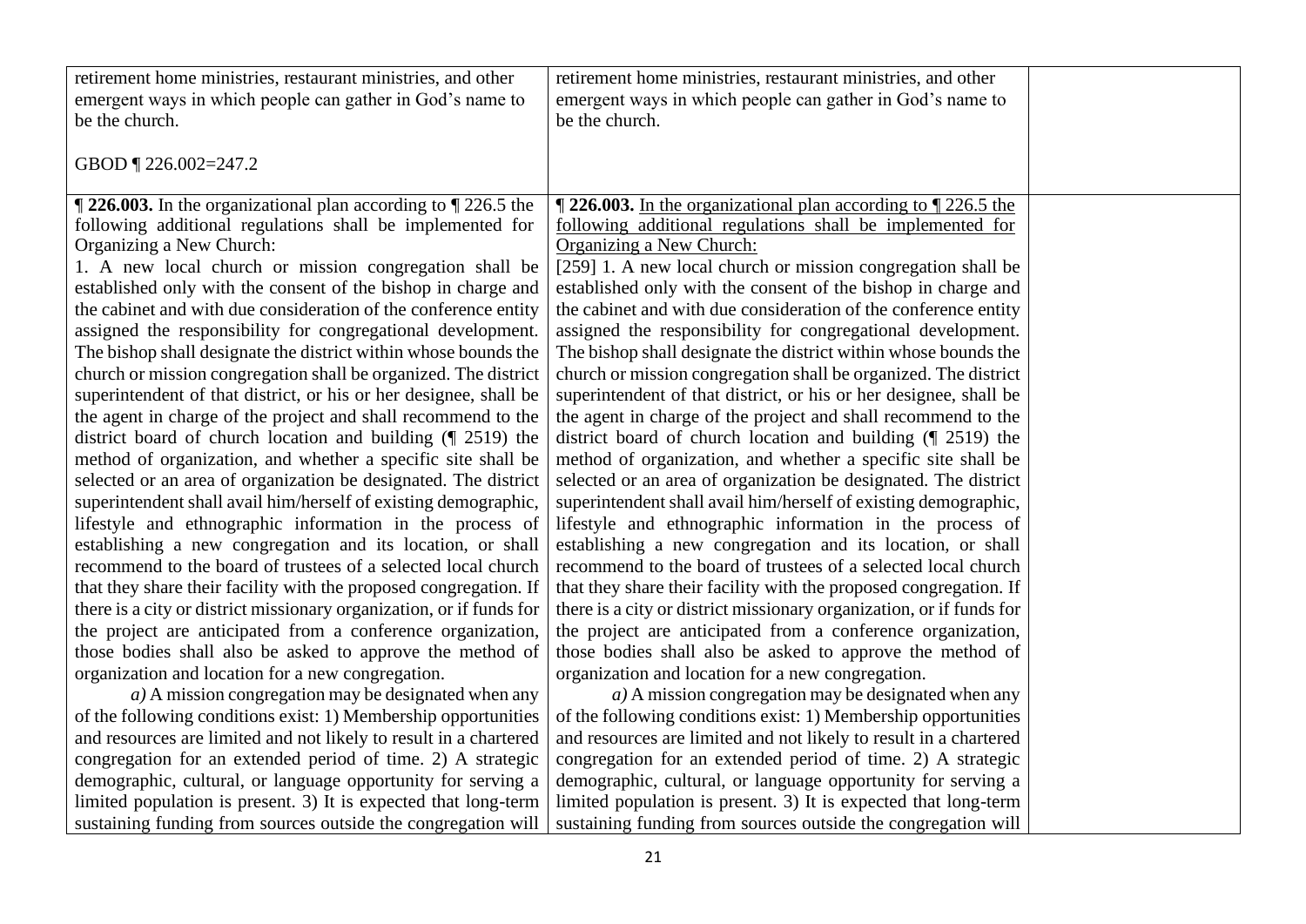| | | |
|---|---|---|
| retirement home ministries, restaurant ministries, and other emergent ways in which people can gather in God's name to be the church.<br><br>GBOD ¶ 226.002=247.2 | retirement home ministries, restaurant ministries, and other emergent ways in which people can gather in God's name to be the church. | |
| **¶ 226.003.** In the organizational plan according to ¶ 226.5 the following additional regulations shall be implemented for Organizing a New Church:<br>1. A new local church or mission congregation shall be established only with the consent of the bishop in charge and the cabinet and with due consideration of the conference entity assigned the responsibility for congregational development. The bishop shall designate the district within whose bounds the church or mission congregation shall be organized. The district superintendent of that district, or his or her designee, shall be the agent in charge of the project and shall recommend to the district board of church location and building (¶ 2519) the method of organization, and whether a specific site shall be selected or an area of organization be designated. The district superintendent shall avail him/herself of existing demographic, lifestyle and ethnographic information in the process of establishing a new congregation and its location, or shall recommend to the board of trustees of a selected local church that they share their facility with the proposed congregation. If there is a city or district missionary organization, or if funds for the project are anticipated from a conference organization, those bodies shall also be asked to approve the method of organization and location for a new congregation.<br>*a)* A mission congregation may be designated when any of the following conditions exist: 1) Membership opportunities and resources are limited and not likely to result in a chartered congregation for an extended period of time. 2) A strategic demographic, cultural, or language opportunity for serving a limited population is present. 3) It is expected that long-term sustaining funding from sources outside the congregation will | **¶ 226.003.** <u>In the organizational plan according to ¶ 226.5 the following additional regulations shall be implemented for Organizing a New Church:</u><br>[259] 1. A new local church or mission congregation shall be established only with the consent of the bishop in charge and the cabinet and with due consideration of the conference entity assigned the responsibility for congregational development. The bishop shall designate the district within whose bounds the church or mission congregation shall be organized. The district superintendent of that district, or his or her designee, shall be the agent in charge of the project and shall recommend to the district board of church location and building (¶ 2519) the method of organization, and whether a specific site shall be selected or an area of organization be designated. The district superintendent shall avail him/herself of existing demographic, lifestyle and ethnographic information in the process of establishing a new congregation and its location, or shall recommend to the board of trustees of a selected local church that they share their facility with the proposed congregation. If there is a city or district missionary organization, or if funds for the project are anticipated from a conference organization, those bodies shall also be asked to approve the method of organization and location for a new congregation.<br>*a)* A mission congregation may be designated when any of the following conditions exist: 1) Membership opportunities and resources are limited and not likely to result in a chartered congregation for an extended period of time. 2) A strategic demographic, cultural, or language opportunity for serving a limited population is present. 3) It is expected that long-term sustaining funding from sources outside the congregation will | |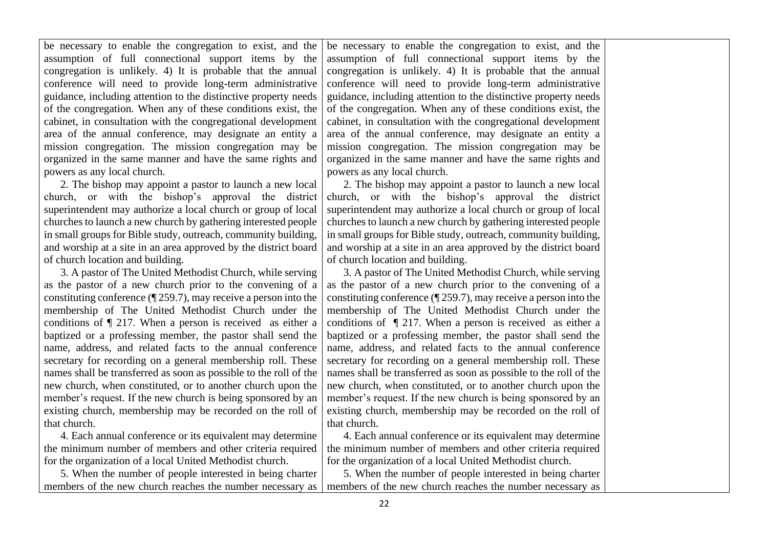| | | |
|---|---|---|
| be necessary to enable the congregation to exist, and the assumption of full connectional support items by the congregation is unlikely. 4) It is probable that the annual conference will need to provide long-term administrative guidance, including attention to the distinctive property needs of the congregation. When any of these conditions exist, the cabinet, in consultation with the congregational development area of the annual conference, may designate an entity a mission congregation. The mission congregation may be organized in the same manner and have the same rights and powers as any local church.<br>2. The bishop may appoint a pastor to launch a new local church, or with the bishop's approval the district superintendent may authorize a local church or group of local churches to launch a new church by gathering interested people in small groups for Bible study, outreach, community building, and worship at a site in an area approved by the district board of church location and building.<br>3. A pastor of The United Methodist Church, while serving as the pastor of a new church prior to the convening of a constituting conference (¶ 259.7), may receive a person into the membership of The United Methodist Church under the conditions of ¶ 217. When a person is received as either a baptized or a professing member, the pastor shall send the name, address, and related facts to the annual conference secretary for recording on a general membership roll. These names shall be transferred as soon as possible to the roll of the new church, when constituted, or to another church upon the member's request. If the new church is being sponsored by an existing church, membership may be recorded on the roll of that church.<br>4. Each annual conference or its equivalent may determine the minimum number of members and other criteria required for the organization of a local United Methodist church.<br>5. When the number of people interested in being charter members of the new church reaches the number necessary as | be necessary to enable the congregation to exist, and the assumption of full connectional support items by the congregation is unlikely. 4) It is probable that the annual conference will need to provide long-term administrative guidance, including attention to the distinctive property needs of the congregation. When any of these conditions exist, the cabinet, in consultation with the congregational development area of the annual conference, may designate an entity a mission congregation. The mission congregation may be organized in the same manner and have the same rights and powers as any local church.<br>2. The bishop may appoint a pastor to launch a new local church, or with the bishop's approval the district superintendent may authorize a local church or group of local churches to launch a new church by gathering interested people in small groups for Bible study, outreach, community building, and worship at a site in an area approved by the district board of church location and building.<br>3. A pastor of The United Methodist Church, while serving as the pastor of a new church prior to the convening of a constituting conference (¶ 259.7), may receive a person into the membership of The United Methodist Church under the conditions of ¶ 217. When a person is received as either a baptized or a professing member, the pastor shall send the name, address, and related facts to the annual conference secretary for recording on a general membership roll. These names shall be transferred as soon as possible to the roll of the new church, when constituted, or to another church upon the member's request. If the new church is being sponsored by an existing church, membership may be recorded on the roll of that church.<br>4. Each annual conference or its equivalent may determine the minimum number of members and other criteria required for the organization of a local United Methodist church.<br>5. When the number of people interested in being charter members of the new church reaches the number necessary as | |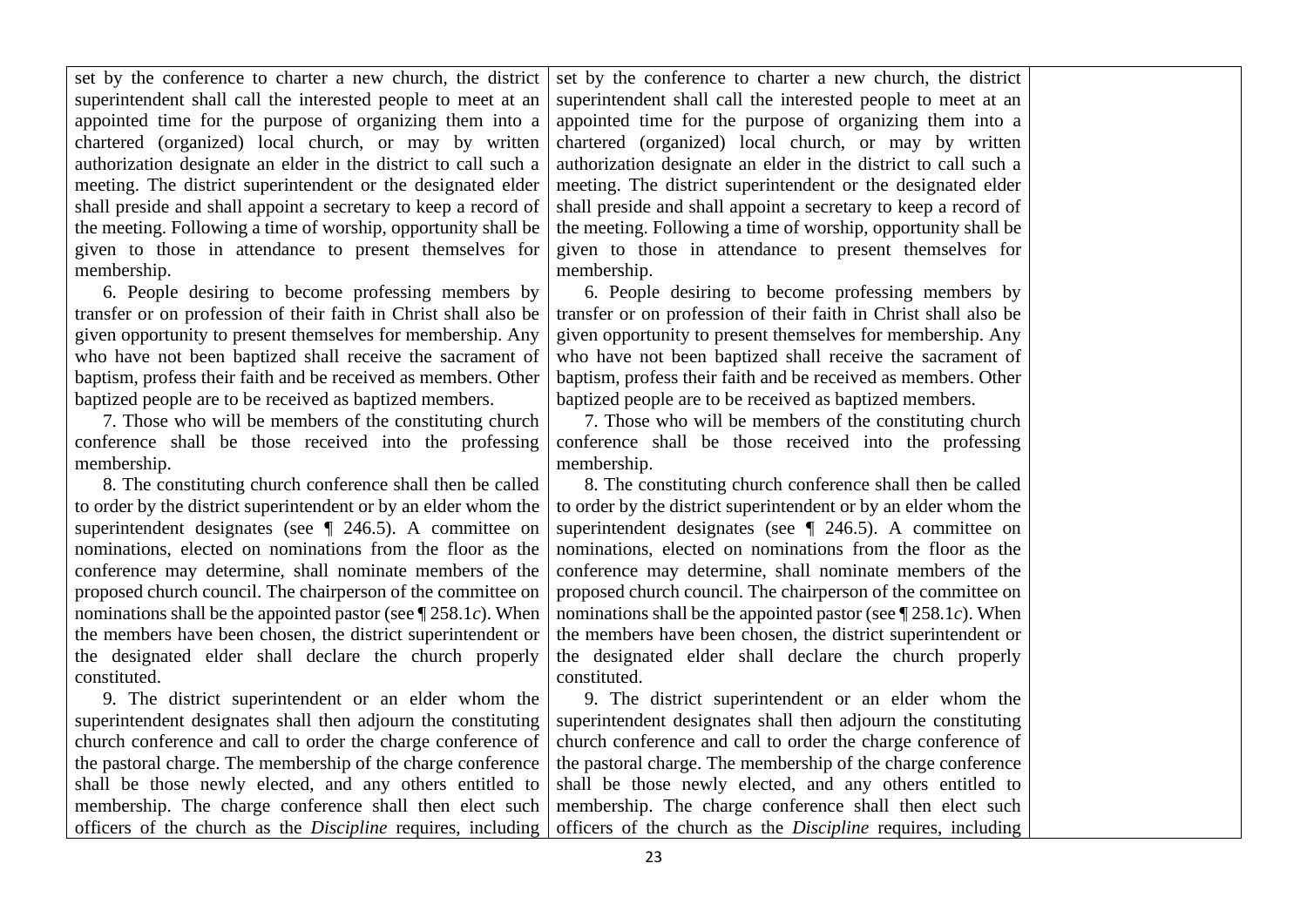| | | |
|---|---|---|
| set by the conference to charter a new church, the district superintendent shall call the interested people to meet at an appointed time for the purpose of organizing them into a chartered (organized) local church, or may by written authorization designate an elder in the district to call such a meeting. The district superintendent or the designated elder shall preside and shall appoint a secretary to keep a record of the meeting. Following a time of worship, opportunity shall be given to those in attendance to present themselves for membership.<br><br>6. People desiring to become professing members by transfer or on profession of their faith in Christ shall also be given opportunity to present themselves for membership. Any who have not been baptized shall receive the sacrament of baptism, profess their faith and be received as members. Other baptized people are to be received as baptized members.<br><br>7. Those who will be members of the constituting church conference shall be those received into the professing membership.<br><br>8. The constituting church conference shall then be called to order by the district superintendent or by an elder whom the superintendent designates (see ¶ 246.5). A committee on nominations, elected on nominations from the floor as the conference may determine, shall nominate members of the proposed church council. The chairperson of the committee on nominations shall be the appointed pastor (see ¶ 258.1*c*). When the members have been chosen, the district superintendent or the designated elder shall declare the church properly constituted.<br><br>9. The district superintendent or an elder whom the superintendent designates shall then adjourn the constituting church conference and call to order the charge conference of the pastoral charge. The membership of the charge conference shall be those newly elected, and any others entitled to membership. The charge conference shall then elect such officers of the church as the *Discipline* requires, including | set by the conference to charter a new church, the district superintendent shall call the interested people to meet at an appointed time for the purpose of organizing them into a chartered (organized) local church, or may by written authorization designate an elder in the district to call such a meeting. The district superintendent or the designated elder shall preside and shall appoint a secretary to keep a record of the meeting. Following a time of worship, opportunity shall be given to those in attendance to present themselves for membership.<br><br>6. People desiring to become professing members by transfer or on profession of their faith in Christ shall also be given opportunity to present themselves for membership. Any who have not been baptized shall receive the sacrament of baptism, profess their faith and be received as members. Other baptized people are to be received as baptized members.<br><br>7. Those who will be members of the constituting church conference shall be those received into the professing membership.<br><br>8. The constituting church conference shall then be called to order by the district superintendent or by an elder whom the superintendent designates (see ¶ 246.5). A committee on nominations, elected on nominations from the floor as the conference may determine, shall nominate members of the proposed church council. The chairperson of the committee on nominations shall be the appointed pastor (see ¶ 258.1*c*). When the members have been chosen, the district superintendent or the designated elder shall declare the church properly constituted.<br><br>9. The district superintendent or an elder whom the superintendent designates shall then adjourn the constituting church conference and call to order the charge conference of the pastoral charge. The membership of the charge conference shall be those newly elected, and any others entitled to membership. The charge conference shall then elect such officers of the church as the *Discipline* requires, including | |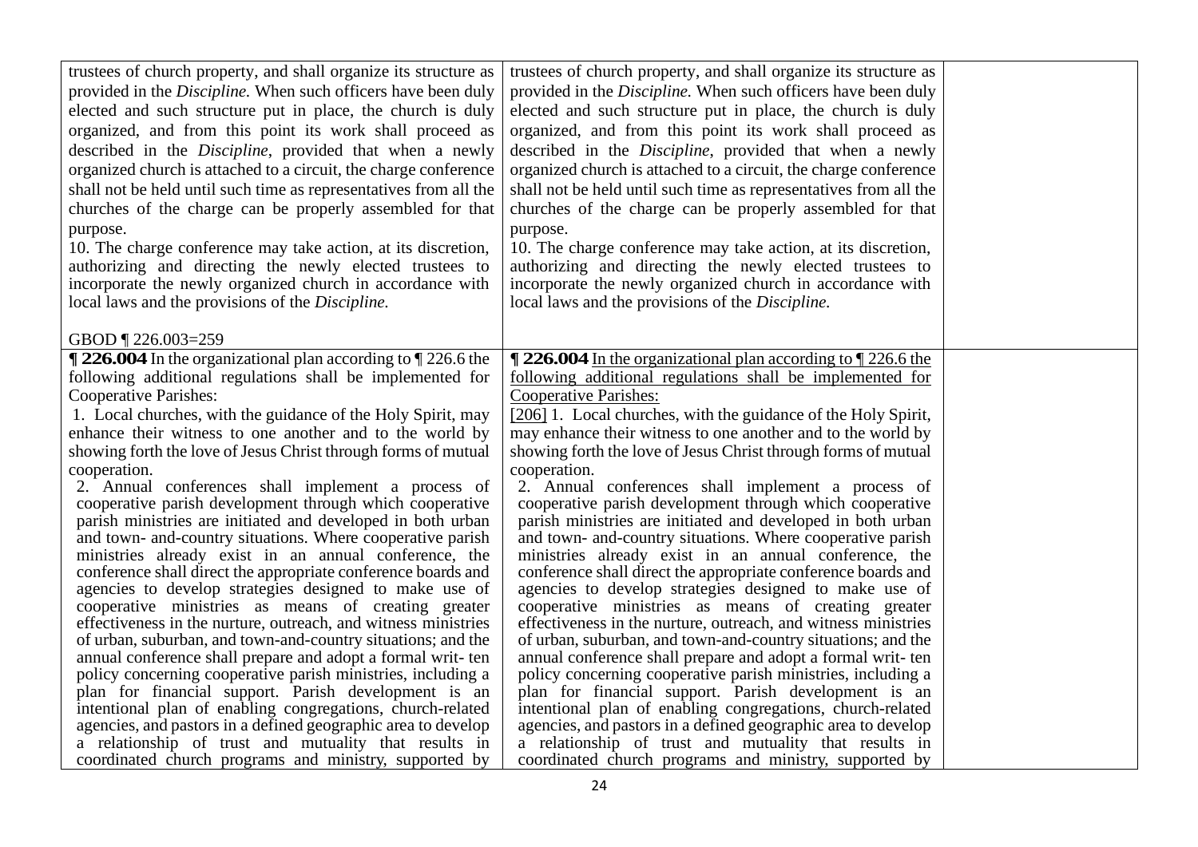| | | |
|---|---|---|
| trustees of church property, and shall organize its structure as provided in the *Discipline.* When such officers have been duly elected and such structure put in place, the church is duly organized, and from this point its work shall proceed as described in the *Discipline*, provided that when a newly organized church is attached to a circuit, the charge conference shall not be held until such time as representatives from all the churches of the charge can be properly assembled for that purpose.<br>10. The charge conference may take action, at its discretion, authorizing and directing the newly elected trustees to incorporate the newly organized church in accordance with local laws and the provisions of the *Discipline.*<br><br>GBOD ¶ 226.003=259 | trustees of church property, and shall organize its structure as provided in the *Discipline.* When such officers have been duly elected and such structure put in place, the church is duly organized, and from this point its work shall proceed as described in the *Discipline*, provided that when a newly organized church is attached to a circuit, the charge conference shall not be held until such time as representatives from all the churches of the charge can be properly assembled for that purpose.<br>10. The charge conference may take action, at its discretion, authorizing and directing the newly elected trustees to incorporate the newly organized church in accordance with local laws and the provisions of the *Discipline.* | |
| **¶ 226.004** In the organizational plan according to ¶ 226.6 the following additional regulations shall be implemented for Cooperative Parishes:<br>1. Local churches, with the guidance of the Holy Spirit, may enhance their witness to one another and to the world by showing forth the love of Jesus Christ through forms of mutual cooperation.<br>2. Annual conferences shall implement a process of cooperative parish development through which cooperative parish ministries are initiated and developed in both urban and town- and-country situations. Where cooperative parish ministries already exist in an annual conference, the conference shall direct the appropriate conference boards and agencies to develop strategies designed to make use of cooperative ministries as means of creating greater effectiveness in the nurture, outreach, and witness ministries of urban, suburban, and town-and-country situations; and the annual conference shall prepare and adopt a formal writ- ten policy concerning cooperative parish ministries, including a plan for financial support. Parish development is an intentional plan of enabling congregations, church-related agencies, and pastors in a defined geographic area to develop a relationship of trust and mutuality that results in coordinated church programs and ministry, supported by | **¶ 226.004** <u>In the organizational plan according to ¶ 226.6 the following additional regulations shall be implemented for Cooperative Parishes:</u><br><u>[206]</u> 1. Local churches, with the guidance of the Holy Spirit, may enhance their witness to one another and to the world by showing forth the love of Jesus Christ through forms of mutual cooperation.<br>2. Annual conferences shall implement a process of cooperative parish development through which cooperative parish ministries are initiated and developed in both urban and town- and-country situations. Where cooperative parish ministries already exist in an annual conference, the conference shall direct the appropriate conference boards and agencies to develop strategies designed to make use of cooperative ministries as means of creating greater effectiveness in the nurture, outreach, and witness ministries of urban, suburban, and town-and-country situations; and the annual conference shall prepare and adopt a formal writ- ten policy concerning cooperative parish ministries, including a plan for financial support. Parish development is an intentional plan of enabling congregations, church-related agencies, and pastors in a defined geographic area to develop a relationship of trust and mutuality that results in coordinated church programs and ministry, supported by | |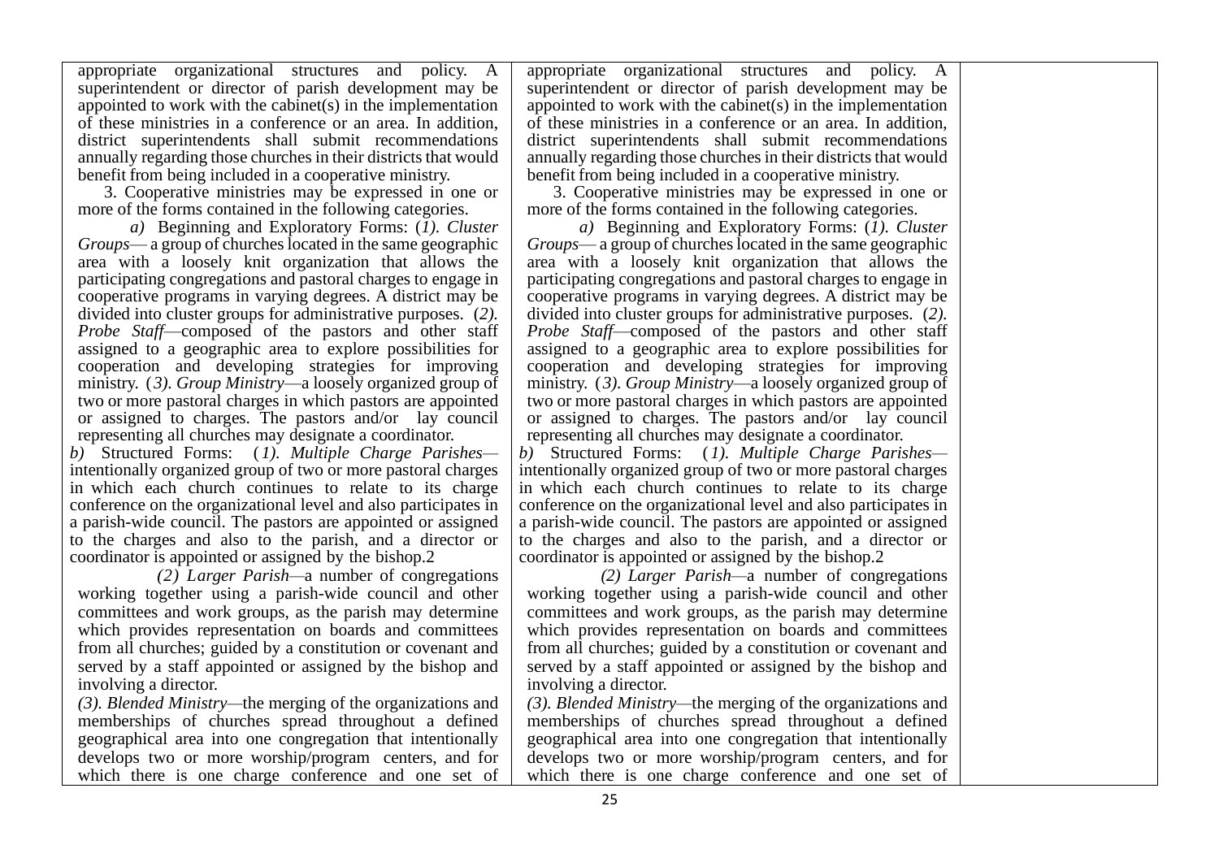| | | |
|---|---|---|
| appropriate organizational structures and policy. A superintendent or director of parish development may be appointed to work with the cabinet(s) in the implementation of these ministries in a conference or an area. In addition, district superintendents shall submit recommendations annually regarding those churches in their districts that would benefit from being included in a cooperative ministry. | appropriate organizational structures and policy. A superintendent or director of parish development may be appointed to work with the cabinet(s) in the implementation of these ministries in a conference or an area. In addition, district superintendents shall submit recommendations annually regarding those churches in their districts that would benefit from being included in a cooperative ministry. | |
| 3. Cooperative ministries may be expressed in one or more of the forms contained in the following categories. | 3. Cooperative ministries may be expressed in one or more of the forms contained in the following categories. | |
| *a)* Beginning and Exploratory Forms: (*1*). *Cluster Groups*— a group of churches located in the same geographic area with a loosely knit organization that allows the participating congregations and pastoral charges to engage in cooperative programs in varying degrees. A district may be divided into cluster groups for administrative purposes. (*2*). *Probe Staff*—composed of the pastors and other staff assigned to a geographic area to explore possibilities for cooperation and developing strategies for improving ministry. (*3*). *Group Ministry*—a loosely organized group of two or more pastoral charges in which pastors are appointed or assigned to charges. The pastors and/or lay council representing all churches may designate a coordinator. | *a)* Beginning and Exploratory Forms: (*1*). *Cluster Groups*— a group of churches located in the same geographic area with a loosely knit organization that allows the participating congregations and pastoral charges to engage in cooperative programs in varying degrees. A district may be divided into cluster groups for administrative purposes. (*2*). *Probe Staff*—composed of the pastors and other staff assigned to a geographic area to explore possibilities for cooperation and developing strategies for improving ministry. (*3*). *Group Ministry*—a loosely organized group of two or more pastoral charges in which pastors are appointed or assigned to charges. The pastors and/or lay council representing all churches may designate a coordinator. | |
| *b)* Structured Forms: (*1*). *Multiple Charge Parishes*—intentionally organized group of two or more pastoral charges in which each church continues to relate to its charge conference on the organizational level and also participates in a parish-wide council. The pastors are appointed or assigned to the charges and also to the parish, and a director or coordinator is appointed or assigned by the bishop.2 | *b)* Structured Forms: (*1*). *Multiple Charge Parishes*—intentionally organized group of two or more pastoral charges in which each church continues to relate to its charge conference on the organizational level and also participates in a parish-wide council. The pastors are appointed or assigned to the charges and also to the parish, and a director or coordinator is appointed or assigned by the bishop.2 | |
| *(2) Larger Parish*—a number of congregations working together using a parish-wide council and other committees and work groups, as the parish may determine which provides representation on boards and committees from all churches; guided by a constitution or covenant and served by a staff appointed or assigned by the bishop and involving a director. | *(2) Larger Parish*—a number of congregations working together using a parish-wide council and other committees and work groups, as the parish may determine which provides representation on boards and committees from all churches; guided by a constitution or covenant and served by a staff appointed or assigned by the bishop and involving a director. | |
| *(3). Blended Ministry*—the merging of the organizations and memberships of churches spread throughout a defined geographical area into one congregation that intentionally develops two or more worship/program centers, and for which there is one charge conference and one set of | *(3). Blended Ministry*—the merging of the organizations and memberships of churches spread throughout a defined geographical area into one congregation that intentionally develops two or more worship/program centers, and for which there is one charge conference and one set of | |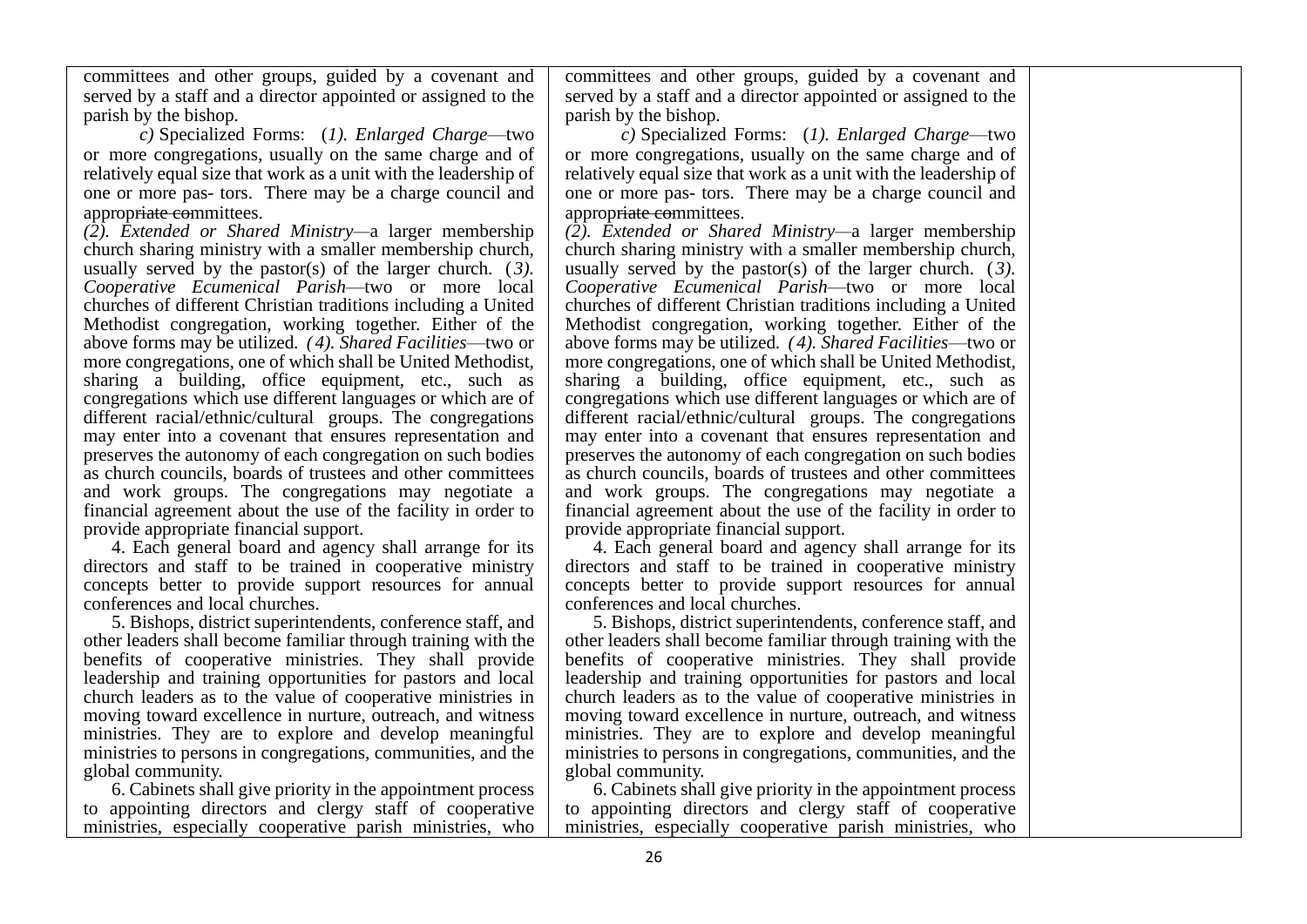| | | |
|---|---|---|
| committees and other groups, guided by a covenant and served by a staff and a director appointed or assigned to the parish by the bishop.<br>*c)* Specialized Forms: (*1). Enlarged Charge*—two or more congregations, usually on the same charge and of relatively equal size that work as a unit with the leadership of one or more pas- tors. There may be a charge council and approp~~riate com~~mittees.<br>*(2). Extended or Shared Ministry*—a larger membership church sharing ministry with a smaller membership church, usually served by the pastor(s) of the larger church. (*3). Cooperative Ecumenical Parish*—two or more local churches of different Christian traditions including a United Methodist congregation, working together. Either of the above forms may be utilized. *(4). Shared Facilities*—two or more congregations, one of which shall be United Methodist, sharing a building, office equipment, etc., such as congregations which use different languages or which are of different racial/ethnic/cultural groups. The congregations may enter into a covenant that ensures representation and preserves the autonomy of each congregation on such bodies as church councils, boards of trustees and other committees and work groups. The congregations may negotiate a financial agreement about the use of the facility in order to provide appropriate financial support.<br>4. Each general board and agency shall arrange for its directors and staff to be trained in cooperative ministry concepts better to provide support resources for annual conferences and local churches.<br>5. Bishops, district superintendents, conference staff, and other leaders shall become familiar through training with the benefits of cooperative ministries. They shall provide leadership and training opportunities for pastors and local church leaders as to the value of cooperative ministries in moving toward excellence in nurture, outreach, and witness ministries. They are to explore and develop meaningful ministries to persons in congregations, communities, and the global community.<br>6. Cabinets shall give priority in the appointment process to appointing directors and clergy staff of cooperative ministries, especially cooperative parish ministries, who | committees and other groups, guided by a covenant and served by a staff and a director appointed or assigned to the parish by the bishop.<br>*c)* Specialized Forms: (*1). Enlarged Charge*—two or more congregations, usually on the same charge and of relatively equal size that work as a unit with the leadership of one or more pas- tors. There may be a charge council and approp~~riate com~~mittees.<br>*(2). Extended or Shared Ministry*—a larger membership church sharing ministry with a smaller membership church, usually served by the pastor(s) of the larger church. (*3). Cooperative Ecumenical Parish*—two or more local churches of different Christian traditions including a United Methodist congregation, working together. Either of the above forms may be utilized. *(4). Shared Facilities*—two or more congregations, one of which shall be United Methodist, sharing a building, office equipment, etc., such as congregations which use different languages or which are of different racial/ethnic/cultural groups. The congregations may enter into a covenant that ensures representation and preserves the autonomy of each congregation on such bodies as church councils, boards of trustees and other committees and work groups. The congregations may negotiate a financial agreement about the use of the facility in order to provide appropriate financial support.<br>4. Each general board and agency shall arrange for its directors and staff to be trained in cooperative ministry concepts better to provide support resources for annual conferences and local churches.<br>5. Bishops, district superintendents, conference staff, and other leaders shall become familiar through training with the benefits of cooperative ministries. They shall provide leadership and training opportunities for pastors and local church leaders as to the value of cooperative ministries in moving toward excellence in nurture, outreach, and witness ministries. They are to explore and develop meaningful ministries to persons in congregations, communities, and the global community.<br>6. Cabinets shall give priority in the appointment process to appointing directors and clergy staff of cooperative ministries, especially cooperative parish ministries, who | |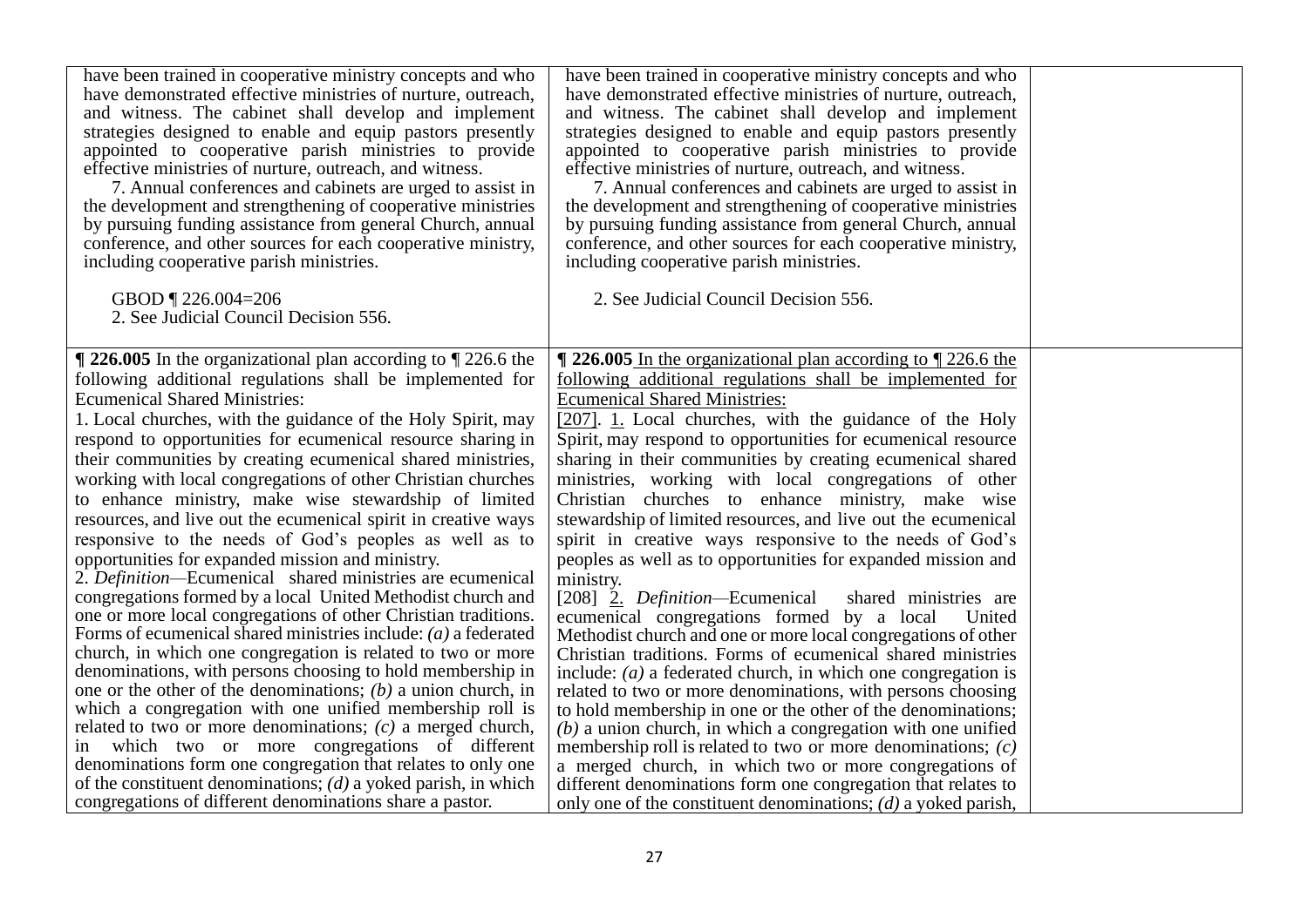| | | |
|---|---|---|
| have been trained in cooperative ministry concepts and who have demonstrated effective ministries of nurture, outreach, and witness. The cabinet shall develop and implement strategies designed to enable and equip pastors presently appointed to cooperative parish ministries to provide effective ministries of nurture, outreach, and witness.<br>7. Annual conferences and cabinets are urged to assist in the development and strengthening of cooperative ministries by pursuing funding assistance from general Church, annual conference, and other sources for each cooperative ministry, including cooperative parish ministries.<br><br>GBOD ¶ 226.004=206<br>2. See Judicial Council Decision 556. | have been trained in cooperative ministry concepts and who have demonstrated effective ministries of nurture, outreach, and witness. The cabinet shall develop and implement strategies designed to enable and equip pastors presently appointed to cooperative parish ministries to provide effective ministries of nurture, outreach, and witness.<br>7. Annual conferences and cabinets are urged to assist in the development and strengthening of cooperative ministries by pursuing funding assistance from general Church, annual conference, and other sources for each cooperative ministry, including cooperative parish ministries.<br><br>2. See Judicial Council Decision 556. | |
| **¶ 226.005** In the organizational plan according to ¶ 226.6 the following additional regulations shall be implemented for Ecumenical Shared Ministries:<br>1. Local churches, with the guidance of the Holy Spirit, may respond to opportunities for ecumenical resource sharing in their communities by creating ecumenical shared ministries, working with local congregations of other Christian churches to enhance ministry, make wise stewardship of limited resources, and live out the ecumenical spirit in creative ways responsive to the needs of God's peoples as well as to opportunities for expanded mission and ministry.<br>2. *Definition*—Ecumenical shared ministries are ecumenical congregations formed by a local United Methodist church and one or more local congregations of other Christian traditions. Forms of ecumenical shared ministries include: *(a)* a federated church, in which one congregation is related to two or more denominations, with persons choosing to hold membership in one or the other of the denominations; *(b)* a union church, in which a congregation with one unified membership roll is related to two or more denominations; *(c)* a merged church, in which two or more congregations of different denominations form one congregation that relates to only one of the constituent denominations; *(d)* a yoked parish, in which congregations of different denominations share a pastor. | **¶ 226.005** In the organizational plan according to ¶ 226.6 the following additional regulations shall be implemented for Ecumenical Shared Ministries:<br>[207]. 1. Local churches, with the guidance of the Holy Spirit, may respond to opportunities for ecumenical resource sharing in their communities by creating ecumenical shared ministries, working with local congregations of other Christian churches to enhance ministry, make wise stewardship of limited resources, and live out the ecumenical spirit in creative ways responsive to the needs of God's peoples as well as to opportunities for expanded mission and ministry.<br>[208] 2. *Definition*—Ecumenical shared ministries are ecumenical congregations formed by a local United Methodist church and one or more local congregations of other Christian traditions. Forms of ecumenical shared ministries include: *(a)* a federated church, in which one congregation is related to two or more denominations, with persons choosing to hold membership in one or the other of the denominations; *(b)* a union church, in which a congregation with one unified membership roll is related to two or more denominations; *(c)* a merged church, in which two or more congregations of different denominations form one congregation that relates to only one of the constituent denominations; *(d)* a yoked parish, | |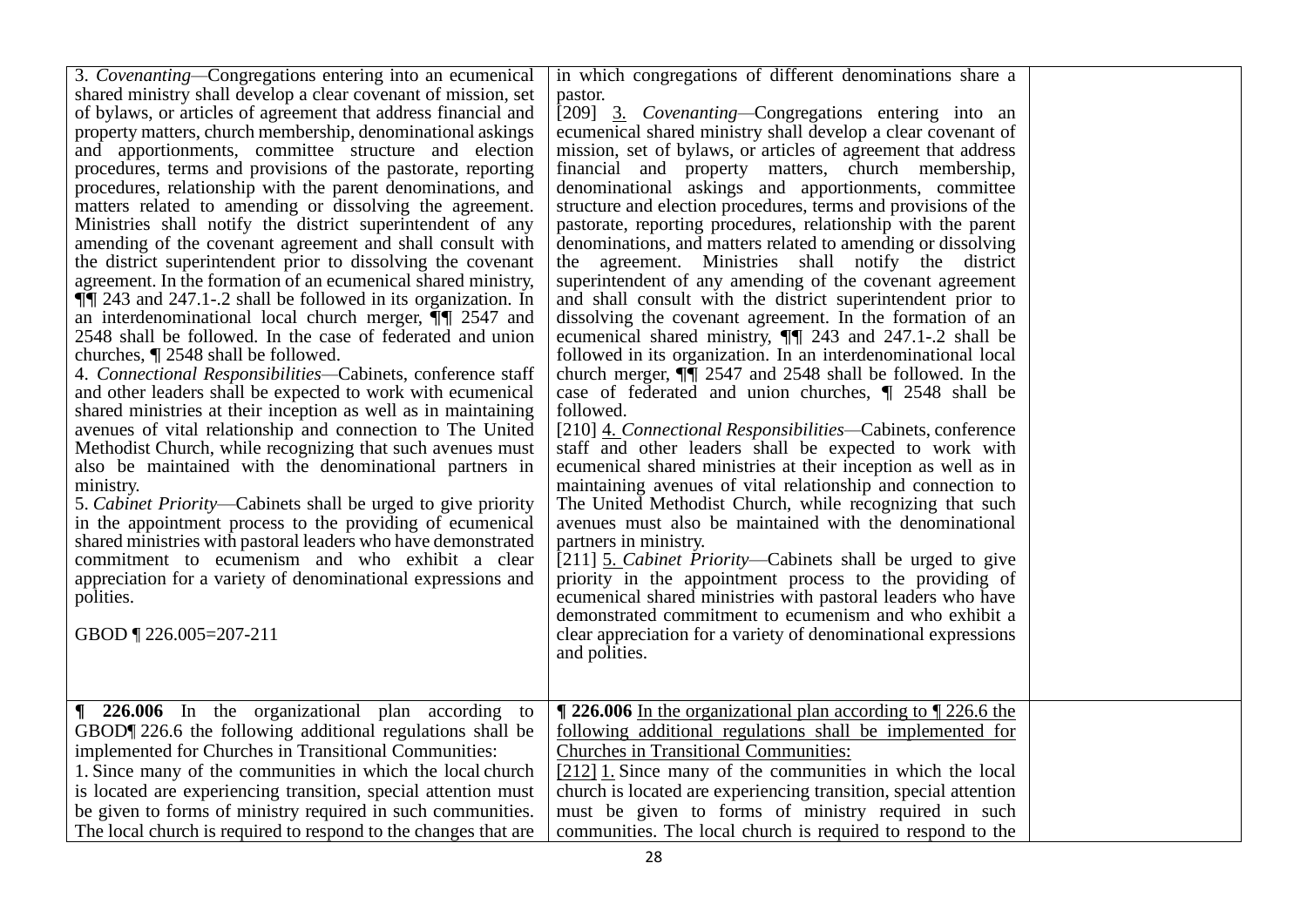| | | |
|---|---|---|
| 3. *Covenanting*—Congregations entering into an ecumenical shared ministry shall develop a clear covenant of mission, set of bylaws, or articles of agreement that address financial and property matters, church membership, denominational askings and apportionments, committee structure and election procedures, terms and provisions of the pastorate, reporting procedures, relationship with the parent denominations, and matters related to amending or dissolving the agreement. Ministries shall notify the district superintendent of any amending of the covenant agreement and shall consult with the district superintendent prior to dissolving the covenant agreement. In the formation of an ecumenical shared ministry, ¶¶ 243 and 247.1-.2 shall be followed in its organization. In an interdenominational local church merger, ¶¶ 2547 and 2548 shall be followed. In the case of federated and union churches, ¶ 2548 shall be followed.<br>4. *Connectional Responsibilities*—Cabinets, conference staff and other leaders shall be expected to work with ecumenical shared ministries at their inception as well as in maintaining avenues of vital relationship and connection to The United Methodist Church, while recognizing that such avenues must also be maintained with the denominational partners in ministry.<br>5. *Cabinet Priority*—Cabinets shall be urged to give priority in the appointment process to the providing of ecumenical shared ministries with pastoral leaders who have demonstrated commitment to ecumenism and who exhibit a clear appreciation for a variety of denominational expressions and polities.<br><br>GBOD ¶ 226.005=207-211 | in which congregations of different denominations share a pastor.<br>[209] <u>3.</u> *Covenanting*—Congregations entering into an ecumenical shared ministry shall develop a clear covenant of mission, set of bylaws, or articles of agreement that address financial and property matters, church membership, denominational askings and apportionments, committee structure and election procedures, terms and provisions of the pastorate, reporting procedures, relationship with the parent denominations, and matters related to amending or dissolving the agreement. Ministries shall notify the district superintendent of any amending of the covenant agreement and shall consult with the district superintendent prior to dissolving the covenant agreement. In the formation of an ecumenical shared ministry, ¶¶ 243 and 247.1-.2 shall be followed in its organization. In an interdenominational local church merger, ¶¶ 2547 and 2548 shall be followed. In the case of federated and union churches, ¶ 2548 shall be followed.<br>[210] <u>4.</u> *Connectional Responsibilities*—Cabinets, conference staff and other leaders shall be expected to work with ecumenical shared ministries at their inception as well as in maintaining avenues of vital relationship and connection to The United Methodist Church, while recognizing that such avenues must also be maintained with the denominational partners in ministry.<br>[211] <u>5.</u> *Cabinet Priority*—Cabinets shall be urged to give priority in the appointment process to the providing of ecumenical shared ministries with pastoral leaders who have demonstrated commitment to ecumenism and who exhibit a clear appreciation for a variety of denominational expressions and polities. | |
| **¶ 226.006** In the organizational plan according to GBOD¶ 226.6 the following additional regulations shall be implemented for Churches in Transitional Communities:<br>1. Since many of the communities in which the local church is located are experiencing transition, special attention must be given to forms of ministry required in such communities. The local church is required to respond to the changes that are | **¶ 226.006** <u>In the organizational plan according to ¶ 226.6 the following additional regulations shall be implemented for Churches in Transitional Communities:</u><br><u>[212]</u> <u>1.</u> Since many of the communities in which the local church is located are experiencing transition, special attention must be given to forms of ministry required in such communities. The local church is required to respond to the | |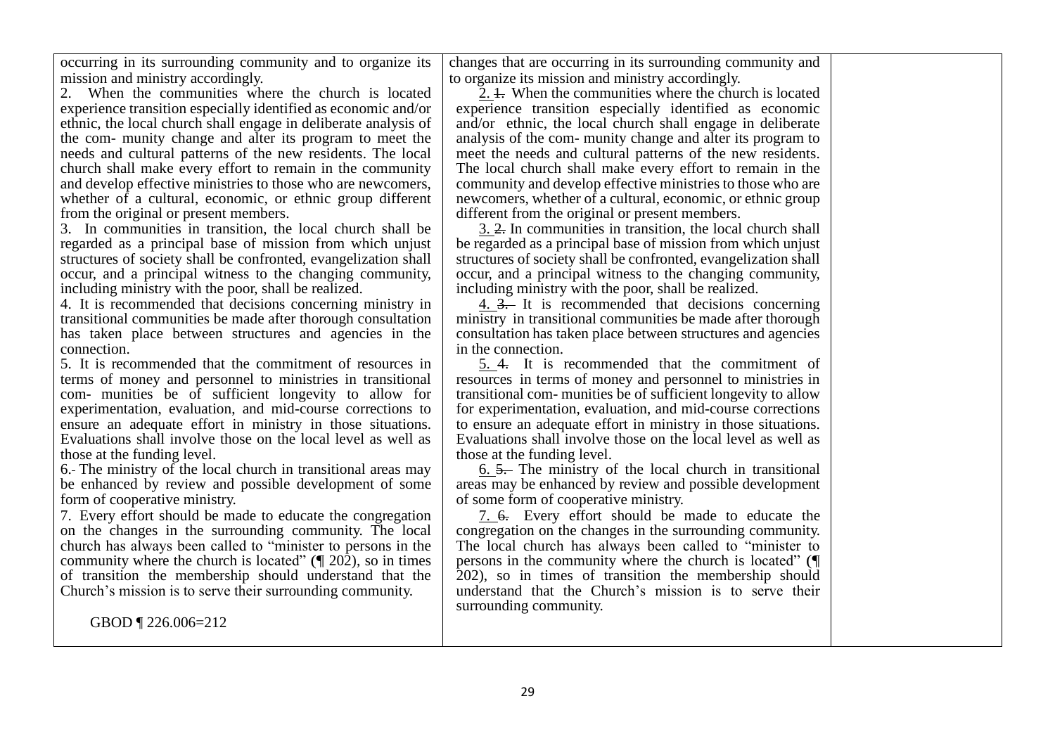| | | |
|---|---|---|
| occurring in its surrounding community and to organize its mission and ministry accordingly.<br>2. When the communities where the church is located experience transition especially identified as economic and/or ethnic, the local church shall engage in deliberate analysis of the com- munity change and alter its program to meet the needs and cultural patterns of the new residents. The local church shall make every effort to remain in the community and develop effective ministries to those who are newcomers, whether of a cultural, economic, or ethnic group different from the original or present members.<br>3. In communities in transition, the local church shall be regarded as a principal base of mission from which unjust structures of society shall be confronted, evangelization shall occur, and a principal witness to the changing community, including ministry with the poor, shall be realized.<br>4. It is recommended that decisions concerning ministry in transitional communities be made after thorough consultation has taken place between structures and agencies in the connection.<br>5. It is recommended that the commitment of resources in terms of money and personnel to ministries in transitional com- munities be of sufficient longevity to allow for experimentation, evaluation, and mid-course corrections to ensure an adequate effort in ministry in those situations. Evaluations shall involve those on the local level as well as those at the funding level.<br>6. The ministry of the local church in transitional areas may be enhanced by review and possible development of some form of cooperative ministry.<br>7. Every effort should be made to educate the congregation on the changes in the surrounding community. The local church has always been called to "minister to persons in the community where the church is located" (¶ 202), so in times of transition the membership should understand that the Church's mission is to serve their surrounding community.<br><br>GBOD ¶ 226.006=212 | changes that are occurring in its surrounding community and to organize its mission and ministry accordingly.<br>2. ~~1.~~ When the communities where the church is located experience transition especially identified as economic and/or ethnic, the local church shall engage in deliberate analysis of the com- munity change and alter its program to meet the needs and cultural patterns of the new residents. The local church shall make every effort to remain in the community and develop effective ministries to those who are newcomers, whether of a cultural, economic, or ethnic group different from the original or present members.<br>3. ~~2.~~ In communities in transition, the local church shall be regarded as a principal base of mission from which unjust structures of society shall be confronted, evangelization shall occur, and a principal witness to the changing community, including ministry with the poor, shall be realized.<br>4. ~~3.~~ It is recommended that decisions concerning ministry in transitional communities be made after thorough consultation has taken place between structures and agencies in the connection.<br>5. ~~4.~~ It is recommended that the commitment of resources in terms of money and personnel to ministries in transitional com- munities be of sufficient longevity to allow for experimentation, evaluation, and mid-course corrections to ensure an adequate effort in ministry in those situations. Evaluations shall involve those on the local level as well as those at the funding level.<br>6. ~~5.~~ The ministry of the local church in transitional areas may be enhanced by review and possible development of some form of cooperative ministry.<br>7. ~~6.~~ Every effort should be made to educate the congregation on the changes in the surrounding community. The local church has always been called to "minister to persons in the community where the church is located" (¶ 202), so in times of transition the membership should understand that the Church's mission is to serve their surrounding community. | |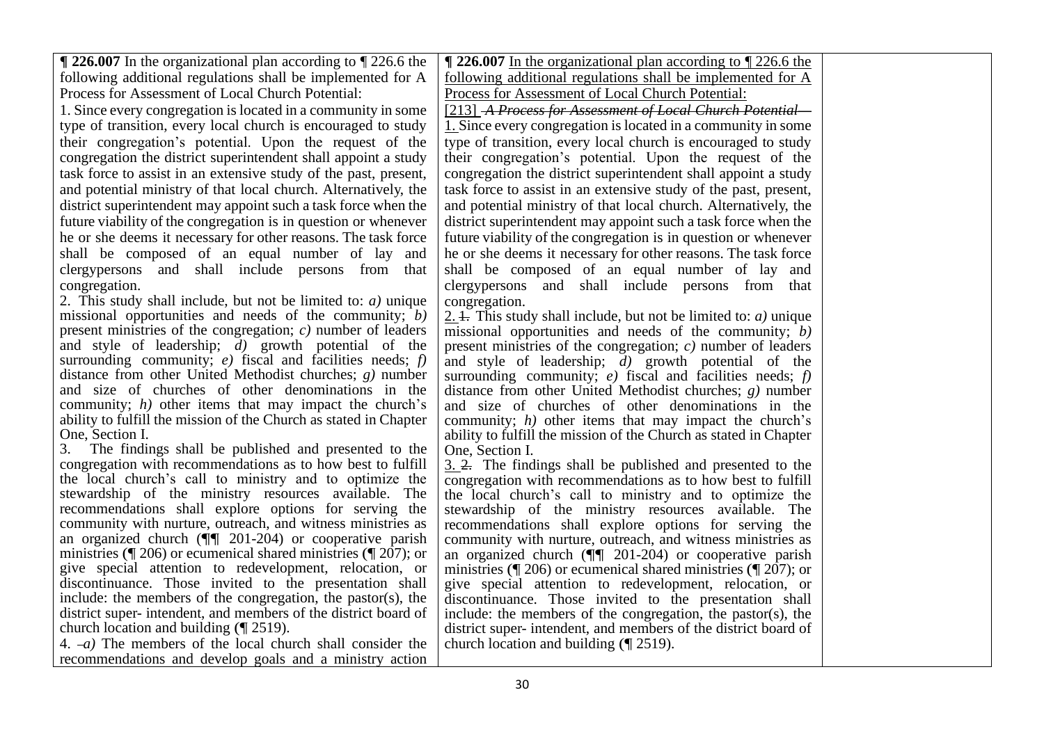| | | |
|---|---|---|
| **¶ 226.007** In the organizational plan according to ¶ 226.6 the following additional regulations shall be implemented for A Process for Assessment of Local Church Potential:<br>1. Since every congregation is located in a community in some type of transition, every local church is encouraged to study their congregation's potential. Upon the request of the congregation the district superintendent shall appoint a study task force to assist in an extensive study of the past, present, and potential ministry of that local church. Alternatively, the district superintendent may appoint such a task force when the future viability of the congregation is in question or whenever he or she deems it necessary for other reasons. The task force shall be composed of an equal number of lay and clergypersons and shall include persons from that congregation.<br>2. This study shall include, but not be limited to: *a)* unique missional opportunities and needs of the community; *b)* present ministries of the congregation; *c)* number of leaders and style of leadership; *d)* growth potential of the surrounding community; *e)* fiscal and facilities needs; *f)* distance from other United Methodist churches; *g)* number and size of churches of other denominations in the community; *h)* other items that may impact the church's ability to fulfill the mission of the Church as stated in Chapter One, Section I.<br>3. The findings shall be published and presented to the congregation with recommendations as to how best to fulfill the local church's call to ministry and to optimize the stewardship of the ministry resources available. The recommendations shall explore options for serving the community with nurture, outreach, and witness ministries as an organized church (¶¶ 201-204) or cooperative parish ministries (¶ 206) or ecumenical shared ministries (¶ 207); or give special attention to redevelopment, relocation, or discontinuance. Those invited to the presentation shall include: the members of the congregation, the pastor(s), the district super- intendent, and members of the district board of church location and building (¶ 2519).<br>4. ~~-~~*a)* The members of the local church shall consider the recommendations and develop goals and a ministry action | **¶ 226.007** <u>In the organizational plan according to ¶ 226.6 the following additional regulations shall be implemented for A Process for Assessment of Local Church Potential:</u><br><u>[213]</u> ~~***A Process for Assessment of Local Church Potential—***~~<br><u>1.</u> Since every congregation is located in a community in some type of transition, every local church is encouraged to study their congregation's potential. Upon the request of the congregation the district superintendent shall appoint a study task force to assist in an extensive study of the past, present, and potential ministry of that local church. Alternatively, the district superintendent may appoint such a task force when the future viability of the congregation is in question or whenever he or she deems it necessary for other reasons. The task force shall be composed of an equal number of lay and clergypersons and shall include persons from that congregation.<br><u>2.</u> ~~1.~~ This study shall include, but not be limited to: *a)* unique missional opportunities and needs of the community; *b)* present ministries of the congregation; *c)* number of leaders and style of leadership; *d)* growth potential of the surrounding community; *e)* fiscal and facilities needs; *f)* distance from other United Methodist churches; *g)* number and size of churches of other denominations in the community; *h)* other items that may impact the church's ability to fulfill the mission of the Church as stated in Chapter One, Section I.<br><u>3.</u> ~~2.~~ The findings shall be published and presented to the congregation with recommendations as to how best to fulfill the local church's call to ministry and to optimize the stewardship of the ministry resources available. The recommendations shall explore options for serving the community with nurture, outreach, and witness ministries as an organized church (¶¶ 201-204) or cooperative parish ministries (¶ 206) or ecumenical shared ministries (¶ 207); or give special attention to redevelopment, relocation, or discontinuance. Those invited to the presentation shall include: the members of the congregation, the pastor(s), the district super- intendent, and members of the district board of church location and building (¶ 2519). | |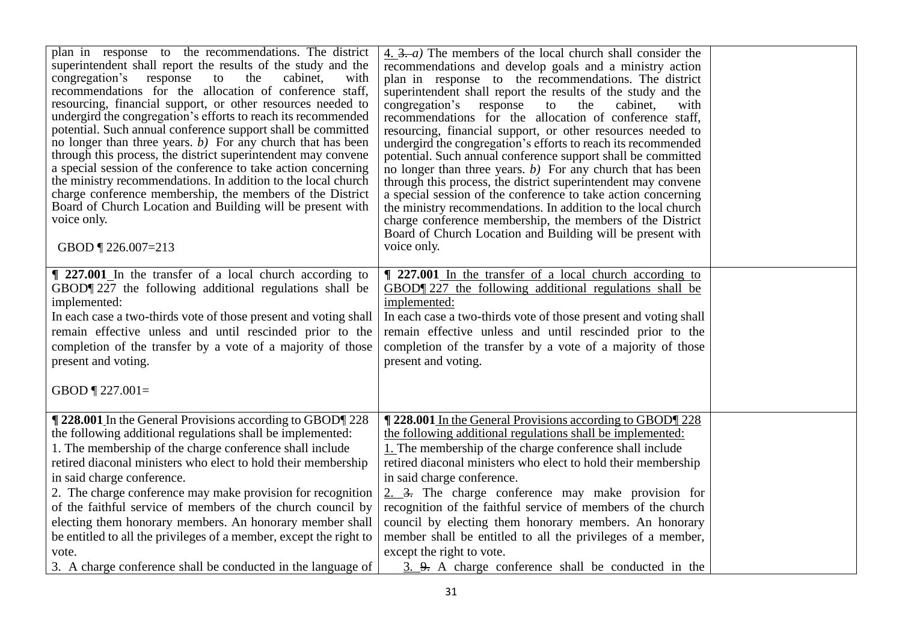| | | |
|---|---|---|
| plan in response to the recommendations. The district superintendent shall report the results of the study and the congregation's response to the cabinet, with recommendations for the allocation of conference staff, resourcing, financial support, or other resources needed to undergird the congregation's efforts to reach its recommended potential. Such annual conference support shall be committed no longer than three years. *b)* For any church that has been through this process, the district superintendent may convene a special session of the conference to take action concerning the ministry recommendations. In addition to the local church charge conference membership, the members of the District Board of Church Location and Building will be present with voice only.<br><br>GBOD ¶ 226.007=213 | 4. ~~3.~~ *a)* The members of the local church shall consider the recommendations and develop goals and a ministry action plan in response to the recommendations. The district superintendent shall report the results of the study and the congregation's response to the cabinet, with recommendations for the allocation of conference staff, resourcing, financial support, or other resources needed to undergird the congregation's efforts to reach its recommended potential. Such annual conference support shall be committed no longer than three years. *b)* For any church that has been through this process, the district superintendent may convene a special session of the conference to take action concerning the ministry recommendations. In addition to the local church charge conference membership, the members of the District Board of Church Location and Building will be present with voice only. | |
| **¶ 227.001** In the transfer of a local church according to GBOD¶ 227 the following additional regulations shall be implemented:<br>In each case a two-thirds vote of those present and voting shall remain effective unless and until rescinded prior to the completion of the transfer by a vote of a majority of those present and voting.<br><br>GBOD ¶ 227.001= | **¶ 227.001** In the transfer of a local church according to GBOD¶ 227 the following additional regulations shall be implemented:<br>In each case a two-thirds vote of those present and voting shall remain effective unless and until rescinded prior to the completion of the transfer by a vote of a majority of those present and voting. | |
| **¶ 228.001** In the General Provisions according to GBOD¶ 228 the following additional regulations shall be implemented:<br>1. The membership of the charge conference shall include retired diaconal ministers who elect to hold their membership in said charge conference.<br>2. The charge conference may make provision for recognition of the faithful service of members of the church council by electing them honorary members. An honorary member shall be entitled to all the privileges of a member, except the right to vote.<br>3. A charge conference shall be conducted in the language of | **¶ 228.001** In the General Provisions according to GBOD¶ 228 the following additional regulations shall be implemented:<br>1. The membership of the charge conference shall include retired diaconal ministers who elect to hold their membership in said charge conference.<br>2. ~~3.~~ The charge conference may make provision for recognition of the faithful service of members of the church council by electing them honorary members. An honorary member shall be entitled to all the privileges of a member, except the right to vote.<br>3. ~~9.~~ A charge conference shall be conducted in the | |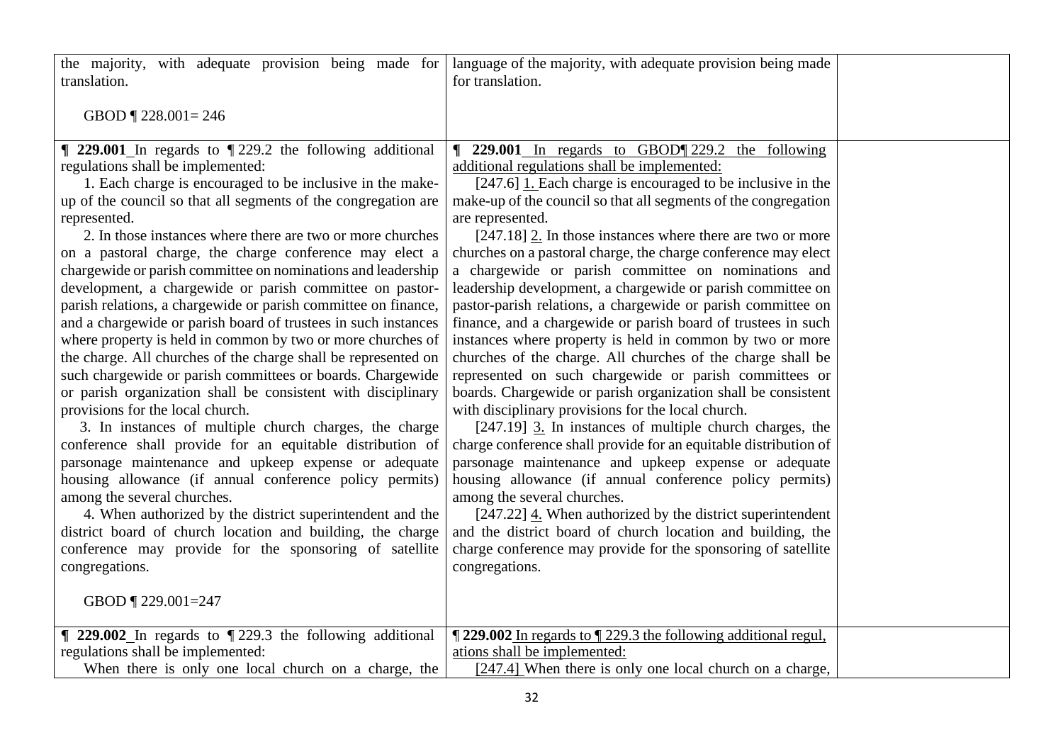| | | |
|---|---|---|
| the majority, with adequate provision being made for translation.<br><br>GBOD ¶ 228.001= 246 | language of the majority, with adequate provision being made for translation. | |
| **¶ 229.001** In regards to ¶ 229.2 the following additional regulations shall be implemented:<br>1. Each charge is encouraged to be inclusive in the make-up of the council so that all segments of the congregation are represented.<br>2. In those instances where there are two or more churches on a pastoral charge, the charge conference may elect a chargewide or parish committee on nominations and leadership development, a chargewide or parish committee on pastor-parish relations, a chargewide or parish committee on finance, and a chargewide or parish board of trustees in such instances where property is held in common by two or more churches of the charge. All churches of the charge shall be represented on such chargewide or parish committees or boards. Chargewide or parish organization shall be consistent with disciplinary provisions for the local church.<br>3. In instances of multiple church charges, the charge conference shall provide for an equitable distribution of parsonage maintenance and upkeep expense or adequate housing allowance (if annual conference policy permits) among the several churches.<br>4. When authorized by the district superintendent and the district board of church location and building, the charge conference may provide for the sponsoring of satellite congregations.<br><br>GBOD ¶ 229.001=247 | **¶ 229.001** In regards to GBOD¶ 229.2 the following additional regulations shall be implemented:<br>[247.6] 1. Each charge is encouraged to be inclusive in the make-up of the council so that all segments of the congregation are represented.<br>[247.18] 2. In those instances where there are two or more churches on a pastoral charge, the charge conference may elect a chargewide or parish committee on nominations and leadership development, a chargewide or parish committee on pastor-parish relations, a chargewide or parish committee on finance, and a chargewide or parish board of trustees in such instances where property is held in common by two or more churches of the charge. All churches of the charge shall be represented on such chargewide or parish committees or boards. Chargewide or parish organization shall be consistent with disciplinary provisions for the local church.<br>[247.19] 3. In instances of multiple church charges, the charge conference shall provide for an equitable distribution of parsonage maintenance and upkeep expense or adequate housing allowance (if annual conference policy permits) among the several churches.<br>[247.22] 4. When authorized by the district superintendent and the district board of church location and building, the charge conference may provide for the sponsoring of satellite congregations. | |
| **¶ 229.002** In regards to ¶ 229.3 the following additional regulations shall be implemented:<br>When there is only one local church on a charge, the | **¶ 229.002** In regards to ¶ 229.3 the following additional regul, ations shall be implemented:<br>[247.4] When there is only one local church on a charge, | |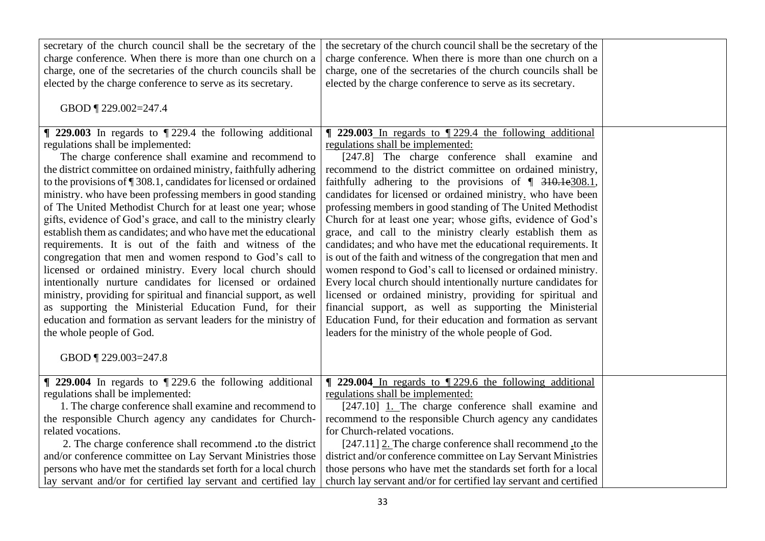| | | |
|---|---|---|
| secretary of the church council shall be the secretary of the charge conference. When there is more than one church on a charge, one of the secretaries of the church councils shall be elected by the charge conference to serve as its secretary.<br><br>GBOD ¶ 229.002=247.4 | the secretary of the church council shall be the secretary of the charge conference. When there is more than one church on a charge, one of the secretaries of the church councils shall be elected by the charge conference to serve as its secretary. | |
| **¶ 229.003** In regards to ¶ 229.4 the following additional regulations shall be implemented:<br>The charge conference shall examine and recommend to the district committee on ordained ministry, faithfully adhering to the provisions of ¶ 308.1, candidates for licensed or ordained ministry. who have been professing members in good standing of The United Methodist Church for at least one year; whose gifts, evidence of God's grace, and call to the ministry clearly establish them as candidates; and who have met the educational requirements. It is out of the faith and witness of the congregation that men and women respond to God's call to licensed or ordained ministry. Every local church should intentionally nurture candidates for licensed or ordained ministry, providing for spiritual and financial support, as well as supporting the Ministerial Education Fund, for their education and formation as servant leaders for the ministry of the whole people of God.<br><br>GBOD ¶ 229.003=247.8 | **¶ 229.003** <u>In regards to ¶ 229.4 the following additional regulations shall be implemented:</u><br>[247.8] The charge conference shall examine and recommend to the district committee on ordained ministry, faithfully adhering to the provisions of ¶ ~~310.1e~~<u>308.1</u>, candidates for licensed or ordained ministry<u>.</u> who have been professing members in good standing of The United Methodist Church for at least one year; whose gifts, evidence of God's grace, and call to the ministry clearly establish them as candidates; and who have met the educational requirements. It is out of the faith and witness of the congregation that men and women respond to God's call to licensed or ordained ministry. Every local church should intentionally nurture candidates for licensed or ordained ministry, providing for spiritual and financial support, as well as supporting the Ministerial Education Fund, for their education and formation as servant leaders for the ministry of the whole people of God. | |
| **¶ 229.004** In regards to ¶ 229.6 the following additional regulations shall be implemented:<br>1. The charge conference shall examine and recommend to the responsible Church agency any candidates for Church-related vocations.<br>2. The charge conference shall recommend **.**to the district and/or conference committee on Lay Servant Ministries those persons who have met the standards set forth for a local church lay servant and/or for certified lay servant and certified lay | **¶ 229.004** <u>In regards to ¶ 229.6 the following additional regulations shall be implemented:</u><br>[247.10] <u>1.</u> The charge conference shall examine and recommend to the responsible Church agency any candidates for Church-related vocations.<br>[247.11] <u>2.</u> The charge conference shall recommend <u>**.**</u>to the district and/or conference committee on Lay Servant Ministries those persons who have met the standards set forth for a local church lay servant and/or for certified lay servant and certified | |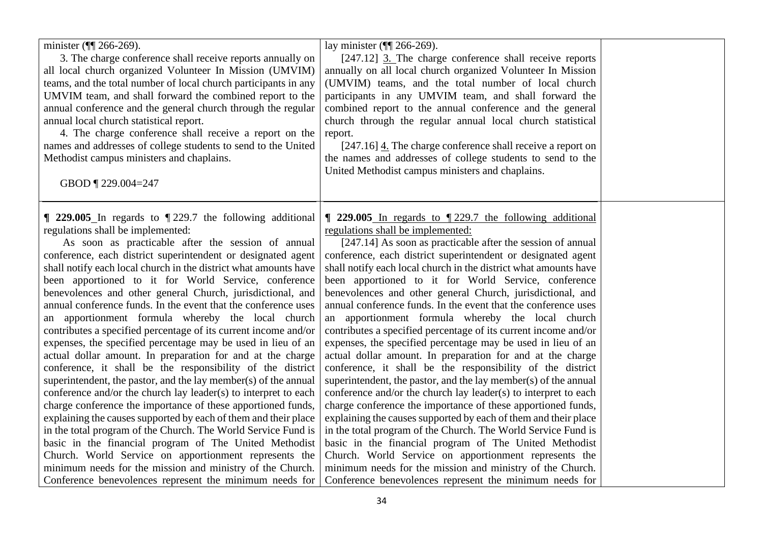| | | |
|---|---|---|
| minister (¶¶ 266-269).<br>3. The charge conference shall receive reports annually on all local church organized Volunteer In Mission (UMVIM) teams, and the total number of local church participants in any UMVIM team, and shall forward the combined report to the annual conference and the general church through the regular annual local church statistical report.<br>4. The charge conference shall receive a report on the names and addresses of college students to send to the United Methodist campus ministers and chaplains.<br><br>GBOD ¶ 229.004=247 | lay minister (¶¶ 266-269).<br>[247.12] <u>3.</u> The charge conference shall receive reports annually on all local church organized Volunteer In Mission (UMVIM) teams, and the total number of local church participants in any UMVIM team, and shall forward the combined report to the annual conference and the general church through the regular annual local church statistical report.<br>[247.16] <u>4.</u> The charge conference shall receive a report on the names and addresses of college students to send to the United Methodist campus ministers and chaplains. | |
| **¶ 229.005** In regards to ¶ 229.7 the following additional regulations shall be implemented:<br>As soon as practicable after the session of annual conference, each district superintendent or designated agent shall notify each local church in the district what amounts have been apportioned to it for World Service, conference benevolences and other general Church, jurisdictional, and annual conference funds. In the event that the conference uses an apportionment formula whereby the local church contributes a specified percentage of its current income and/or expenses, the specified percentage may be used in lieu of an actual dollar amount. In preparation for and at the charge conference, it shall be the responsibility of the district superintendent, the pastor, and the lay member(s) of the annual conference and/or the church lay leader(s) to interpret to each charge conference the importance of these apportioned funds, explaining the causes supported by each of them and their place in the total program of the Church. The World Service Fund is basic in the financial program of The United Methodist Church. World Service on apportionment represents the minimum needs for the mission and ministry of the Church. Conference benevolences represent the minimum needs for | <u>**¶ 229.005** In regards to ¶ 229.7 the following additional regulations shall be implemented:</u><br>[247.14] As soon as practicable after the session of annual conference, each district superintendent or designated agent shall notify each local church in the district what amounts have been apportioned to it for World Service, conference benevolences and other general Church, jurisdictional, and annual conference funds. In the event that the conference uses an apportionment formula whereby the local church contributes a specified percentage of its current income and/or expenses, the specified percentage may be used in lieu of an actual dollar amount. In preparation for and at the charge conference, it shall be the responsibility of the district superintendent, the pastor, and the lay member(s) of the annual conference and/or the church lay leader(s) to interpret to each charge conference the importance of these apportioned funds, explaining the causes supported by each of them and their place in the total program of the Church. The World Service Fund is basic in the financial program of The United Methodist Church. World Service on apportionment represents the minimum needs for the mission and ministry of the Church. Conference benevolences represent the minimum needs for | |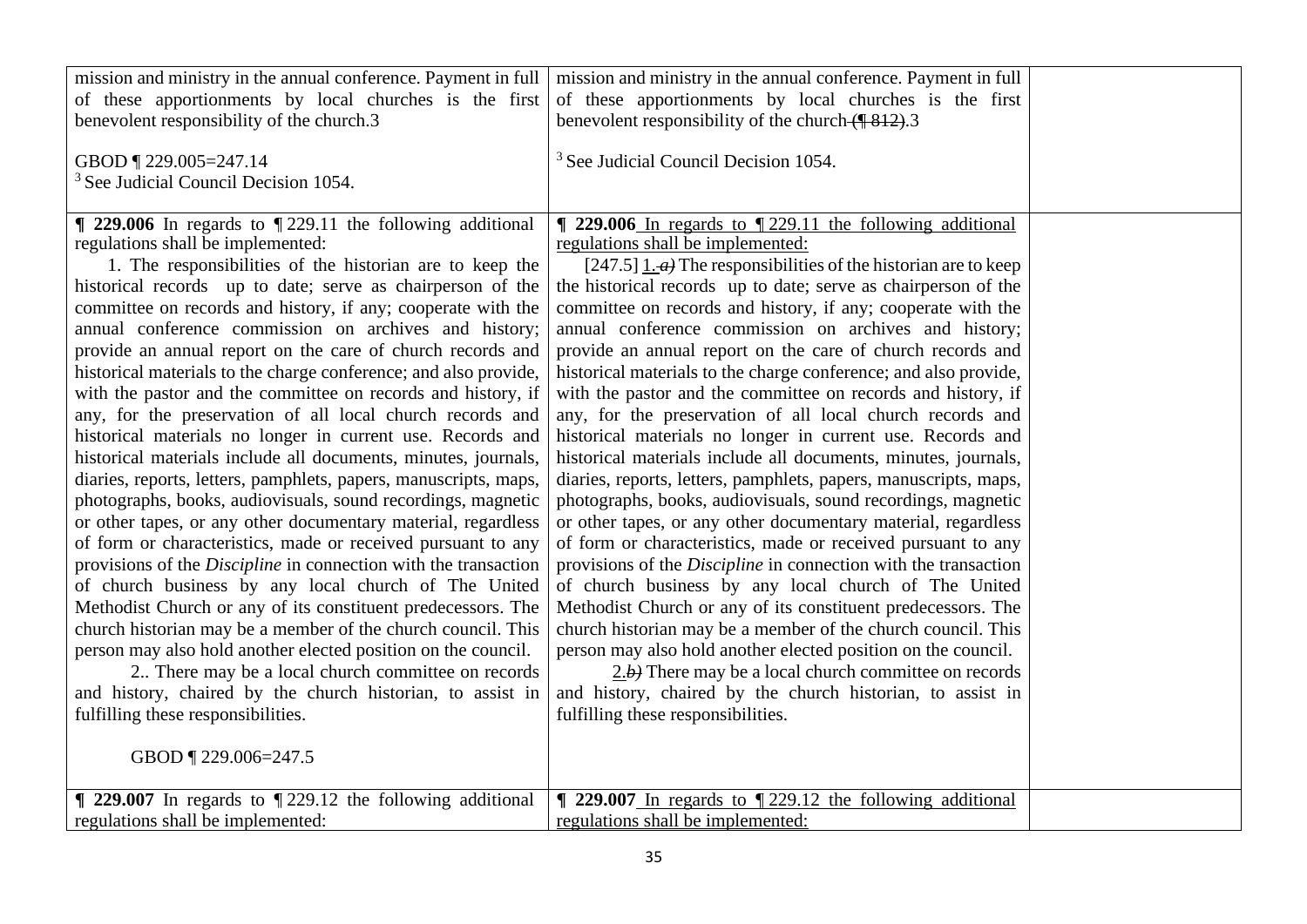| | | |
|---|---|---|
| mission and ministry in the annual conference. Payment in full of these apportionments by local churches is the first benevolent responsibility of the church.3<br><br>GBOD ¶ 229.005=247.14<br>[3] See Judicial Council Decision 1054. | mission and ministry in the annual conference. Payment in full of these apportionments by local churches is the first benevolent responsibility of the church ~~(¶ 812)~~.3<br><br>[3] See Judicial Council Decision 1054. | |
| **¶ 229.006** In regards to ¶ 229.11 the following additional regulations shall be implemented:<br>1. The responsibilities of the historian are to keep the historical records up to date; serve as chairperson of the committee on records and history, if any; cooperate with the annual conference commission on archives and history; provide an annual report on the care of church records and historical materials to the charge conference; and also provide, with the pastor and the committee on records and history, if any, for the preservation of all local church records and historical materials no longer in current use. Records and historical materials include all documents, minutes, journals, diaries, reports, letters, pamphlets, papers, manuscripts, maps, photographs, books, audiovisuals, sound recordings, magnetic or other tapes, or any other documentary material, regardless of form or characteristics, made or received pursuant to any provisions of the *Discipline* in connection with the transaction of church business by any local church of The United Methodist Church or any of its constituent predecessors. The church historian may be a member of the church council. This person may also hold another elected position on the council.<br>2.. There may be a local church committee on records and history, chaired by the church historian, to assist in fulfilling these responsibilities.<br><br>GBOD ¶ 229.006=247.5 | **¶ 229.006** <u>In regards to ¶ 229.11 the following additional regulations shall be implemented:</u><br>[247.5] <u>1.</u> ~~*a)*~~ The responsibilities of the historian are to keep the historical records up to date; serve as chairperson of the committee on records and history, if any; cooperate with the annual conference commission on archives and history; provide an annual report on the care of church records and historical materials to the charge conference; and also provide, with the pastor and the committee on records and history, if any, for the preservation of all local church records and historical materials no longer in current use. Records and historical materials include all documents, minutes, journals, diaries, reports, letters, pamphlets, papers, manuscripts, maps, photographs, books, audiovisuals, sound recordings, magnetic or other tapes, or any other documentary material, regardless of form or characteristics, made or received pursuant to any provisions of the *Discipline* in connection with the transaction of church business by any local church of The United Methodist Church or any of its constituent predecessors. The church historian may be a member of the church council. This person may also hold another elected position on the council.<br><u>2.</u> ~~*b)*~~ There may be a local church committee on records and history, chaired by the church historian, to assist in fulfilling these responsibilities. | |
| **¶ 229.007** In regards to ¶ 229.12 the following additional regulations shall be implemented: | **¶ 229.007** <u>In regards to ¶ 229.12 the following additional regulations shall be implemented:</u> | |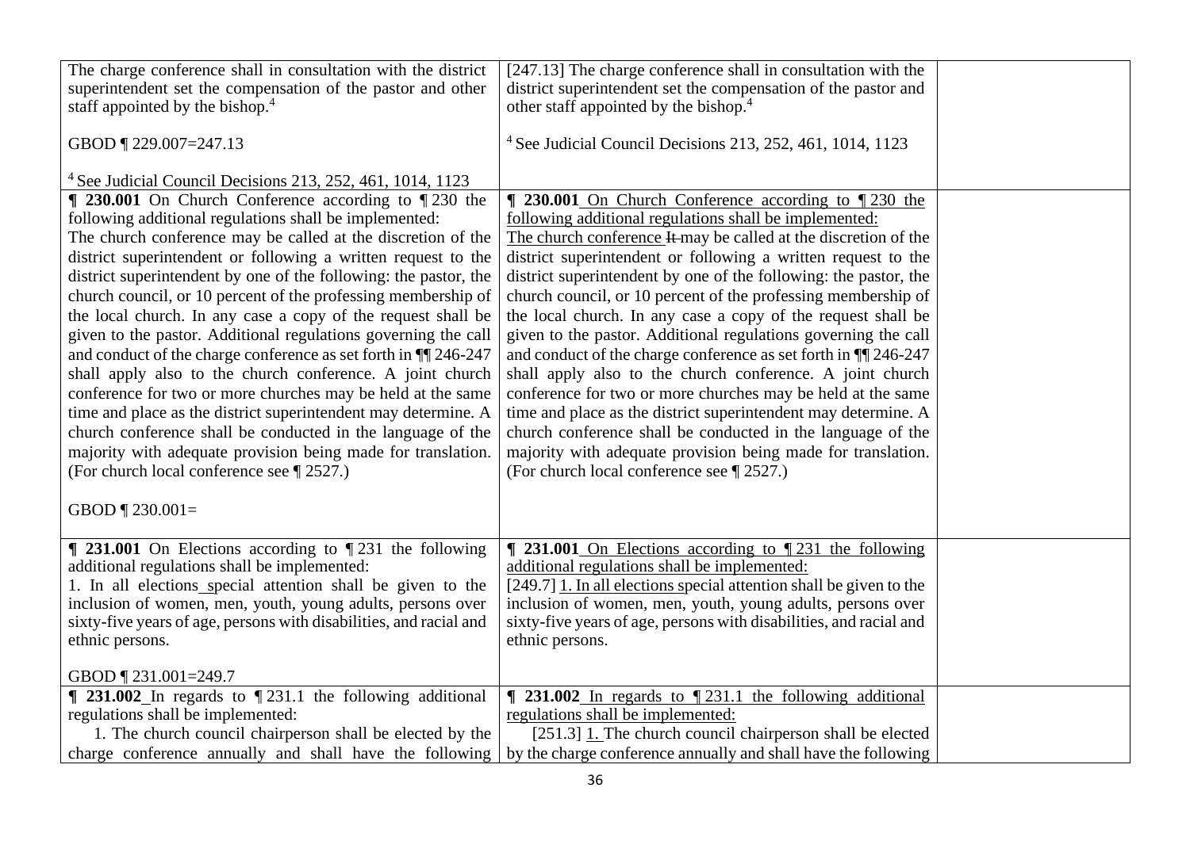| | | |
|---|---|---|
| The charge conference shall in consultation with the district superintendent set the compensation of the pastor and other staff appointed by the bishop.[4]<br><br>GBOD ¶ 229.007=247.13<br><br>[4] See Judicial Council Decisions 213, 252, 461, 1014, 1123 | [247.13] The charge conference shall in consultation with the district superintendent set the compensation of the pastor and other staff appointed by the bishop.[4]<br><br>[4] See Judicial Council Decisions 213, 252, 461, 1014, 1123 | |
| **¶ 230.001** On Church Conference according to ¶ 230 the following additional regulations shall be implemented:<br>The church conference may be called at the discretion of the district superintendent or following a written request to the district superintendent by one of the following: the pastor, the church council, or 10 percent of the professing membership of the local church. In any case a copy of the request shall be given to the pastor. Additional regulations governing the call and conduct of the charge conference as set forth in ¶¶ 246-247 shall apply also to the church conference. A joint church conference for two or more churches may be held at the same time and place as the district superintendent may determine. A church conference shall be conducted in the language of the majority with adequate provision being made for translation. (For church local conference see ¶ 2527.)<br><br>GBOD ¶ 230.001= | **¶ 230.001** <u>On Church Conference according to ¶ 230 the following additional regulations shall be implemented:</u><br><u>The church conference</u> ~~It~~ may be called at the discretion of the district superintendent or following a written request to the district superintendent by one of the following: the pastor, the church council, or 10 percent of the professing membership of the local church. In any case a copy of the request shall be given to the pastor. Additional regulations governing the call and conduct of the charge conference as set forth in ¶¶ 246-247 shall apply also to the church conference. A joint church conference for two or more churches may be held at the same time and place as the district superintendent may determine. A church conference shall be conducted in the language of the majority with adequate provision being made for translation. (For church local conference see ¶ 2527.) | |
| **¶ 231.001** On Elections according to ¶ 231 the following additional regulations shall be implemented:<br>1. In all elections special attention shall be given to the inclusion of women, men, youth, young adults, persons over sixty-five years of age, persons with disabilities, and racial and ethnic persons.<br><br>GBOD ¶ 231.001=249.7 | **¶ 231.001** <u>On Elections according to ¶ 231 the following additional regulations shall be implemented:</u><br>[249.7] <u>1. In all elections s</u>pecial attention shall be given to the inclusion of women, men, youth, young adults, persons over sixty-five years of age, persons with disabilities, and racial and ethnic persons. | |
| **¶ 231.002** In regards to ¶ 231.1 the following additional regulations shall be implemented:<br>1. The church council chairperson shall be elected by the charge conference annually and shall have the following | **¶ 231.002** <u>In regards to ¶ 231.1 the following additional regulations shall be implemented:</u><br>[251.3] <u>1.</u> The church council chairperson shall be elected by the charge conference annually and shall have the following | |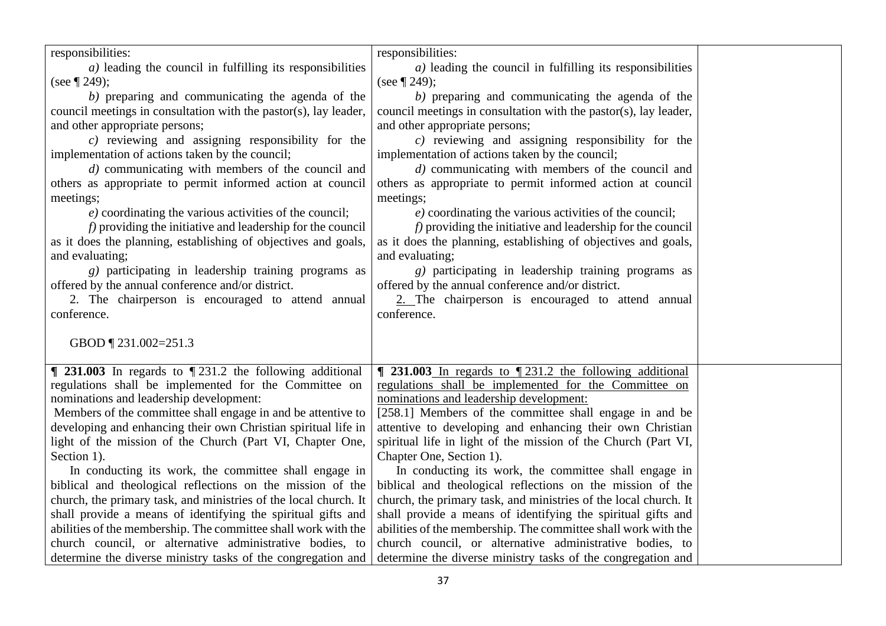| | | |
|---|---|---|
| responsibilities:<br>*a)* leading the council in fulfilling its responsibilities (see ¶ 249);<br>*b)* preparing and communicating the agenda of the council meetings in consultation with the pastor(s), lay leader, and other appropriate persons;<br>*c)* reviewing and assigning responsibility for the implementation of actions taken by the council;<br>*d)* communicating with members of the council and others as appropriate to permit informed action at council meetings;<br>*e)* coordinating the various activities of the council;<br>*f)* providing the initiative and leadership for the council as it does the planning, establishing of objectives and goals, and evaluating;<br>*g)* participating in leadership training programs as offered by the annual conference and/or district.<br>2. The chairperson is encouraged to attend annual conference.<br><br>GBOD ¶ 231.002=251.3 | responsibilities:<br>*a)* leading the council in fulfilling its responsibilities (see ¶ 249);<br>*b)* preparing and communicating the agenda of the council meetings in consultation with the pastor(s), lay leader, and other appropriate persons;<br>*c)* reviewing and assigning responsibility for the implementation of actions taken by the council;<br>*d)* communicating with members of the council and others as appropriate to permit informed action at council meetings;<br>*e)* coordinating the various activities of the council;<br>*f)* providing the initiative and leadership for the council as it does the planning, establishing of objectives and goals, and evaluating;<br>*g)* participating in leadership training programs as offered by the annual conference and/or district.<br><u>2.</u> The chairperson is encouraged to attend annual conference. | |
| **¶ 231.003** In regards to ¶ 231.2 the following additional regulations shall be implemented for the Committee on nominations and leadership development:<br>Members of the committee shall engage in and be attentive to developing and enhancing their own Christian spiritual life in light of the mission of the Church (Part VI, Chapter One, Section 1).<br>In conducting its work, the committee shall engage in biblical and theological reflections on the mission of the church, the primary task, and ministries of the local church. It shall provide a means of identifying the spiritual gifts and abilities of the membership. The committee shall work with the church council, or alternative administrative bodies, to determine the diverse ministry tasks of the congregation and | **¶ 231.003** <u>In regards to ¶ 231.2 the following additional regulations shall be implemented for the Committee on nominations and leadership development:</u><br>[258.1] Members of the committee shall engage in and be attentive to developing and enhancing their own Christian spiritual life in light of the mission of the Church (Part VI, Chapter One, Section 1).<br>In conducting its work, the committee shall engage in biblical and theological reflections on the mission of the church, the primary task, and ministries of the local church. It shall provide a means of identifying the spiritual gifts and abilities of the membership. The committee shall work with the church council, or alternative administrative bodies, to determine the diverse ministry tasks of the congregation and | |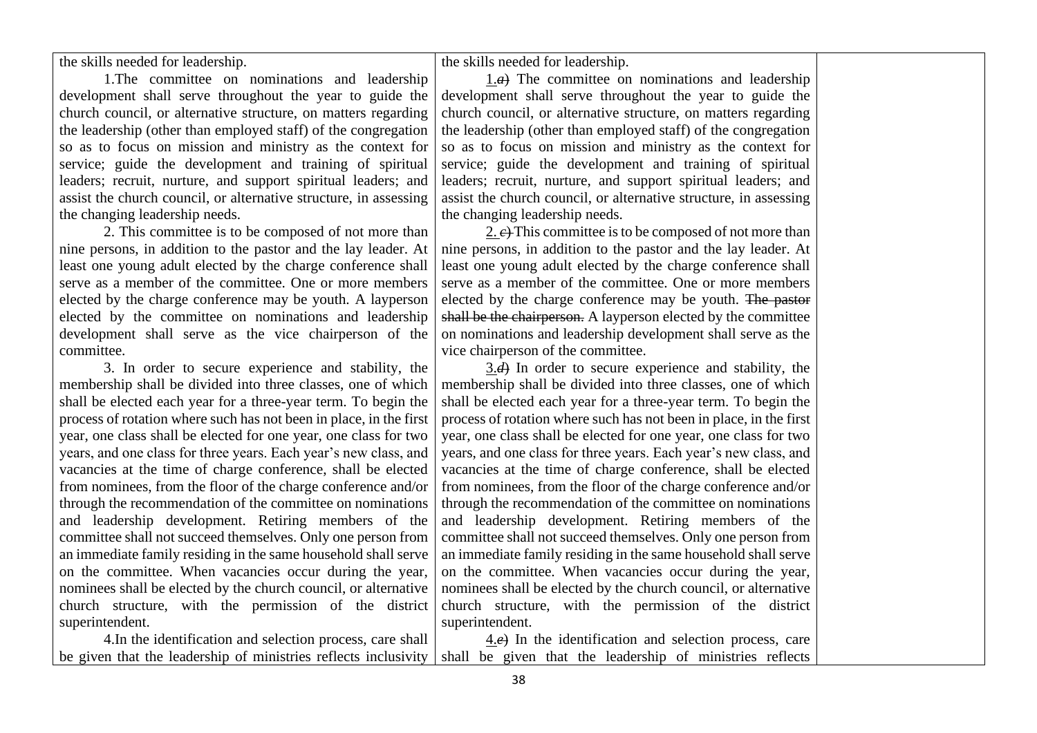| | | |
|---|---|---|
| the skills needed for leadership.<br><br>1.The committee on nominations and leadership development shall serve throughout the year to guide the church council, or alternative structure, on matters regarding the leadership (other than employed staff) of the congregation so as to focus on mission and ministry as the context for service; guide the development and training of spiritual leaders; recruit, nurture, and support spiritual leaders; and assist the church council, or alternative structure, in assessing the changing leadership needs.<br><br>2. This committee is to be composed of not more than nine persons, in addition to the pastor and the lay leader. At least one young adult elected by the charge conference shall serve as a member of the committee. One or more members elected by the charge conference may be youth. A layperson elected by the committee on nominations and leadership development shall serve as the vice chairperson of the committee.<br><br>3. In order to secure experience and stability, the membership shall be divided into three classes, one of which shall be elected each year for a three-year term. To begin the process of rotation where such has not been in place, in the first year, one class shall be elected for one year, one class for two years, and one class for three years. Each year's new class, and vacancies at the time of charge conference, shall be elected from nominees, from the floor of the charge conference and/or through the recommendation of the committee on nominations and leadership development. Retiring members of the committee shall not succeed themselves. Only one person from an immediate family residing in the same household shall serve on the committee. When vacancies occur during the year, nominees shall be elected by the church council, or alternative church structure, with the permission of the district superintendent.<br><br>4.In the identification and selection process, care shall be given that the leadership of ministries reflects inclusivity | the skills needed for leadership.<br><br>1.~~a)~~ The committee on nominations and leadership development shall serve throughout the year to guide the church council, or alternative structure, on matters regarding the leadership (other than employed staff) of the congregation so as to focus on mission and ministry as the context for service; guide the development and training of spiritual leaders; recruit, nurture, and support spiritual leaders; and assist the church council, or alternative structure, in assessing the changing leadership needs.<br><br>2. ~~c)~~ This committee is to be composed of not more than nine persons, in addition to the pastor and the lay leader. At least one young adult elected by the charge conference shall serve as a member of the committee. One or more members elected by the charge conference may be youth. ~~The pastor shall be the chairperson.~~ A layperson elected by the committee on nominations and leadership development shall serve as the vice chairperson of the committee.<br><br>3.~~d)~~ In order to secure experience and stability, the membership shall be divided into three classes, one of which shall be elected each year for a three-year term. To begin the process of rotation where such has not been in place, in the first year, one class shall be elected for one year, one class for two years, and one class for three years. Each year's new class, and vacancies at the time of charge conference, shall be elected from nominees, from the floor of the charge conference and/or through the recommendation of the committee on nominations and leadership development. Retiring members of the committee shall not succeed themselves. Only one person from an immediate family residing in the same household shall serve on the committee. When vacancies occur during the year, nominees shall be elected by the church council, or alternative church structure, with the permission of the district superintendent.<br><br>4.~~e)~~ In the identification and selection process, care shall be given that the leadership of ministries reflects | |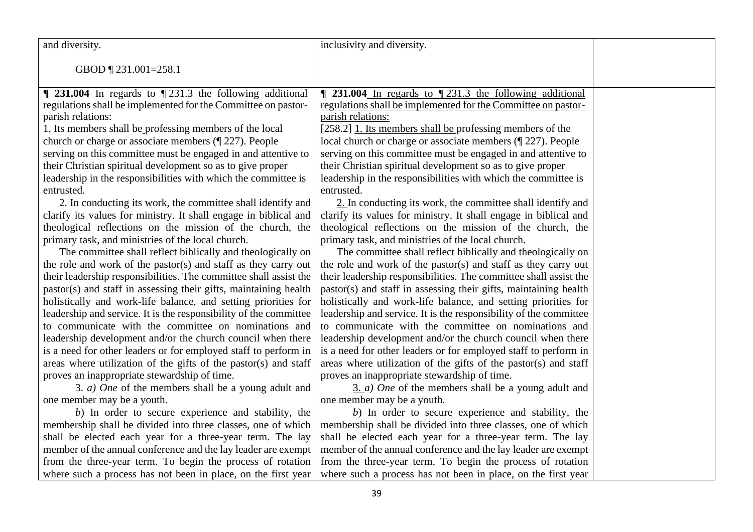| | | |
|---|---|---|
| and diversity.<br><br>GBOD ¶ 231.001=258.1 | inclusivity and diversity. | |
| **¶ 231.004** In regards to ¶ 231.3 the following additional regulations shall be implemented for the Committee on pastor-parish relations:<br>1. Its members shall be professing members of the local church or charge or associate members (¶ 227). People serving on this committee must be engaged in and attentive to their Christian spiritual development so as to give proper leadership in the responsibilities with which the committee is entrusted.<br>2. In conducting its work, the committee shall identify and clarify its values for ministry. It shall engage in biblical and theological reflections on the mission of the church, the primary task, and ministries of the local church.<br>The committee shall reflect biblically and theologically on the role and work of the pastor(s) and staff as they carry out their leadership responsibilities. The committee shall assist the pastor(s) and staff in assessing their gifts, maintaining health holistically and work-life balance, and setting priorities for leadership and service. It is the responsibility of the committee to communicate with the committee on nominations and leadership development and/or the church council when there is a need for other leaders or for employed staff to perform in areas where utilization of the gifts of the pastor(s) and staff proves an inappropriate stewardship of time.<br>3. *a) One* of the members shall be a young adult and one member may be a youth.<br>*b*) In order to secure experience and stability, the membership shall be divided into three classes, one of which shall be elected each year for a three-year term. The lay member of the annual conference and the lay leader are exempt from the three-year term. To begin the process of rotation where such a process has not been in place, on the first year | **¶ 231.004** In regards to ¶ 231.3 the following additional regulations shall be implemented for the Committee on pastor-parish relations:<br>[258.2] 1. Its members shall be professing members of the local church or charge or associate members (¶ 227). People serving on this committee must be engaged in and attentive to their Christian spiritual development so as to give proper leadership in the responsibilities with which the committee is entrusted.<br>2. In conducting its work, the committee shall identify and clarify its values for ministry. It shall engage in biblical and theological reflections on the mission of the church, the primary task, and ministries of the local church.<br>The committee shall reflect biblically and theologically on the role and work of the pastor(s) and staff as they carry out their leadership responsibilities. The committee shall assist the pastor(s) and staff in assessing their gifts, maintaining health holistically and work-life balance, and setting priorities for leadership and service. It is the responsibility of the committee to communicate with the committee on nominations and leadership development and/or the church council when there is a need for other leaders or for employed staff to perform in areas where utilization of the gifts of the pastor(s) and staff proves an inappropriate stewardship of time.<br>3. *a) One* of the members shall be a young adult and one member may be a youth.<br>*b*) In order to secure experience and stability, the membership shall be divided into three classes, one of which shall be elected each year for a three-year term. The lay member of the annual conference and the lay leader are exempt from the three-year term. To begin the process of rotation where such a process has not been in place, on the first year | |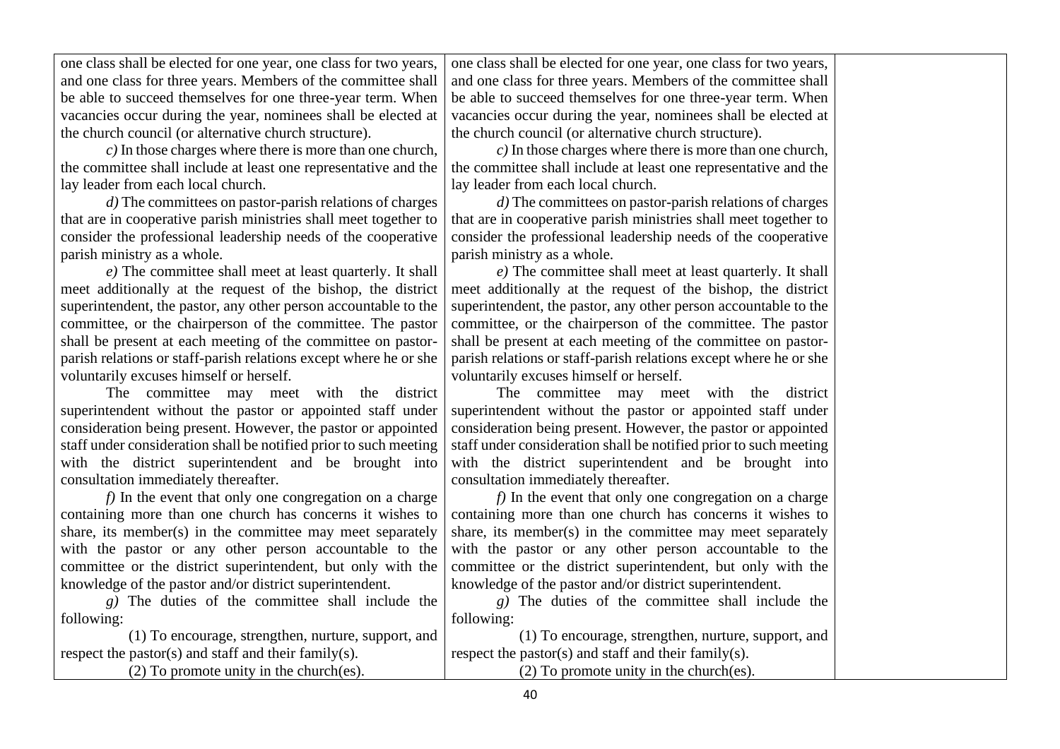| | | |
|---|---|---|
| one class shall be elected for one year, one class for two years, and one class for three years. Members of the committee shall be able to succeed themselves for one three-year term. When vacancies occur during the year, nominees shall be elected at the church council (or alternative church structure).<br>*c)* In those charges where there is more than one church, the committee shall include at least one representative and the lay leader from each local church.<br>*d)* The committees on pastor-parish relations of charges that are in cooperative parish ministries shall meet together to consider the professional leadership needs of the cooperative parish ministry as a whole.<br>*e)* The committee shall meet at least quarterly. It shall meet additionally at the request of the bishop, the district superintendent, the pastor, any other person accountable to the committee, or the chairperson of the committee. The pastor shall be present at each meeting of the committee on pastor-parish relations or staff-parish relations except where he or she voluntarily excuses himself or herself.<br>The committee may meet with the district superintendent without the pastor or appointed staff under consideration being present. However, the pastor or appointed staff under consideration shall be notified prior to such meeting with the district superintendent and be brought into consultation immediately thereafter.<br>*f)* In the event that only one congregation on a charge containing more than one church has concerns it wishes to share, its member(s) in the committee may meet separately with the pastor or any other person accountable to the committee or the district superintendent, but only with the knowledge of the pastor and/or district superintendent.<br>*g)* The duties of the committee shall include the following:<br>(1) To encourage, strengthen, nurture, support, and respect the pastor(s) and staff and their family(s).<br>(2) To promote unity in the church(es). | one class shall be elected for one year, one class for two years, and one class for three years. Members of the committee shall be able to succeed themselves for one three-year term. When vacancies occur during the year, nominees shall be elected at the church council (or alternative church structure).<br>*c)* In those charges where there is more than one church, the committee shall include at least one representative and the lay leader from each local church.<br>*d)* The committees on pastor-parish relations of charges that are in cooperative parish ministries shall meet together to consider the professional leadership needs of the cooperative parish ministry as a whole.<br>*e)* The committee shall meet at least quarterly. It shall meet additionally at the request of the bishop, the district superintendent, the pastor, any other person accountable to the committee, or the chairperson of the committee. The pastor shall be present at each meeting of the committee on pastor-parish relations or staff-parish relations except where he or she voluntarily excuses himself or herself.<br>The committee may meet with the district superintendent without the pastor or appointed staff under consideration being present. However, the pastor or appointed staff under consideration shall be notified prior to such meeting with the district superintendent and be brought into consultation immediately thereafter.<br>*f)* In the event that only one congregation on a charge containing more than one church has concerns it wishes to share, its member(s) in the committee may meet separately with the pastor or any other person accountable to the committee or the district superintendent, but only with the knowledge of the pastor and/or district superintendent.<br>*g)* The duties of the committee shall include the following:<br>(1) To encourage, strengthen, nurture, support, and respect the pastor(s) and staff and their family(s).<br>(2) To promote unity in the church(es). | |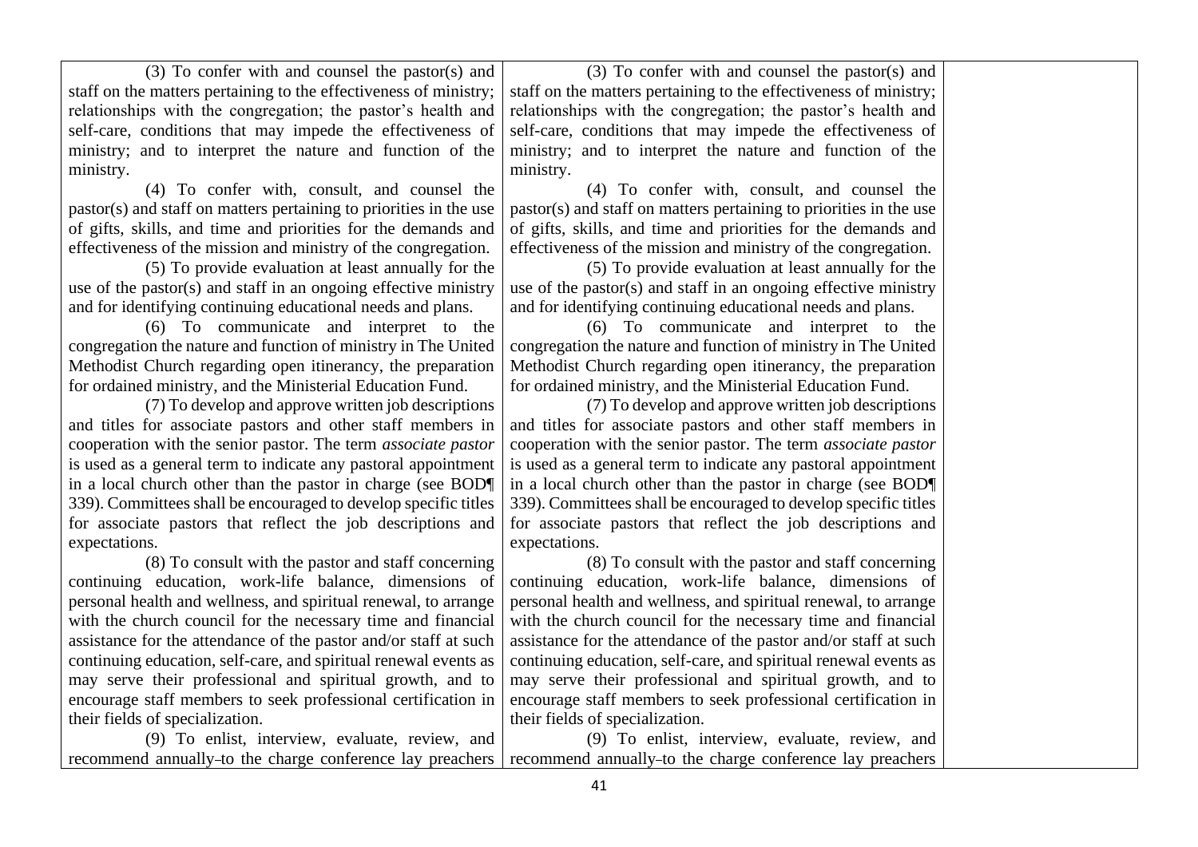| | | |
|---|---|---|
| (3) To confer with and counsel the pastor(s) and staff on the matters pertaining to the effectiveness of ministry; relationships with the congregation; the pastor's health and self-care, conditions that may impede the effectiveness of ministry; and to interpret the nature and function of the ministry.<br><br>(4) To confer with, consult, and counsel the pastor(s) and staff on matters pertaining to priorities in the use of gifts, skills, and time and priorities for the demands and effectiveness of the mission and ministry of the congregation.<br><br>(5) To provide evaluation at least annually for the use of the pastor(s) and staff in an ongoing effective ministry and for identifying continuing educational needs and plans.<br><br>(6) To communicate and interpret to the congregation the nature and function of ministry in The United Methodist Church regarding open itinerancy, the preparation for ordained ministry, and the Ministerial Education Fund.<br><br>(7) To develop and approve written job descriptions and titles for associate pastors and other staff members in cooperation with the senior pastor. The term *associate pastor* is used as a general term to indicate any pastoral appointment in a local church other than the pastor in charge (see BOD¶ 339). Committees shall be encouraged to develop specific titles for associate pastors that reflect the job descriptions and expectations.<br><br>(8) To consult with the pastor and staff concerning continuing education, work-life balance, dimensions of personal health and wellness, and spiritual renewal, to arrange with the church council for the necessary time and financial assistance for the attendance of the pastor and/or staff at such continuing education, self-care, and spiritual renewal events as may serve their professional and spiritual growth, and to encourage staff members to seek professional certification in their fields of specialization.<br><br>(9) To enlist, interview, evaluate, review, and recommend annually to the charge conference lay preachers | (3) To confer with and counsel the pastor(s) and staff on the matters pertaining to the effectiveness of ministry; relationships with the congregation; the pastor's health and self-care, conditions that may impede the effectiveness of ministry; and to interpret the nature and function of the ministry.<br><br>(4) To confer with, consult, and counsel the pastor(s) and staff on matters pertaining to priorities in the use of gifts, skills, and time and priorities for the demands and effectiveness of the mission and ministry of the congregation.<br><br>(5) To provide evaluation at least annually for the use of the pastor(s) and staff in an ongoing effective ministry and for identifying continuing educational needs and plans.<br><br>(6) To communicate and interpret to the congregation the nature and function of ministry in The United Methodist Church regarding open itinerancy, the preparation for ordained ministry, and the Ministerial Education Fund.<br><br>(7) To develop and approve written job descriptions and titles for associate pastors and other staff members in cooperation with the senior pastor. The term *associate pastor* is used as a general term to indicate any pastoral appointment in a local church other than the pastor in charge (see BOD¶ 339). Committees shall be encouraged to develop specific titles for associate pastors that reflect the job descriptions and expectations.<br><br>(8) To consult with the pastor and staff concerning continuing education, work-life balance, dimensions of personal health and wellness, and spiritual renewal, to arrange with the church council for the necessary time and financial assistance for the attendance of the pastor and/or staff at such continuing education, self-care, and spiritual renewal events as may serve their professional and spiritual growth, and to encourage staff members to seek professional certification in their fields of specialization.<br><br>(9) To enlist, interview, evaluate, review, and recommend annually to the charge conference lay preachers | |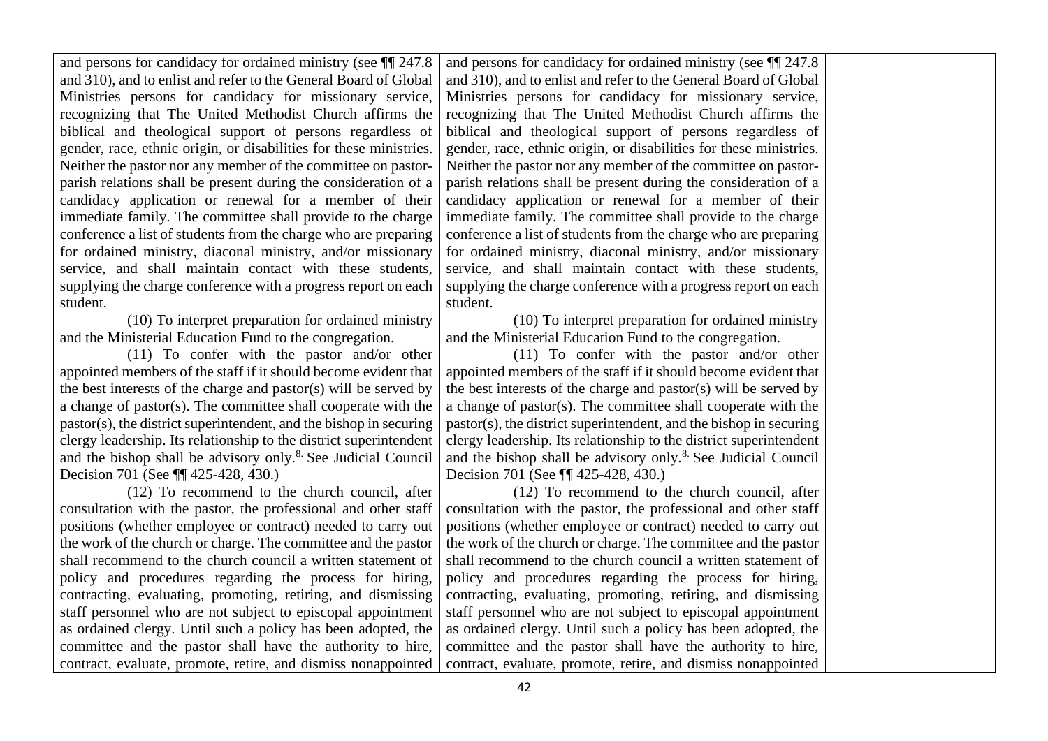| | | |
|---|---|---|
| and-persons for candidacy for ordained ministry (see ¶¶ 247.8 and 310), and to enlist and refer to the General Board of Global Ministries persons for candidacy for missionary service, recognizing that The United Methodist Church affirms the biblical and theological support of persons regardless of gender, race, ethnic origin, or disabilities for these ministries. Neither the pastor nor any member of the committee on pastor-parish relations shall be present during the consideration of a candidacy application or renewal for a member of their immediate family. The committee shall provide to the charge conference a list of students from the charge who are preparing for ordained ministry, diaconal ministry, and/or missionary service, and shall maintain contact with these students, supplying the charge conference with a progress report on each student.<br>(10) To interpret preparation for ordained ministry and the Ministerial Education Fund to the congregation.<br>(11) To confer with the pastor and/or other appointed members of the staff if it should become evident that the best interests of the charge and pastor(s) will be served by a change of pastor(s). The committee shall cooperate with the pastor(s), the district superintendent, and the bishop in securing clergy leadership. Its relationship to the district superintendent and the bishop shall be advisory only.[8.] See Judicial Council Decision 701 (See ¶¶ 425-428, 430.)<br>(12) To recommend to the church council, after consultation with the pastor, the professional and other staff positions (whether employee or contract) needed to carry out the work of the church or charge. The committee and the pastor shall recommend to the church council a written statement of policy and procedures regarding the process for hiring, contracting, evaluating, promoting, retiring, and dismissing staff personnel who are not subject to episcopal appointment as ordained clergy. Until such a policy has been adopted, the committee and the pastor shall have the authority to hire, contract, evaluate, promote, retire, and dismiss nonappointed | and-persons for candidacy for ordained ministry (see ¶¶ 247.8 and 310), and to enlist and refer to the General Board of Global Ministries persons for candidacy for missionary service, recognizing that The United Methodist Church affirms the biblical and theological support of persons regardless of gender, race, ethnic origin, or disabilities for these ministries. Neither the pastor nor any member of the committee on pastor-parish relations shall be present during the consideration of a candidacy application or renewal for a member of their immediate family. The committee shall provide to the charge conference a list of students from the charge who are preparing for ordained ministry, diaconal ministry, and/or missionary service, and shall maintain contact with these students, supplying the charge conference with a progress report on each student.<br>(10) To interpret preparation for ordained ministry and the Ministerial Education Fund to the congregation.<br>(11) To confer with the pastor and/or other appointed members of the staff if it should become evident that the best interests of the charge and pastor(s) will be served by a change of pastor(s). The committee shall cooperate with the pastor(s), the district superintendent, and the bishop in securing clergy leadership. Its relationship to the district superintendent and the bishop shall be advisory only.[8.] See Judicial Council Decision 701 (See ¶¶ 425-428, 430.)<br>(12) To recommend to the church council, after consultation with the pastor, the professional and other staff positions (whether employee or contract) needed to carry out the work of the church or charge. The committee and the pastor shall recommend to the church council a written statement of policy and procedures regarding the process for hiring, contracting, evaluating, promoting, retiring, and dismissing staff personnel who are not subject to episcopal appointment as ordained clergy. Until such a policy has been adopted, the committee and the pastor shall have the authority to hire, contract, evaluate, promote, retire, and dismiss nonappointed | |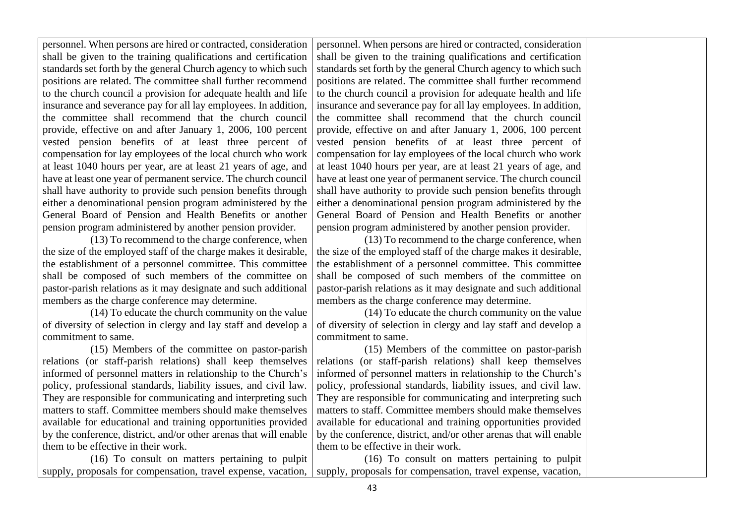| | | |
|---|---|---|
| personnel. When persons are hired or contracted, consideration shall be given to the training qualifications and certification standards set forth by the general Church agency to which such positions are related. The committee shall further recommend to the church council a provision for adequate health and life insurance and severance pay for all lay employees. In addition, the committee shall recommend that the church council provide, effective on and after January 1, 2006, 100 percent vested pension benefits of at least three percent of compensation for lay employees of the local church who work at least 1040 hours per year, are at least 21 years of age, and have at least one year of permanent service. The church council shall have authority to provide such pension benefits through either a denominational pension program administered by the General Board of Pension and Health Benefits or another pension program administered by another pension provider.<br><br>(13) To recommend to the charge conference, when the size of the employed staff of the charge makes it desirable, the establishment of a personnel committee. This committee shall be composed of such members of the committee on pastor-parish relations as it may designate and such additional members as the charge conference may determine.<br><br>(14) To educate the church community on the value of diversity of selection in clergy and lay staff and develop a commitment to same.<br><br>(15) Members of the committee on pastor-parish relations (or staff-parish relations) shall keep themselves informed of personnel matters in relationship to the Church's policy, professional standards, liability issues, and civil law. They are responsible for communicating and interpreting such matters to staff. Committee members should make themselves available for educational and training opportunities provided by the conference, district, and/or other arenas that will enable them to be effective in their work.<br><br>(16) To consult on matters pertaining to pulpit supply, proposals for compensation, travel expense, vacation, | personnel. When persons are hired or contracted, consideration shall be given to the training qualifications and certification standards set forth by the general Church agency to which such positions are related. The committee shall further recommend to the church council a provision for adequate health and life insurance and severance pay for all lay employees. In addition, the committee shall recommend that the church council provide, effective on and after January 1, 2006, 100 percent vested pension benefits of at least three percent of compensation for lay employees of the local church who work at least 1040 hours per year, are at least 21 years of age, and have at least one year of permanent service. The church council shall have authority to provide such pension benefits through either a denominational pension program administered by the General Board of Pension and Health Benefits or another pension program administered by another pension provider.<br><br>(13) To recommend to the charge conference, when the size of the employed staff of the charge makes it desirable, the establishment of a personnel committee. This committee shall be composed of such members of the committee on pastor-parish relations as it may designate and such additional members as the charge conference may determine.<br><br>(14) To educate the church community on the value of diversity of selection in clergy and lay staff and develop a commitment to same.<br><br>(15) Members of the committee on pastor-parish relations (or staff-parish relations) shall keep themselves informed of personnel matters in relationship to the Church's policy, professional standards, liability issues, and civil law. They are responsible for communicating and interpreting such matters to staff. Committee members should make themselves available for educational and training opportunities provided by the conference, district, and/or other arenas that will enable them to be effective in their work.<br><br>(16) To consult on matters pertaining to pulpit supply, proposals for compensation, travel expense, vacation, | |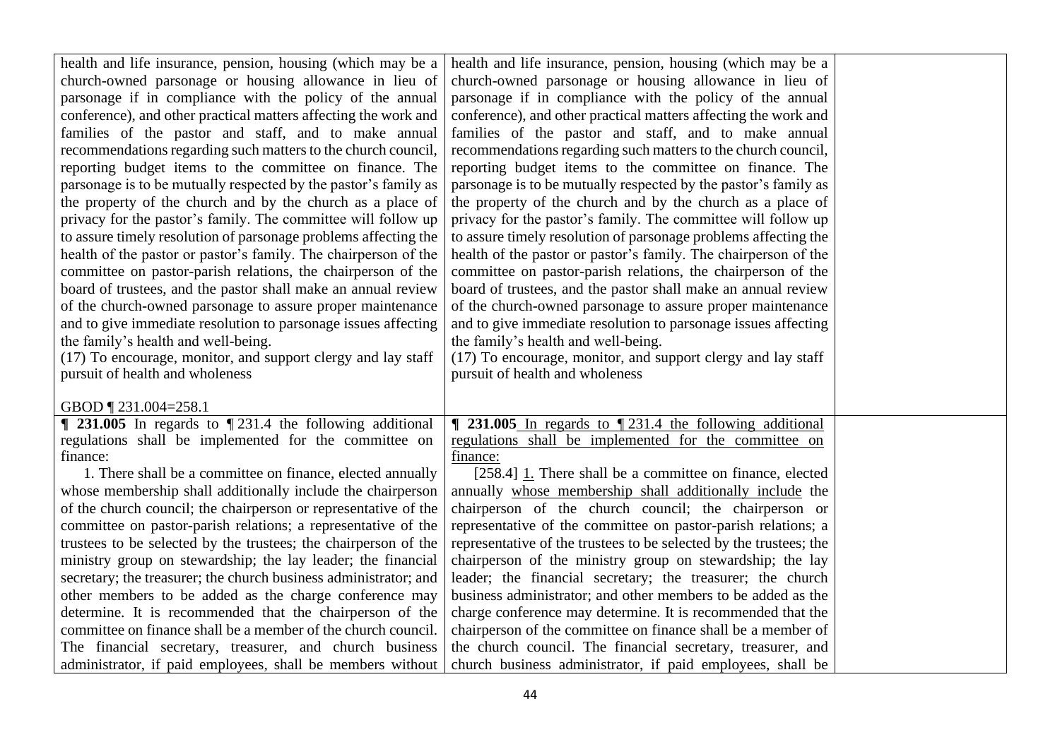| | | |
|---|---|---|
| health and life insurance, pension, housing (which may be a church-owned parsonage or housing allowance in lieu of parsonage if in compliance with the policy of the annual conference), and other practical matters affecting the work and families of the pastor and staff, and to make annual recommendations regarding such matters to the church council, reporting budget items to the committee on finance. The parsonage is to be mutually respected by the pastor's family as the property of the church and by the church as a place of privacy for the pastor's family. The committee will follow up to assure timely resolution of parsonage problems affecting the health of the pastor or pastor's family. The chairperson of the committee on pastor-parish relations, the chairperson of the board of trustees, and the pastor shall make an annual review of the church-owned parsonage to assure proper maintenance and to give immediate resolution to parsonage issues affecting the family's health and well-being.<br>(17) To encourage, monitor, and support clergy and lay staff pursuit of health and wholeness<br><br>GBOD ¶ 231.004=258.1 | health and life insurance, pension, housing (which may be a church-owned parsonage or housing allowance in lieu of parsonage if in compliance with the policy of the annual conference), and other practical matters affecting the work and families of the pastor and staff, and to make annual recommendations regarding such matters to the church council, reporting budget items to the committee on finance. The parsonage is to be mutually respected by the pastor's family as the property of the church and by the church as a place of privacy for the pastor's family. The committee will follow up to assure timely resolution of parsonage problems affecting the health of the pastor or pastor's family. The chairperson of the committee on pastor-parish relations, the chairperson of the board of trustees, and the pastor shall make an annual review of the church-owned parsonage to assure proper maintenance and to give immediate resolution to parsonage issues affecting the family's health and well-being.<br>(17) To encourage, monitor, and support clergy and lay staff pursuit of health and wholeness | |
| **¶ 231.005** In regards to ¶ 231.4 the following additional regulations shall be implemented for the committee on finance:<br>1. There shall be a committee on finance, elected annually whose membership shall additionally include the chairperson of the church council; the chairperson or representative of the committee on pastor-parish relations; a representative of the trustees to be selected by the trustees; the chairperson of the ministry group on stewardship; the lay leader; the financial secretary; the treasurer; the church business administrator; and other members to be added as the charge conference may determine. It is recommended that the chairperson of the committee on finance shall be a member of the church council. The financial secretary, treasurer, and church business administrator, if paid employees, shall be members without | **¶ 231.005** <u>In regards to ¶ 231.4 the following additional regulations shall be implemented for the committee on finance:</u><br>[258.4] <u>1.</u> There shall be a committee on finance, elected annually <u>whose membership shall additionally include</u> the chairperson of the church council; the chairperson or representative of the committee on pastor-parish relations; a representative of the trustees to be selected by the trustees; the chairperson of the ministry group on stewardship; the lay leader; the financial secretary; the treasurer; the church business administrator; and other members to be added as the charge conference may determine. It is recommended that the chairperson of the committee on finance shall be a member of the church council. The financial secretary, treasurer, and church business administrator, if paid employees, shall be | |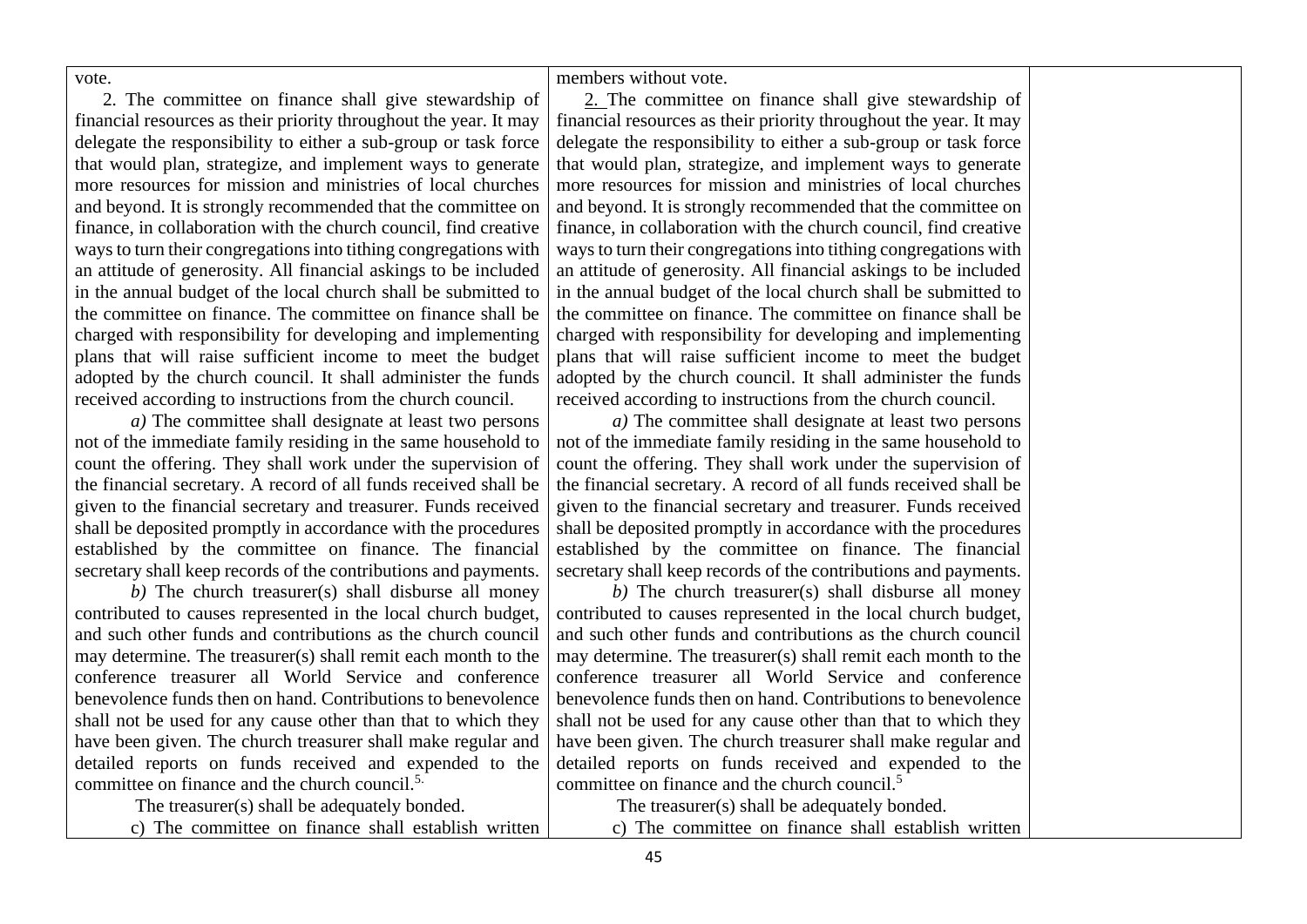| | | |
|---|---|---|
| vote.<br><br>2. The committee on finance shall give stewardship of financial resources as their priority throughout the year. It may delegate the responsibility to either a sub-group or task force that would plan, strategize, and implement ways to generate more resources for mission and ministries of local churches and beyond. It is strongly recommended that the committee on finance, in collaboration with the church council, find creative ways to turn their congregations into tithing congregations with an attitude of generosity. All financial askings to be included in the annual budget of the local church shall be submitted to the committee on finance. The committee on finance shall be charged with responsibility for developing and implementing plans that will raise sufficient income to meet the budget adopted by the church council. It shall administer the funds received according to instructions from the church council.<br><br>*a)* The committee shall designate at least two persons not of the immediate family residing in the same household to count the offering. They shall work under the supervision of the financial secretary. A record of all funds received shall be given to the financial secretary and treasurer. Funds received shall be deposited promptly in accordance with the procedures established by the committee on finance. The financial secretary shall keep records of the contributions and payments.<br><br>*b)* The church treasurer(s) shall disburse all money contributed to causes represented in the local church budget, and such other funds and contributions as the church council may determine. The treasurer(s) shall remit each month to the conference treasurer all World Service and conference benevolence funds then on hand. Contributions to benevolence shall not be used for any cause other than that to which they have been given. The church treasurer shall make regular and detailed reports on funds received and expended to the committee on finance and the church council.[5.]<br><br>The treasurer(s) shall be adequately bonded.<br><br>c) The committee on finance shall establish written | members without vote.<br><br><u>2.</u> The committee on finance shall give stewardship of financial resources as their priority throughout the year. It may delegate the responsibility to either a sub-group or task force that would plan, strategize, and implement ways to generate more resources for mission and ministries of local churches and beyond. It is strongly recommended that the committee on finance, in collaboration with the church council, find creative ways to turn their congregations into tithing congregations with an attitude of generosity. All financial askings to be included in the annual budget of the local church shall be submitted to the committee on finance. The committee on finance shall be charged with responsibility for developing and implementing plans that will raise sufficient income to meet the budget adopted by the church council. It shall administer the funds received according to instructions from the church council.<br><br>*a)* The committee shall designate at least two persons not of the immediate family residing in the same household to count the offering. They shall work under the supervision of the financial secretary. A record of all funds received shall be given to the financial secretary and treasurer. Funds received shall be deposited promptly in accordance with the procedures established by the committee on finance. The financial secretary shall keep records of the contributions and payments.<br><br>*b)* The church treasurer(s) shall disburse all money contributed to causes represented in the local church budget, and such other funds and contributions as the church council may determine. The treasurer(s) shall remit each month to the conference treasurer all World Service and conference benevolence funds then on hand. Contributions to benevolence shall not be used for any cause other than that to which they have been given. The church treasurer shall make regular and detailed reports on funds received and expended to the committee on finance and the church council.[5]<br><br>The treasurer(s) shall be adequately bonded.<br><br>c) The committee on finance shall establish written | |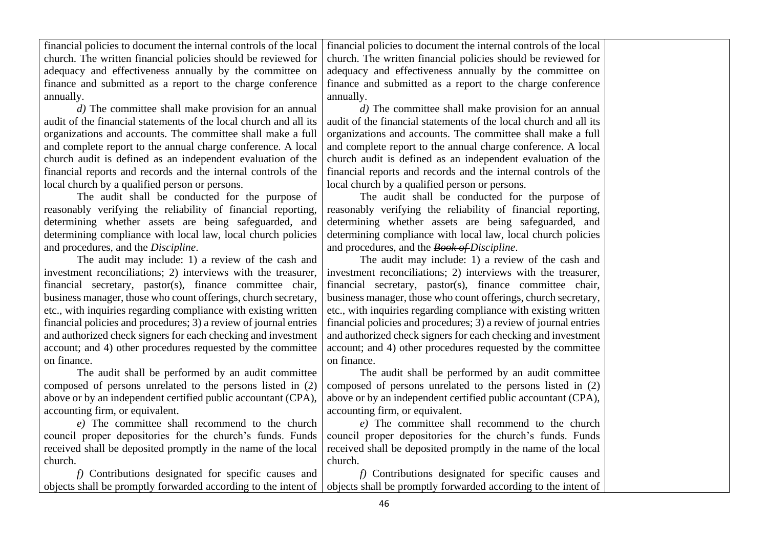| | | |
|---|---|---|
| financial policies to document the internal controls of the local church. The written financial policies should be reviewed for adequacy and effectiveness annually by the committee on finance and submitted as a report to the charge conference annually.<br><br>*d)* The committee shall make provision for an annual audit of the financial statements of the local church and all its organizations and accounts. The committee shall make a full and complete report to the annual charge conference. A local church audit is defined as an independent evaluation of the financial reports and records and the internal controls of the local church by a qualified person or persons.<br><br>The audit shall be conducted for the purpose of reasonably verifying the reliability of financial reporting, determining whether assets are being safeguarded, and determining compliance with local law, local church policies and procedures, and the *Discipline*.<br><br>The audit may include: 1) a review of the cash and investment reconciliations; 2) interviews with the treasurer, financial secretary, pastor(s), finance committee chair, business manager, those who count offerings, church secretary, etc., with inquiries regarding compliance with existing written financial policies and procedures; 3) a review of journal entries and authorized check signers for each checking and investment account; and 4) other procedures requested by the committee on finance.<br><br>The audit shall be performed by an audit committee composed of persons unrelated to the persons listed in (2) above or by an independent certified public accountant (CPA), accounting firm, or equivalent.<br><br>*e)* The committee shall recommend to the church council proper depositories for the church's funds. Funds received shall be deposited promptly in the name of the local church.<br><br>*f)* Contributions designated for specific causes and objects shall be promptly forwarded according to the intent of | financial policies to document the internal controls of the local church. The written financial policies should be reviewed for adequacy and effectiveness annually by the committee on finance and submitted as a report to the charge conference annually.<br><br>*d)* The committee shall make provision for an annual audit of the financial statements of the local church and all its organizations and accounts. The committee shall make a full and complete report to the annual charge conference. A local church audit is defined as an independent evaluation of the financial reports and records and the internal controls of the local church by a qualified person or persons.<br><br>The audit shall be conducted for the purpose of reasonably verifying the reliability of financial reporting, determining whether assets are being safeguarded, and determining compliance with local law, local church policies and procedures, and the ~~***Book of***~~ *Discipline*.<br><br>The audit may include: 1) a review of the cash and investment reconciliations; 2) interviews with the treasurer, financial secretary, pastor(s), finance committee chair, business manager, those who count offerings, church secretary, etc., with inquiries regarding compliance with existing written financial policies and procedures; 3) a review of journal entries and authorized check signers for each checking and investment account; and 4) other procedures requested by the committee on finance.<br><br>The audit shall be performed by an audit committee composed of persons unrelated to the persons listed in (2) above or by an independent certified public accountant (CPA), accounting firm, or equivalent.<br><br>*e)* The committee shall recommend to the church council proper depositories for the church's funds. Funds received shall be deposited promptly in the name of the local church.<br><br>*f)* Contributions designated for specific causes and objects shall be promptly forwarded according to the intent of | |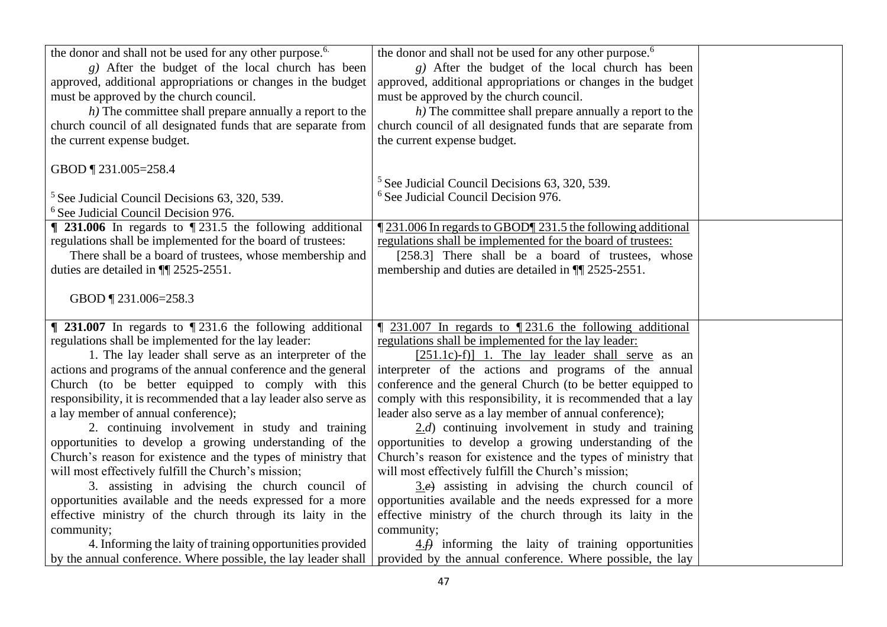| | | |
|---|---|---|
| the donor and shall not be used for any other purpose.[6.]<br>*g)* After the budget of the local church has been approved, additional appropriations or changes in the budget must be approved by the church council.<br>*h)* The committee shall prepare annually a report to the church council of all designated funds that are separate from the current expense budget.<br><br>GBOD ¶ 231.005=258.4<br><br>[5] See Judicial Council Decisions 63, 320, 539.<br>[6] See Judicial Council Decision 976. | the donor and shall not be used for any other purpose.[6]<br>*g)* After the budget of the local church has been approved, additional appropriations or changes in the budget must be approved by the church council.<br>*h)* The committee shall prepare annually a report to the church council of all designated funds that are separate from the current expense budget.<br><br>[5] See Judicial Council Decisions 63, 320, 539.<br>[6] See Judicial Council Decision 976. | |
| **¶ 231.006** In regards to ¶ 231.5 the following additional regulations shall be implemented for the board of trustees:<br>There shall be a board of trustees, whose membership and duties are detailed in ¶¶ 2525-2551.<br><br>GBOD ¶ 231.006=258.3 | <u>¶ 231.006 In regards to GBOD¶ 231.5 the following additional regulations shall be implemented for the board of trustees:</u><br>[258.3] There shall be a board of trustees, whose membership and duties are detailed in ¶¶ 2525-2551. | |
| **¶ 231.007** In regards to ¶ 231.6 the following additional regulations shall be implemented for the lay leader:<br>1. The lay leader shall serve as an interpreter of the actions and programs of the annual conference and the general Church (to be better equipped to comply with this responsibility, it is recommended that a lay leader also serve as a lay member of annual conference);<br>2. continuing involvement in study and training opportunities to develop a growing understanding of the Church's reason for existence and the types of ministry that will most effectively fulfill the Church's mission;<br>3. assisting in advising the church council of opportunities available and the needs expressed for a more effective ministry of the church through its laity in the community;<br>4. Informing the laity of training opportunities provided by the annual conference. Where possible, the lay leader shall | <u>¶ 231.007 In regards to ¶ 231.6 the following additional regulations shall be implemented for the lay leader:</u><br><u>[251.1c)-f)] 1. The lay leader shall serve</u> as an interpreter of the actions and programs of the annual conference and the general Church (to be better equipped to comply with this responsibility, it is recommended that a lay leader also serve as a lay member of annual conference);<br><u>2.</u>*d)* continuing involvement in study and training opportunities to develop a growing understanding of the Church's reason for existence and the types of ministry that will most effectively fulfill the Church's mission;<br><u>3.</u>~~*e)*~~ assisting in advising the church council of opportunities available and the needs expressed for a more effective ministry of the church through its laity in the community;<br><u>4.</u>~~*f)*~~ informing the laity of training opportunities provided by the annual conference. Where possible, the lay | |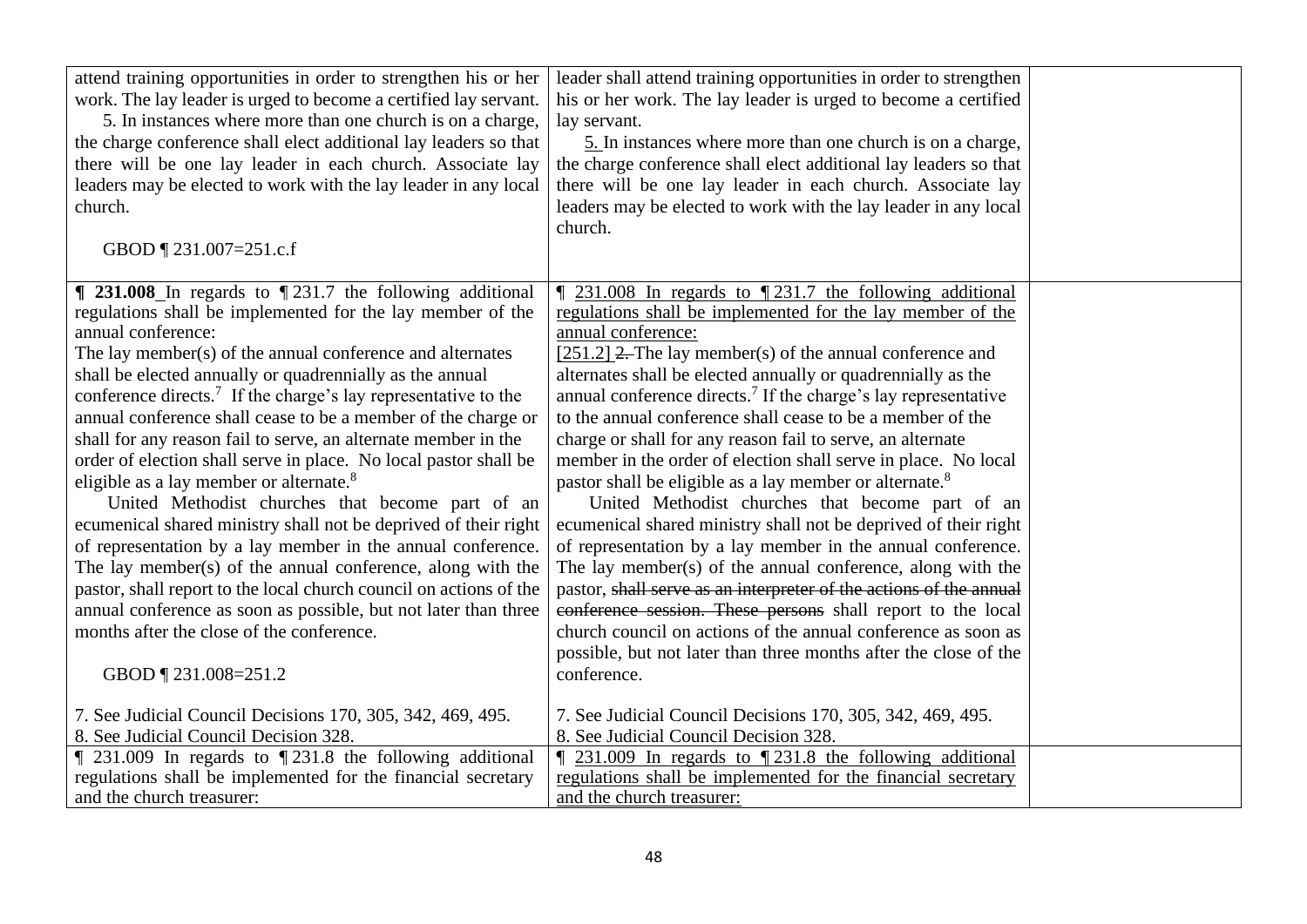| | | |
|---|---|---|
| attend training opportunities in order to strengthen his or her work. The lay leader is urged to become a certified lay servant.<br>5. In instances where more than one church is on a charge, the charge conference shall elect additional lay leaders so that there will be one lay leader in each church. Associate lay leaders may be elected to work with the lay leader in any local church.<br><br>GBOD ¶ 231.007=251.c.f | leader shall attend training opportunities in order to strengthen his or her work. The lay leader is urged to become a certified lay servant.<br><ins>5.</ins> In instances where more than one church is on a charge, the charge conference shall elect additional lay leaders so that there will be one lay leader in each church. Associate lay leaders may be elected to work with the lay leader in any local church. | |
| **¶ 231.008** In regards to ¶ 231.7 the following additional regulations shall be implemented for the lay member of the annual conference:<br>The lay member(s) of the annual conference and alternates shall be elected annually or quadrennially as the annual conference directs.[7] If the charge's lay representative to the annual conference shall cease to be a member of the charge or shall for any reason fail to serve, an alternate member in the order of election shall serve in place. No local pastor shall be eligible as a lay member or alternate.[8]<br>United Methodist churches that become part of an ecumenical shared ministry shall not be deprived of their right of representation by a lay member in the annual conference. The lay member(s) of the annual conference, along with the pastor, shall report to the local church council on actions of the annual conference as soon as possible, but not later than three months after the close of the conference.<br><br>GBOD ¶ 231.008=251.2<br><br>7. See Judicial Council Decisions 170, 305, 342, 469, 495.<br>8. See Judicial Council Decision 328. | <ins>¶ 231.008 In regards to ¶ 231.7 the following additional regulations shall be implemented for the lay member of the annual conference:</ins><br>[251.2] ~~2.~~ The lay member(s) of the annual conference and alternates shall be elected annually or quadrennially as the annual conference directs.[7] If the charge's lay representative to the annual conference shall cease to be a member of the charge or shall for any reason fail to serve, an alternate member in the order of election shall serve in place. No local pastor shall be eligible as a lay member or alternate.[8]<br>United Methodist churches that become part of an ecumenical shared ministry shall not be deprived of their right of representation by a lay member in the annual conference. The lay member(s) of the annual conference, along with the pastor, ~~shall serve as an interpreter of the actions of the annual conference session. These persons~~ shall report to the local church council on actions of the annual conference as soon as possible, but not later than three months after the close of the conference.<br><br>7. See Judicial Council Decisions 170, 305, 342, 469, 495.<br>8. See Judicial Council Decision 328. | |
| ¶ 231.009 In regards to ¶ 231.8 the following additional regulations shall be implemented for the financial secretary and the church treasurer: | <ins>¶ 231.009 In regards to ¶ 231.8 the following additional regulations shall be implemented for the financial secretary and the church treasurer:</ins> | |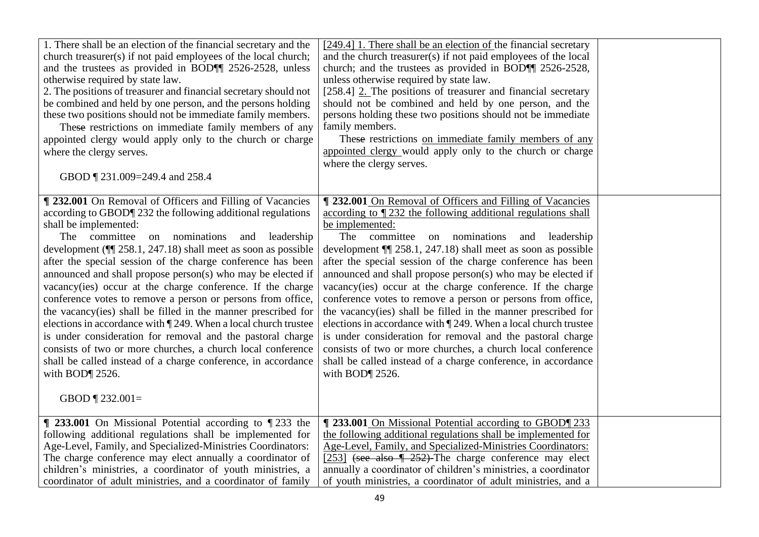| | | |
|---|---|---|
| 1. There shall be an election of the financial secretary and the church treasurer(s) if not paid employees of the local church; and the trustees as provided in BOD¶¶ 2526-2528, unless otherwise required by state law.<br>2. The positions of treasurer and financial secretary should not be combined and held by one person, and the persons holding these two positions should not be immediate family members.<br>These restrictions on immediate family members of any appointed clergy would apply only to the church or charge where the clergy serves.<br><br>GBOD ¶ 231.009=249.4 and 258.4 | [249.4] 1. There shall be an election of the financial secretary and the church treasurer(s) if not paid employees of the local church; and the trustees as provided in BOD¶¶ 2526-2528, unless otherwise required by state law.<br>[258.4] 2. The positions of treasurer and financial secretary should not be combined and held by one person, and the persons holding these two positions should not be immediate family members.<br>These ~~se~~ restrictions on immediate family members of any appointed clergy would apply only to the church or charge where the clergy serves. | |
| **¶ 232.001** On Removal of Officers and Filling of Vacancies according to GBOD¶ 232 the following additional regulations shall be implemented:<br>The committee on nominations and leadership development (¶¶ 258.1, 247.18) shall meet as soon as possible after the special session of the charge conference has been announced and shall propose person(s) who may be elected if vacancy(ies) occur at the charge conference. If the charge conference votes to remove a person or persons from office, the vacancy(ies) shall be filled in the manner prescribed for elections in accordance with ¶ 249. When a local church trustee is under consideration for removal and the pastoral charge consists of two or more churches, a church local conference shall be called instead of a charge conference, in accordance with BOD¶ 2526.<br><br>GBOD ¶ 232.001= | **¶ 232.001** On Removal of Officers and Filling of Vacancies according to ¶ 232 the following additional regulations shall be implemented:<br>The committee on nominations and leadership development ¶¶ 258.1, 247.18) shall meet as soon as possible after the special session of the charge conference has been announced and shall propose person(s) who may be elected if vacancy(ies) occur at the charge conference. If the charge conference votes to remove a person or persons from office, the vacancy(ies) shall be filled in the manner prescribed for elections in accordance with ¶ 249. When a local church trustee is under consideration for removal and the pastoral charge consists of two or more churches, a church local conference shall be called instead of a charge conference, in accordance with BOD¶ 2526. | |
| **¶ 233.001** On Missional Potential according to ¶ 233 the following additional regulations shall be implemented for Age-Level, Family, and Specialized-Ministries Coordinators: The charge conference may elect annually a coordinator of children's ministries, a coordinator of youth ministries, a coordinator of adult ministries, and a coordinator of family | **¶ 233.001** On Missional Potential according to GBOD¶ 233 the following additional regulations shall be implemented for Age-Level, Family, and Specialized-Ministries Coordinators: [253] ~~(see also ¶ 252)~~ The charge conference may elect annually a coordinator of children's ministries, a coordinator of youth ministries, a coordinator of adult ministries, and a | |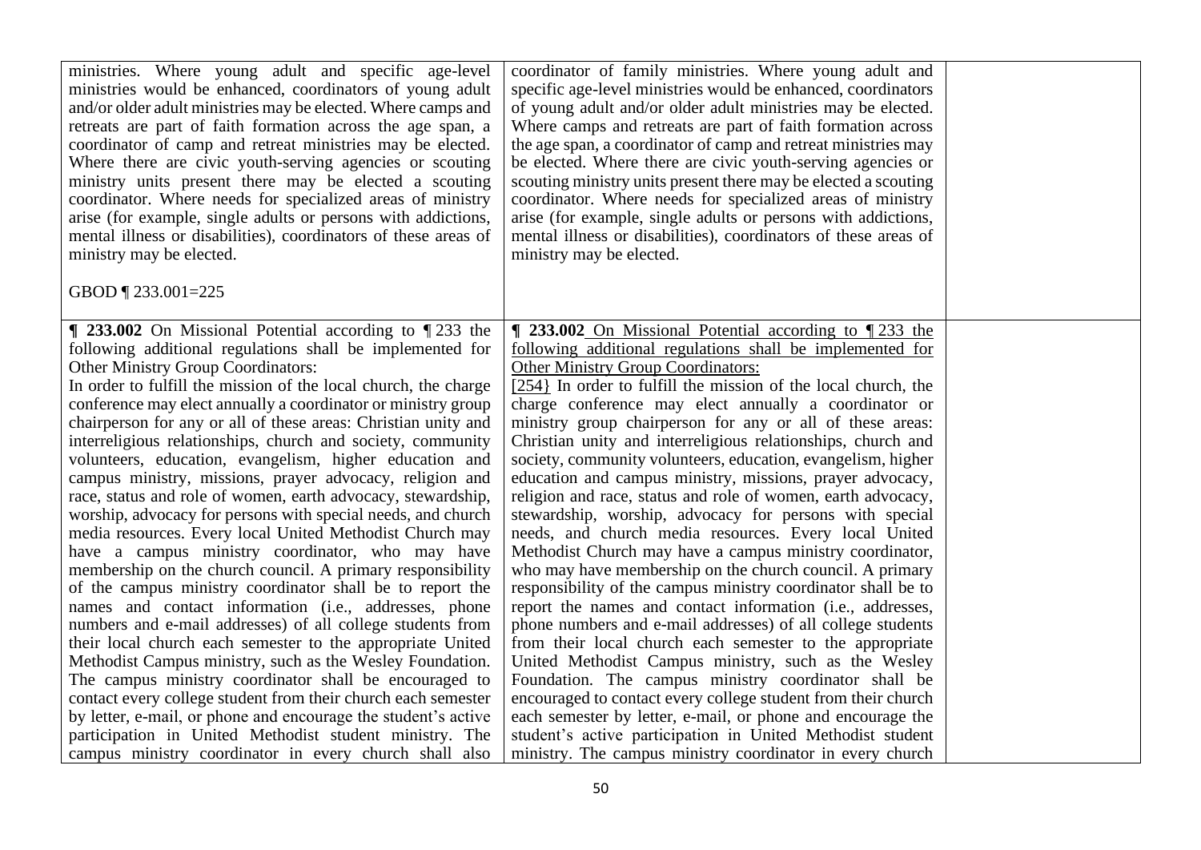| | | |
|---|---|---|
| ministries. Where young adult and specific age-level ministries would be enhanced, coordinators of young adult and/or older adult ministries may be elected. Where camps and retreats are part of faith formation across the age span, a coordinator of camp and retreat ministries may be elected. Where there are civic youth-serving agencies or scouting ministry units present there may be elected a scouting coordinator. Where needs for specialized areas of ministry arise (for example, single adults or persons with addictions, mental illness or disabilities), coordinators of these areas of ministry may be elected.<br><br>GBOD ¶ 233.001=225 | coordinator of family ministries. Where young adult and specific age-level ministries would be enhanced, coordinators of young adult and/or older adult ministries may be elected. Where camps and retreats are part of faith formation across the age span, a coordinator of camp and retreat ministries may be elected. Where there are civic youth-serving agencies or scouting ministry units present there may be elected a scouting coordinator. Where needs for specialized areas of ministry arise (for example, single adults or persons with addictions, mental illness or disabilities), coordinators of these areas of ministry may be elected. | |
| **¶ 233.002** On Missional Potential according to ¶ 233 the following additional regulations shall be implemented for Other Ministry Group Coordinators:<br>In order to fulfill the mission of the local church, the charge conference may elect annually a coordinator or ministry group chairperson for any or all of these areas: Christian unity and interreligious relationships, church and society, community volunteers, education, evangelism, higher education and campus ministry, missions, prayer advocacy, religion and race, status and role of women, earth advocacy, stewardship, worship, advocacy for persons with special needs, and church media resources. Every local United Methodist Church may have a campus ministry coordinator, who may have membership on the church council. A primary responsibility of the campus ministry coordinator shall be to report the names and contact information (i.e., addresses, phone numbers and e-mail addresses) of all college students from their local church each semester to the appropriate United Methodist Campus ministry, such as the Wesley Foundation. The campus ministry coordinator shall be encouraged to contact every college student from their church each semester by letter, e-mail, or phone and encourage the student's active participation in United Methodist student ministry. The campus ministry coordinator in every church shall also | **¶ 233.002** <u>On Missional Potential according to ¶ 233 the following additional regulations shall be implemented for Other Ministry Group Coordinators:</u><br><u>[254}</u> In order to fulfill the mission of the local church, the charge conference may elect annually a coordinator or ministry group chairperson for any or all of these areas: Christian unity and interreligious relationships, church and society, community volunteers, education, evangelism, higher education and campus ministry, missions, prayer advocacy, religion and race, status and role of women, earth advocacy, stewardship, worship, advocacy for persons with special needs, and church media resources. Every local United Methodist Church may have a campus ministry coordinator, who may have membership on the church council. A primary responsibility of the campus ministry coordinator shall be to report the names and contact information (i.e., addresses, phone numbers and e-mail addresses) of all college students from their local church each semester to the appropriate United Methodist Campus ministry, such as the Wesley Foundation. The campus ministry coordinator shall be encouraged to contact every college student from their church each semester by letter, e-mail, or phone and encourage the student's active participation in United Methodist student ministry. The campus ministry coordinator in every church | |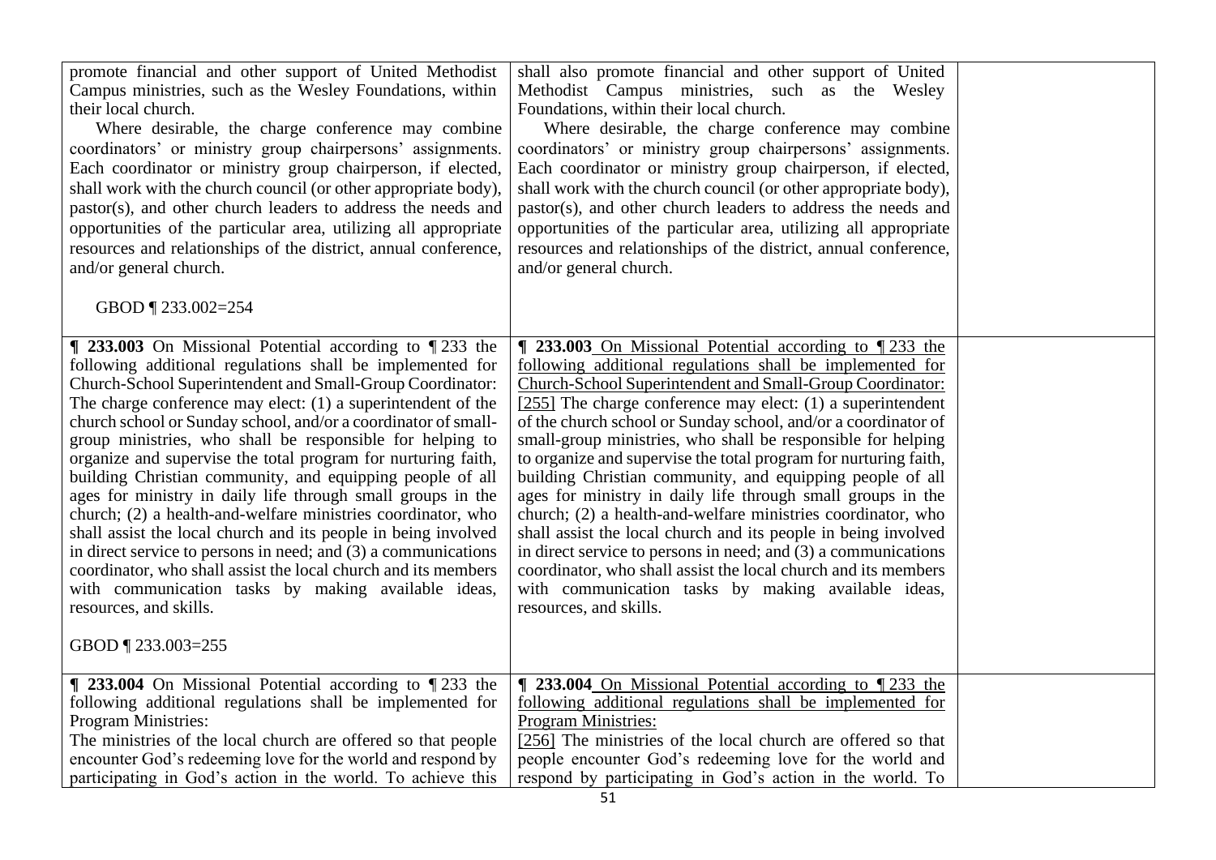| | | |
|---|---|---|
| promote financial and other support of United Methodist Campus ministries, such as the Wesley Foundations, within their local church.<br>Where desirable, the charge conference may combine coordinators' or ministry group chairpersons' assignments. Each coordinator or ministry group chairperson, if elected, shall work with the church council (or other appropriate body), pastor(s), and other church leaders to address the needs and opportunities of the particular area, utilizing all appropriate resources and relationships of the district, annual conference, and/or general church.<br><br>GBOD ¶ 233.002=254 | shall also promote financial and other support of United Methodist Campus ministries, such as the Wesley Foundations, within their local church.<br>Where desirable, the charge conference may combine coordinators' or ministry group chairpersons' assignments. Each coordinator or ministry group chairperson, if elected, shall work with the church council (or other appropriate body), pastor(s), and other church leaders to address the needs and opportunities of the particular area, utilizing all appropriate resources and relationships of the district, annual conference, and/or general church. | |
| **¶ 233.003** On Missional Potential according to ¶ 233 the following additional regulations shall be implemented for Church-School Superintendent and Small-Group Coordinator: The charge conference may elect: (1) a superintendent of the church school or Sunday school, and/or a coordinator of small-group ministries, who shall be responsible for helping to organize and supervise the total program for nurturing faith, building Christian community, and equipping people of all ages for ministry in daily life through small groups in the church; (2) a health-and-welfare ministries coordinator, who shall assist the local church and its people in being involved in direct service to persons in need; and (3) a communications coordinator, who shall assist the local church and its members with communication tasks by making available ideas, resources, and skills.<br><br>GBOD ¶ 233.003=255 | **¶ 233.003** <u>On Missional Potential according to ¶ 233 the following additional regulations shall be implemented for Church-School Superintendent and Small-Group Coordinator:</u> <u>[255]</u> The charge conference may elect: (1) a superintendent of the church school or Sunday school, and/or a coordinator of small-group ministries, who shall be responsible for helping to organize and supervise the total program for nurturing faith, building Christian community, and equipping people of all ages for ministry in daily life through small groups in the church; (2) a health-and-welfare ministries coordinator, who shall assist the local church and its people in being involved in direct service to persons in need; and (3) a communications coordinator, who shall assist the local church and its members with communication tasks by making available ideas, resources, and skills. | |
| **¶ 233.004** On Missional Potential according to ¶ 233 the following additional regulations shall be implemented for Program Ministries:<br>The ministries of the local church are offered so that people encounter God's redeeming love for the world and respond by participating in God's action in the world. To achieve this | **¶ 233.004** <u>On Missional Potential according to ¶ 233 the following additional regulations shall be implemented for Program Ministries:</u><br><u>[256]</u> The ministries of the local church are offered so that people encounter God's redeeming love for the world and respond by participating in God's action in the world. To | |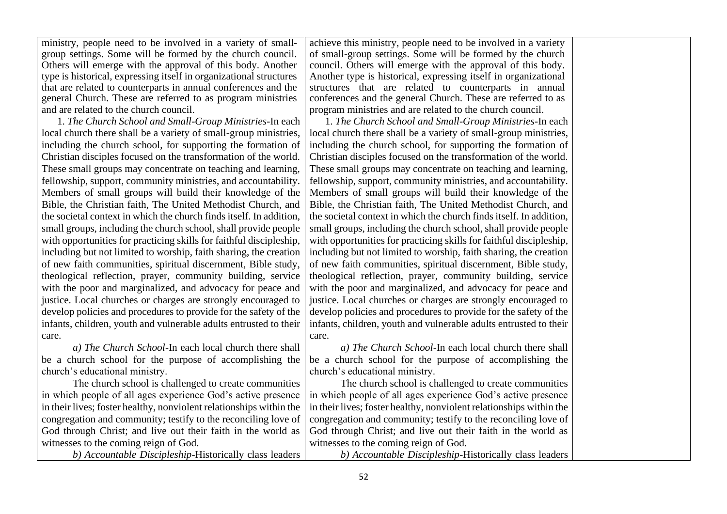| | | |
|---|---|---|
| ministry, people need to be involved in a variety of small-group settings. Some will be formed by the church council. Others will emerge with the approval of this body. Another type is historical, expressing itself in organizational structures that are related to counterparts in annual conferences and the general Church. These are referred to as program ministries and are related to the church council. | achieve this ministry, people need to be involved in a variety of small-group settings. Some will be formed by the church council. Others will emerge with the approval of this body. Another type is historical, expressing itself in organizational structures that are related to counterparts in annual conferences and the general Church. These are referred to as program ministries and are related to the church council. | |
| 1. *The Church School and Small-Group Ministries*-In each local church there shall be a variety of small-group ministries, including the church school, for supporting the formation of Christian disciples focused on the transformation of the world. These small groups may concentrate on teaching and learning, fellowship, support, community ministries, and accountability. Members of small groups will build their knowledge of the Bible, the Christian faith, The United Methodist Church, and the societal context in which the church finds itself. In addition, small groups, including the church school, shall provide people with opportunities for practicing skills for faithful discipleship, including but not limited to worship, faith sharing, the creation of new faith communities, spiritual discernment, Bible study, theological reflection, prayer, community building, service with the poor and marginalized, and advocacy for peace and justice. Local churches or charges are strongly encouraged to develop policies and procedures to provide for the safety of the infants, children, youth and vulnerable adults entrusted to their care. | 1. *The Church School and Small-Group Ministries*-In each local church there shall be a variety of small-group ministries, including the church school, for supporting the formation of Christian disciples focused on the transformation of the world. These small groups may concentrate on teaching and learning, fellowship, support, community ministries, and accountability. Members of small groups will build their knowledge of the Bible, the Christian faith, The United Methodist Church, and the societal context in which the church finds itself. In addition, small groups, including the church school, shall provide people with opportunities for practicing skills for faithful discipleship, including but not limited to worship, faith sharing, the creation of new faith communities, spiritual discernment, Bible study, theological reflection, prayer, community building, service with the poor and marginalized, and advocacy for peace and justice. Local churches or charges are strongly encouraged to develop policies and procedures to provide for the safety of the infants, children, youth and vulnerable adults entrusted to their care. | |
| *a) The Church School*-In each local church there shall be a church school for the purpose of accomplishing the church's educational ministry. | *a) The Church School*-In each local church there shall be a church school for the purpose of accomplishing the church's educational ministry. | |
| The church school is challenged to create communities in which people of all ages experience God's active presence in their lives; foster healthy, nonviolent relationships within the congregation and community; testify to the reconciling love of God through Christ; and live out their faith in the world as witnesses to the coming reign of God. | The church school is challenged to create communities in which people of all ages experience God's active presence in their lives; foster healthy, nonviolent relationships within the congregation and community; testify to the reconciling love of God through Christ; and live out their faith in the world as witnesses to the coming reign of God. | |
| *b) Accountable Discipleship*-Historically class leaders | *b) Accountable Discipleship*-Historically class leaders | |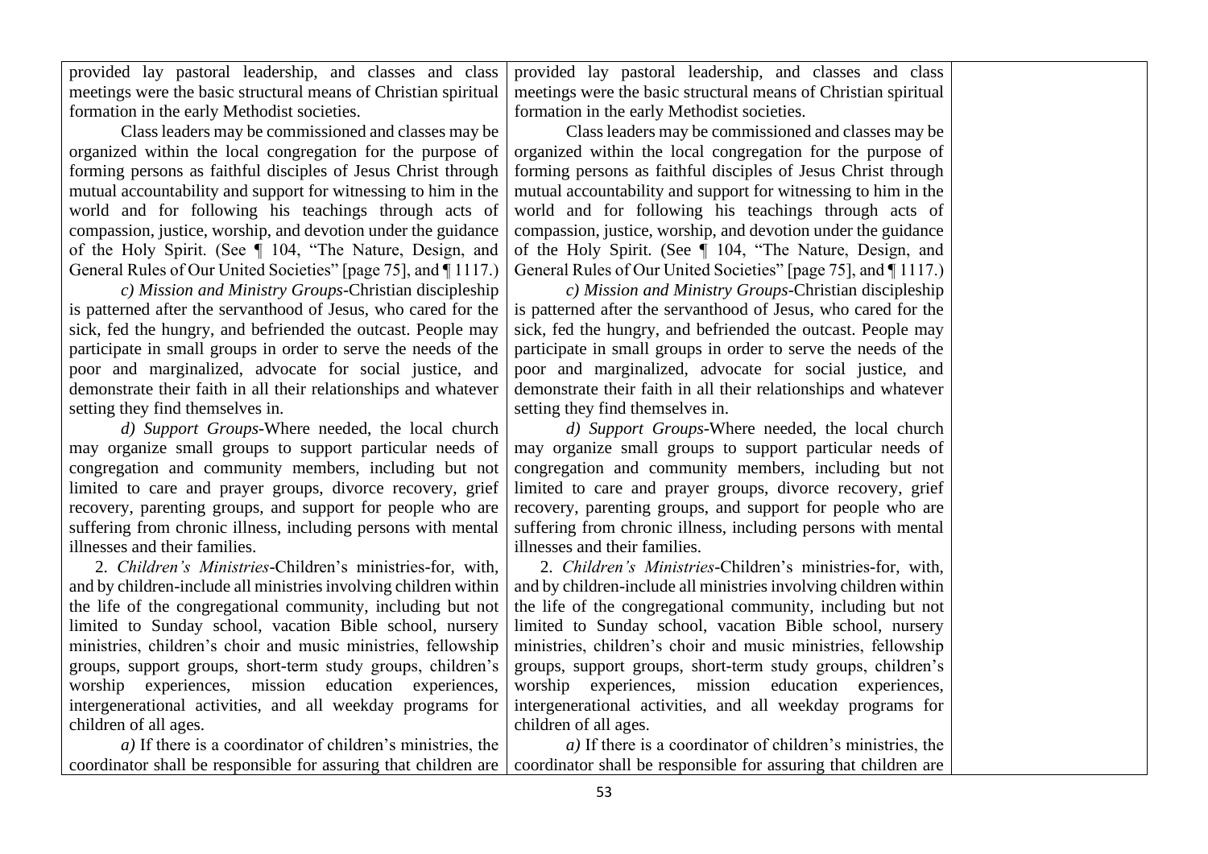| | | |
|---|---|---|
| provided lay pastoral leadership, and classes and class meetings were the basic structural means of Christian spiritual formation in the early Methodist societies. | provided lay pastoral leadership, and classes and class meetings were the basic structural means of Christian spiritual formation in the early Methodist societies. | |
| Class leaders may be commissioned and classes may be organized within the local congregation for the purpose of forming persons as faithful disciples of Jesus Christ through mutual accountability and support for witnessing to him in the world and for following his teachings through acts of compassion, justice, worship, and devotion under the guidance of the Holy Spirit. (See ¶ 104, "The Nature, Design, and General Rules of Our United Societies" [page 75], and ¶ 1117.) | Class leaders may be commissioned and classes may be organized within the local congregation for the purpose of forming persons as faithful disciples of Jesus Christ through mutual accountability and support for witnessing to him in the world and for following his teachings through acts of compassion, justice, worship, and devotion under the guidance of the Holy Spirit. (See ¶ 104, "The Nature, Design, and General Rules of Our United Societies" [page 75], and ¶ 1117.) | |
| *c) Mission and Ministry Groups*-Christian discipleship is patterned after the servanthood of Jesus, who cared for the sick, fed the hungry, and befriended the outcast. People may participate in small groups in order to serve the needs of the poor and marginalized, advocate for social justice, and demonstrate their faith in all their relationships and whatever setting they find themselves in. | *c) Mission and Ministry Groups*-Christian discipleship is patterned after the servanthood of Jesus, who cared for the sick, fed the hungry, and befriended the outcast. People may participate in small groups in order to serve the needs of the poor and marginalized, advocate for social justice, and demonstrate their faith in all their relationships and whatever setting they find themselves in. | |
| *d) Support Groups*-Where needed, the local church may organize small groups to support particular needs of congregation and community members, including but not limited to care and prayer groups, divorce recovery, grief recovery, parenting groups, and support for people who are suffering from chronic illness, including persons with mental illnesses and their families. | *d) Support Groups*-Where needed, the local church may organize small groups to support particular needs of congregation and community members, including but not limited to care and prayer groups, divorce recovery, grief recovery, parenting groups, and support for people who are suffering from chronic illness, including persons with mental illnesses and their families. | |
| 2. *Children's Ministries*-Children's ministries-for, with, and by children-include all ministries involving children within the life of the congregational community, including but not limited to Sunday school, vacation Bible school, nursery ministries, children's choir and music ministries, fellowship groups, support groups, short-term study groups, children's worship experiences, mission education experiences, intergenerational activities, and all weekday programs for children of all ages. | 2. *Children's Ministries*-Children's ministries-for, with, and by children-include all ministries involving children within the life of the congregational community, including but not limited to Sunday school, vacation Bible school, nursery ministries, children's choir and music ministries, fellowship groups, support groups, short-term study groups, children's worship experiences, mission education experiences, intergenerational activities, and all weekday programs for children of all ages. | |
| *a)* If there is a coordinator of children's ministries, the coordinator shall be responsible for assuring that children are | *a)* If there is a coordinator of children's ministries, the coordinator shall be responsible for assuring that children are | |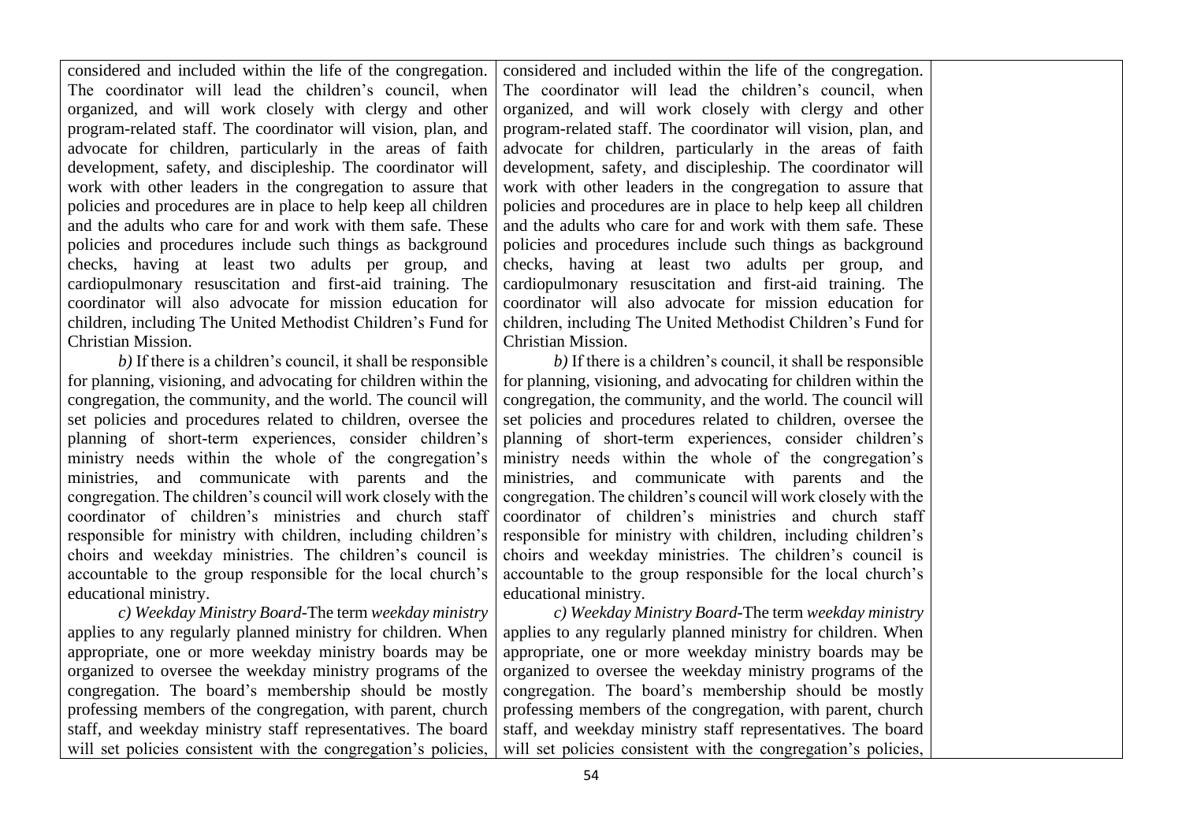| | | |
|---|---|---|
| considered and included within the life of the congregation. The coordinator will lead the children's council, when organized, and will work closely with clergy and other program-related staff. The coordinator will vision, plan, and advocate for children, particularly in the areas of faith development, safety, and discipleship. The coordinator will work with other leaders in the congregation to assure that policies and procedures are in place to help keep all children and the adults who care for and work with them safe. These policies and procedures include such things as background checks, having at least two adults per group, and cardiopulmonary resuscitation and first-aid training. The coordinator will also advocate for mission education for children, including The United Methodist Children's Fund for Christian Mission.<br>*b)* If there is a children's council, it shall be responsible for planning, visioning, and advocating for children within the congregation, the community, and the world. The council will set policies and procedures related to children, oversee the planning of short-term experiences, consider children's ministry needs within the whole of the congregation's ministries, and communicate with parents and the congregation. The children's council will work closely with the coordinator of children's ministries and church staff responsible for ministry with children, including children's choirs and weekday ministries. The children's council is accountable to the group responsible for the local church's educational ministry.<br>*c) Weekday Ministry Board*-The term *weekday ministry* applies to any regularly planned ministry for children. When appropriate, one or more weekday ministry boards may be organized to oversee the weekday ministry programs of the congregation. The board's membership should be mostly professing members of the congregation, with parent, church staff, and weekday ministry staff representatives. The board will set policies consistent with the congregation's policies, | considered and included within the life of the congregation. The coordinator will lead the children's council, when organized, and will work closely with clergy and other program-related staff. The coordinator will vision, plan, and advocate for children, particularly in the areas of faith development, safety, and discipleship. The coordinator will work with other leaders in the congregation to assure that policies and procedures are in place to help keep all children and the adults who care for and work with them safe. These policies and procedures include such things as background checks, having at least two adults per group, and cardiopulmonary resuscitation and first-aid training. The coordinator will also advocate for mission education for children, including The United Methodist Children's Fund for Christian Mission.<br>*b)* If there is a children's council, it shall be responsible for planning, visioning, and advocating for children within the congregation, the community, and the world. The council will set policies and procedures related to children, oversee the planning of short-term experiences, consider children's ministry needs within the whole of the congregation's ministries, and communicate with parents and the congregation. The children's council will work closely with the coordinator of children's ministries and church staff responsible for ministry with children, including children's choirs and weekday ministries. The children's council is accountable to the group responsible for the local church's educational ministry.<br>*c) Weekday Ministry Board*-The term *weekday ministry* applies to any regularly planned ministry for children. When appropriate, one or more weekday ministry boards may be organized to oversee the weekday ministry programs of the congregation. The board's membership should be mostly professing members of the congregation, with parent, church staff, and weekday ministry staff representatives. The board will set policies consistent with the congregation's policies, | |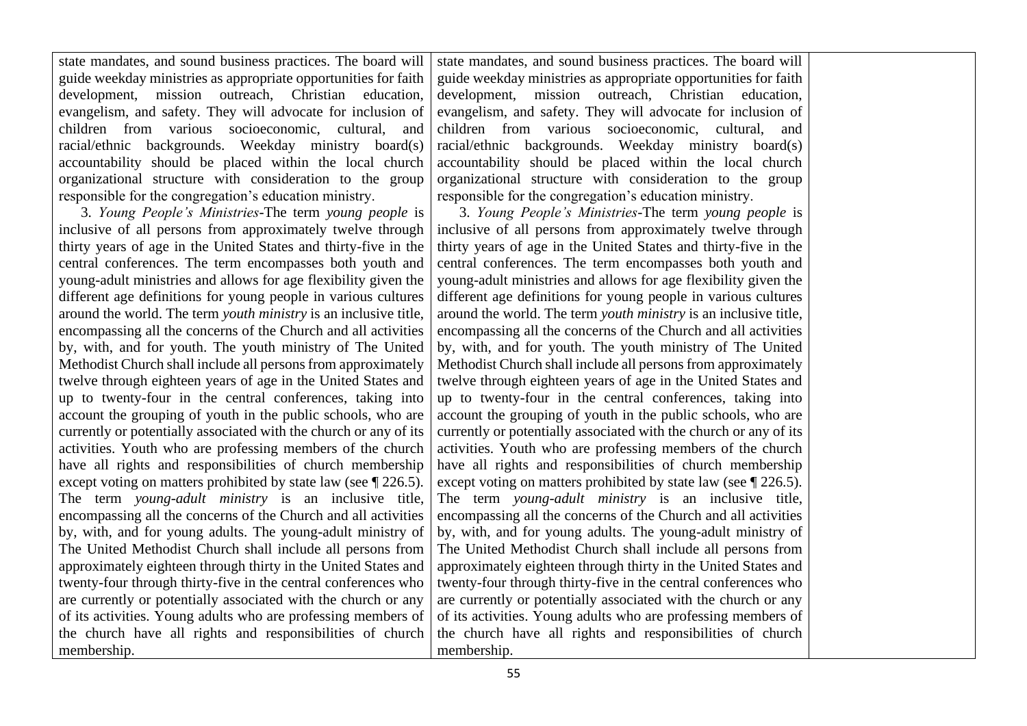| | | |
|---|---|---|
| state mandates, and sound business practices. The board will guide weekday ministries as appropriate opportunities for faith development, mission outreach, Christian education, evangelism, and safety. They will advocate for inclusion of children from various socioeconomic, cultural, and racial/ethnic backgrounds. Weekday ministry board(s) accountability should be placed within the local church organizational structure with consideration to the group responsible for the congregation's education ministry.<br>3. *Young People's Ministries*-The term *young people* is inclusive of all persons from approximately twelve through thirty years of age in the United States and thirty-five in the central conferences. The term encompasses both youth and young-adult ministries and allows for age flexibility given the different age definitions for young people in various cultures around the world. The term *youth ministry* is an inclusive title, encompassing all the concerns of the Church and all activities by, with, and for youth. The youth ministry of The United Methodist Church shall include all persons from approximately twelve through eighteen years of age in the United States and up to twenty-four in the central conferences, taking into account the grouping of youth in the public schools, who are currently or potentially associated with the church or any of its activities. Youth who are professing members of the church have all rights and responsibilities of church membership except voting on matters prohibited by state law (see ¶ 226.5). The term *young-adult ministry* is an inclusive title, encompassing all the concerns of the Church and all activities by, with, and for young adults. The young-adult ministry of The United Methodist Church shall include all persons from approximately eighteen through thirty in the United States and twenty-four through thirty-five in the central conferences who are currently or potentially associated with the church or any of its activities. Young adults who are professing members of the church have all rights and responsibilities of church membership. | state mandates, and sound business practices. The board will guide weekday ministries as appropriate opportunities for faith development, mission outreach, Christian education, evangelism, and safety. They will advocate for inclusion of children from various socioeconomic, cultural, and racial/ethnic backgrounds. Weekday ministry board(s) accountability should be placed within the local church organizational structure with consideration to the group responsible for the congregation's education ministry.<br>3. *Young People's Ministries*-The term *young people* is inclusive of all persons from approximately twelve through thirty years of age in the United States and thirty-five in the central conferences. The term encompasses both youth and young-adult ministries and allows for age flexibility given the different age definitions for young people in various cultures around the world. The term *youth ministry* is an inclusive title, encompassing all the concerns of the Church and all activities by, with, and for youth. The youth ministry of The United Methodist Church shall include all persons from approximately twelve through eighteen years of age in the United States and up to twenty-four in the central conferences, taking into account the grouping of youth in the public schools, who are currently or potentially associated with the church or any of its activities. Youth who are professing members of the church have all rights and responsibilities of church membership except voting on matters prohibited by state law (see ¶ 226.5). The term *young-adult ministry* is an inclusive title, encompassing all the concerns of the Church and all activities by, with, and for young adults. The young-adult ministry of The United Methodist Church shall include all persons from approximately eighteen through thirty in the United States and twenty-four through thirty-five in the central conferences who are currently or potentially associated with the church or any of its activities. Young adults who are professing members of the church have all rights and responsibilities of church membership. | |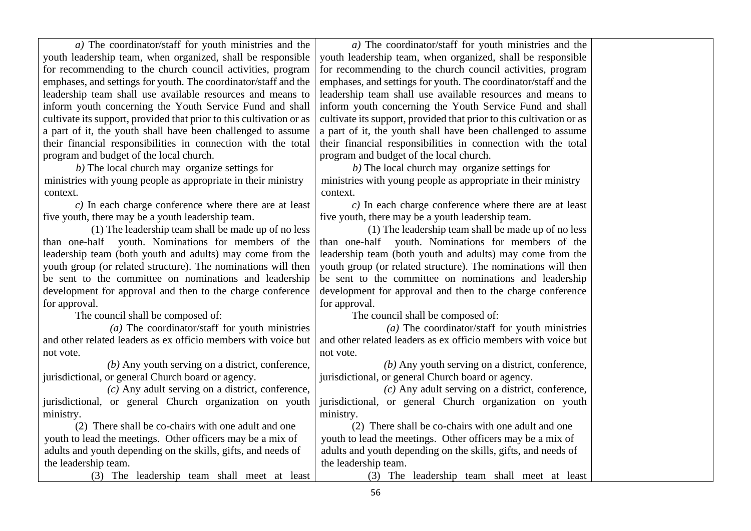| | | |
|---|---|---|
| *a)* The coordinator/staff for youth ministries and the youth leadership team, when organized, shall be responsible for recommending to the church council activities, program emphases, and settings for youth. The coordinator/staff and the leadership team shall use available resources and means to inform youth concerning the Youth Service Fund and shall cultivate its support, provided that prior to this cultivation or as a part of it, the youth shall have been challenged to assume their financial responsibilities in connection with the total program and budget of the local church.<br>*b)* The local church may organize settings for ministries with young people as appropriate in their ministry context.<br>*c)* In each charge conference where there are at least five youth, there may be a youth leadership team.<br>(1) The leadership team shall be made up of no less than one-half youth. Nominations for members of the leadership team (both youth and adults) may come from the youth group (or related structure). The nominations will then be sent to the committee on nominations and leadership development for approval and then to the charge conference for approval.<br>The council shall be composed of:<br>*(a)* The coordinator/staff for youth ministries and other related leaders as ex officio members with voice but not vote.<br>*(b)* Any youth serving on a district, conference, jurisdictional, or general Church board or agency.<br>*(c)* Any adult serving on a district, conference, jurisdictional, or general Church organization on youth ministry.<br>(2) There shall be co-chairs with one adult and one youth to lead the meetings. Other officers may be a mix of adults and youth depending on the skills, gifts, and needs of the leadership team.<br>(3) The leadership team shall meet at least | *a)* The coordinator/staff for youth ministries and the youth leadership team, when organized, shall be responsible for recommending to the church council activities, program emphases, and settings for youth. The coordinator/staff and the leadership team shall use available resources and means to inform youth concerning the Youth Service Fund and shall cultivate its support, provided that prior to this cultivation or as a part of it, the youth shall have been challenged to assume their financial responsibilities in connection with the total program and budget of the local church.<br>*b)* The local church may organize settings for ministries with young people as appropriate in their ministry context.<br>*c)* In each charge conference where there are at least five youth, there may be a youth leadership team.<br>(1) The leadership team shall be made up of no less than one-half youth. Nominations for members of the leadership team (both youth and adults) may come from the youth group (or related structure). The nominations will then be sent to the committee on nominations and leadership development for approval and then to the charge conference for approval.<br>The council shall be composed of:<br>*(a)* The coordinator/staff for youth ministries and other related leaders as ex officio members with voice but not vote.<br>*(b)* Any youth serving on a district, conference, jurisdictional, or general Church board or agency.<br>*(c)* Any adult serving on a district, conference, jurisdictional, or general Church organization on youth ministry.<br>(2) There shall be co-chairs with one adult and one youth to lead the meetings. Other officers may be a mix of adults and youth depending on the skills, gifts, and needs of the leadership team.<br>(3) The leadership team shall meet at least | |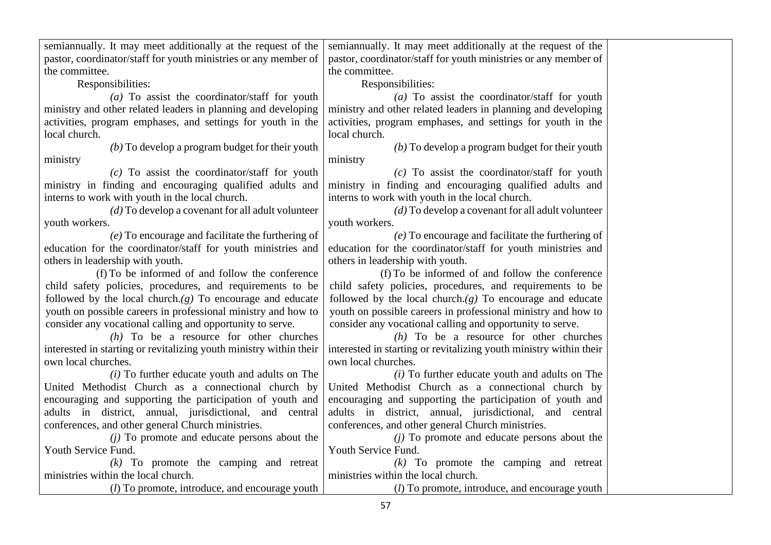| | | |
|---|---|---|
| semiannually. It may meet additionally at the request of the pastor, coordinator/staff for youth ministries or any member of the committee.<br>Responsibilities:<br>*(a)* To assist the coordinator/staff for youth ministry and other related leaders in planning and developing activities, program emphases, and settings for youth in the local church.<br>*(b)* To develop a program budget for their youth ministry<br>*(c)* To assist the coordinator/staff for youth ministry in finding and encouraging qualified adults and interns to work with youth in the local church.<br>*(d)* To develop a covenant for all adult volunteer youth workers.<br>*(e)* To encourage and facilitate the furthering of education for the coordinator/staff for youth ministries and others in leadership with youth.<br>(f) To be informed of and follow the conference child safety policies, procedures, and requirements to be followed by the local church.*(g)* To encourage and educate youth on possible careers in professional ministry and how to consider any vocational calling and opportunity to serve.<br>*(h)* To be a resource for other churches interested in starting or revitalizing youth ministry within their own local churches.<br>*(i)* To further educate youth and adults on The United Methodist Church as a connectional church by encouraging and supporting the participation of youth and adults in district, annual, jurisdictional, and central conferences, and other general Church ministries.<br>*(j)* To promote and educate persons about the Youth Service Fund.<br>*(k)* To promote the camping and retreat ministries within the local church.<br>(*l*) To promote, introduce, and encourage youth | semiannually. It may meet additionally at the request of the pastor, coordinator/staff for youth ministries or any member of the committee.<br>Responsibilities:<br>*(a)* To assist the coordinator/staff for youth ministry and other related leaders in planning and developing activities, program emphases, and settings for youth in the local church.<br>*(b)* To develop a program budget for their youth ministry<br>*(c)* To assist the coordinator/staff for youth ministry in finding and encouraging qualified adults and interns to work with youth in the local church.<br>*(d)* To develop a covenant for all adult volunteer youth workers.<br>*(e)* To encourage and facilitate the furthering of education for the coordinator/staff for youth ministries and others in leadership with youth.<br>(f) To be informed of and follow the conference child safety policies, procedures, and requirements to be followed by the local church.*(g)* To encourage and educate youth on possible careers in professional ministry and how to consider any vocational calling and opportunity to serve.<br>*(h)* To be a resource for other churches interested in starting or revitalizing youth ministry within their own local churches.<br>*(i)* To further educate youth and adults on The United Methodist Church as a connectional church by encouraging and supporting the participation of youth and adults in district, annual, jurisdictional, and central conferences, and other general Church ministries.<br>*(j)* To promote and educate persons about the Youth Service Fund.<br>*(k)* To promote the camping and retreat ministries within the local church.<br>(*l*) To promote, introduce, and encourage youth | |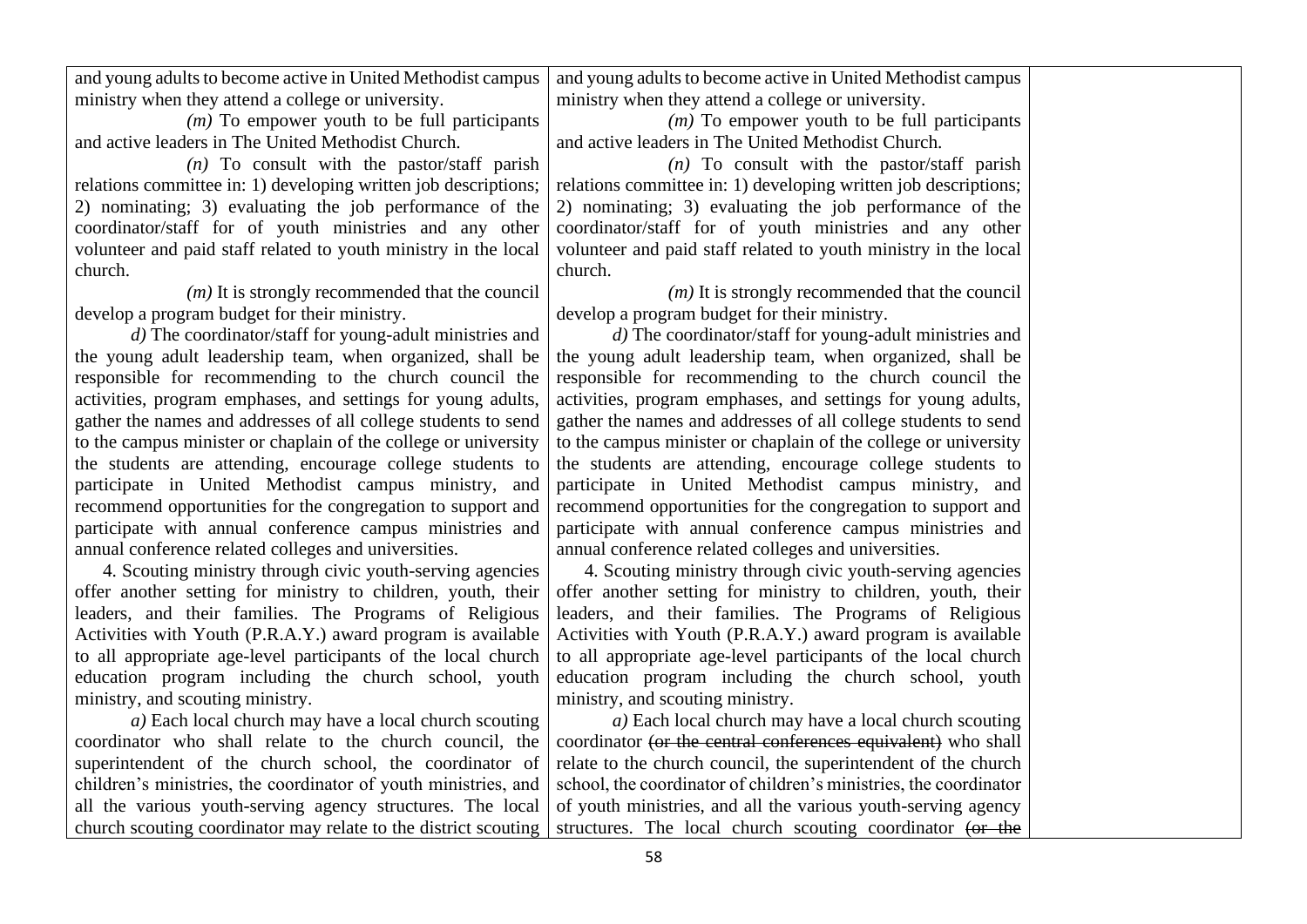| | | |
|---|---|---|
| and young adults to become active in United Methodist campus ministry when they attend a college or university.<br>*(m)* To empower youth to be full participants and active leaders in The United Methodist Church.<br>*(n)* To consult with the pastor/staff parish relations committee in: 1) developing written job descriptions; 2) nominating; 3) evaluating the job performance of the coordinator/staff for of youth ministries and any other volunteer and paid staff related to youth ministry in the local church.<br>*(m)* It is strongly recommended that the council develop a program budget for their ministry.<br>*d)* The coordinator/staff for young-adult ministries and the young adult leadership team, when organized, shall be responsible for recommending to the church council the activities, program emphases, and settings for young adults, gather the names and addresses of all college students to send to the campus minister or chaplain of the college or university the students are attending, encourage college students to participate in United Methodist campus ministry, and recommend opportunities for the congregation to support and participate with annual conference campus ministries and annual conference related colleges and universities.<br>4. Scouting ministry through civic youth-serving agencies offer another setting for ministry to children, youth, their leaders, and their families. The Programs of Religious Activities with Youth (P.R.A.Y.) award program is available to all appropriate age-level participants of the local church education program including the church school, youth ministry, and scouting ministry.<br>*a)* Each local church may have a local church scouting coordinator who shall relate to the church council, the superintendent of the church school, the coordinator of children's ministries, the coordinator of youth ministries, and all the various youth-serving agency structures. The local church scouting coordinator may relate to the district scouting | and young adults to become active in United Methodist campus ministry when they attend a college or university.<br>*(m)* To empower youth to be full participants and active leaders in The United Methodist Church.<br>*(n)* To consult with the pastor/staff parish relations committee in: 1) developing written job descriptions; 2) nominating; 3) evaluating the job performance of the coordinator/staff for of youth ministries and any other volunteer and paid staff related to youth ministry in the local church.<br>*(m)* It is strongly recommended that the council develop a program budget for their ministry.<br>*d)* The coordinator/staff for young-adult ministries and the young adult leadership team, when organized, shall be responsible for recommending to the church council the activities, program emphases, and settings for young adults, gather the names and addresses of all college students to send to the campus minister or chaplain of the college or university the students are attending, encourage college students to participate in United Methodist campus ministry, and recommend opportunities for the congregation to support and participate with annual conference campus ministries and annual conference related colleges and universities.<br>4. Scouting ministry through civic youth-serving agencies offer another setting for ministry to children, youth, their leaders, and their families. The Programs of Religious Activities with Youth (P.R.A.Y.) award program is available to all appropriate age-level participants of the local church education program including the church school, youth ministry, and scouting ministry.<br>*a)* Each local church may have a local church scouting coordinator ~~(or the central conferences equivalent)~~ who shall relate to the church council, the superintendent of the church school, the coordinator of children's ministries, the coordinator of youth ministries, and all the various youth-serving agency structures. The local church scouting coordinator ~~(or the~~ | |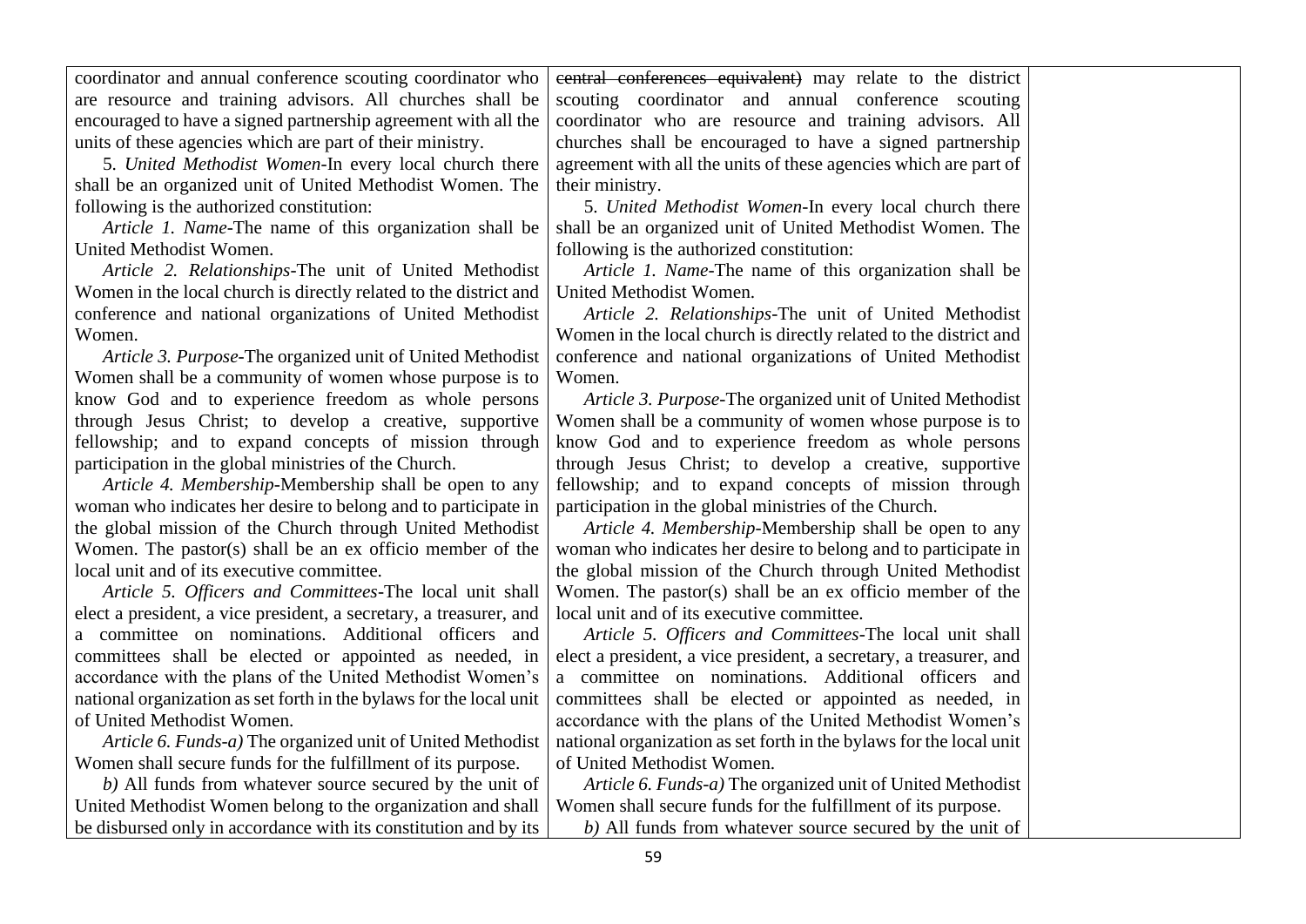coordinator and annual conference scouting coordinator who are resource and training advisors. All churches shall be encouraged to have a signed partnership agreement with all the units of these agencies which are part of their ministry.

5. *United Methodist Women*-In every local church there shall be an organized unit of United Methodist Women. The following is the authorized constitution:

*Article 1. Name*-The name of this organization shall be United Methodist Women.

*Article 2. Relationships*-The unit of United Methodist Women in the local church is directly related to the district and conference and national organizations of United Methodist Women.

*Article 3. Purpose*-The organized unit of United Methodist Women shall be a community of women whose purpose is to know God and to experience freedom as whole persons through Jesus Christ; to develop a creative, supportive fellowship; and to expand concepts of mission through participation in the global ministries of the Church.

*Article 4. Membership*-Membership shall be open to any woman who indicates her desire to belong and to participate in the global mission of the Church through United Methodist Women. The pastor(s) shall be an ex officio member of the local unit and of its executive committee.

*Article 5. Officers and Committees*-The local unit shall elect a president, a vice president, a secretary, a treasurer, and a committee on nominations. Additional officers and committees shall be elected or appointed as needed, in accordance with the plans of the United Methodist Women's national organization as set forth in the bylaws for the local unit of United Methodist Women.

*Article 6. Funds-a)* The organized unit of United Methodist Women shall secure funds for the fulfillment of its purpose.

*b)* All funds from whatever source secured by the unit of United Methodist Women belong to the organization and shall be disbursed only in accordance with its constitution and by its

~~central conferences equivalent)~~ may relate to the district scouting coordinator and annual conference scouting coordinator who are resource and training advisors. All churches shall be encouraged to have a signed partnership agreement with all the units of these agencies which are part of their ministry.

5. *United Methodist Women*-In every local church there shall be an organized unit of United Methodist Women. The following is the authorized constitution:

*Article 1. Name*-The name of this organization shall be United Methodist Women.

*Article 2. Relationships*-The unit of United Methodist Women in the local church is directly related to the district and conference and national organizations of United Methodist Women.

*Article 3. Purpose*-The organized unit of United Methodist Women shall be a community of women whose purpose is to know God and to experience freedom as whole persons through Jesus Christ; to develop a creative, supportive fellowship; and to expand concepts of mission through participation in the global ministries of the Church.

*Article 4. Membership*-Membership shall be open to any woman who indicates her desire to belong and to participate in the global mission of the Church through United Methodist Women. The pastor(s) shall be an ex officio member of the local unit and of its executive committee.

*Article 5. Officers and Committees*-The local unit shall elect a president, a vice president, a secretary, a treasurer, and a committee on nominations. Additional officers and committees shall be elected or appointed as needed, in accordance with the plans of the United Methodist Women's national organization as set forth in the bylaws for the local unit of United Methodist Women.

*Article 6. Funds-a)* The organized unit of United Methodist Women shall secure funds for the fulfillment of its purpose.

*b)* All funds from whatever source secured by the unit of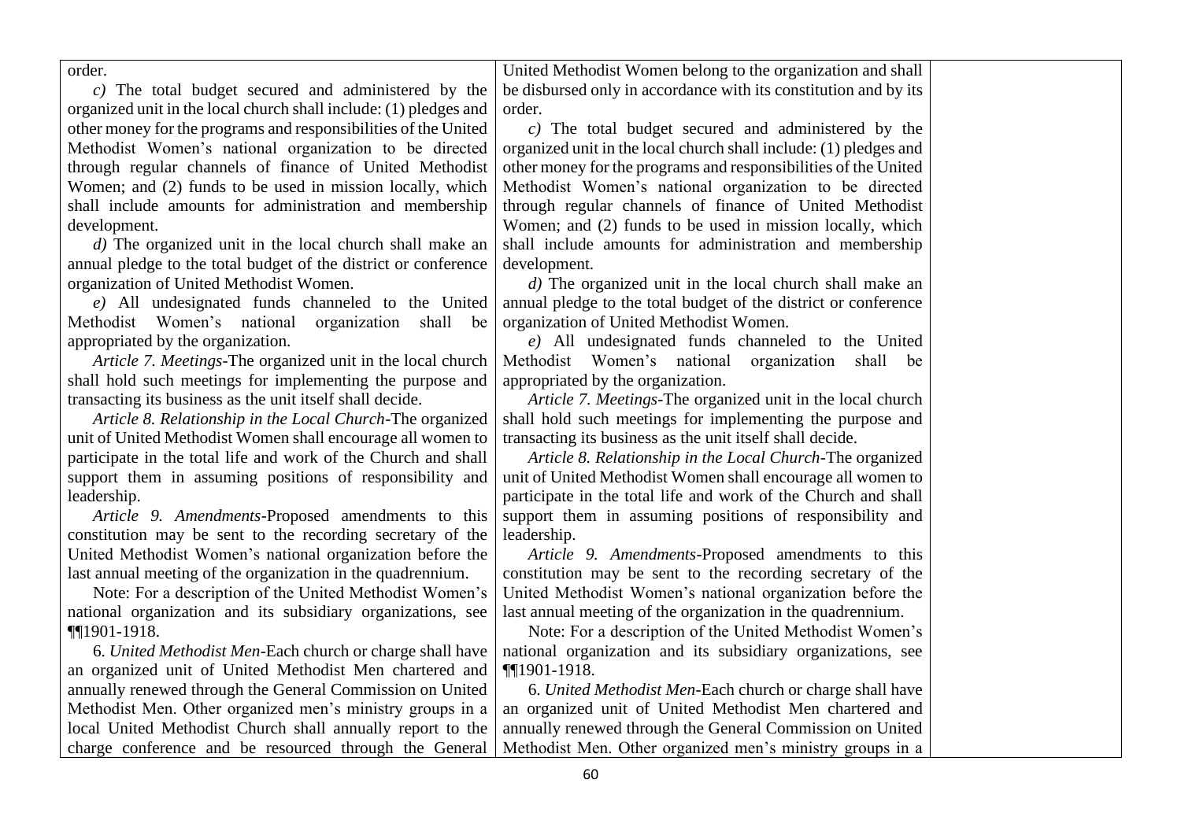| | | |
|---|---|---|
| order.<br>*c)* The total budget secured and administered by the organized unit in the local church shall include: (1) pledges and other money for the programs and responsibilities of the United Methodist Women's national organization to be directed through regular channels of finance of United Methodist Women; and (2) funds to be used in mission locally, which shall include amounts for administration and membership development.<br>*d)* The organized unit in the local church shall make an annual pledge to the total budget of the district or conference organization of United Methodist Women.<br>*e)* All undesignated funds channeled to the United Methodist Women's national organization shall be appropriated by the organization.<br>*Article 7. Meetings*-The organized unit in the local church shall hold such meetings for implementing the purpose and transacting its business as the unit itself shall decide.<br>*Article 8. Relationship in the Local Church*-The organized unit of United Methodist Women shall encourage all women to participate in the total life and work of the Church and shall support them in assuming positions of responsibility and leadership.<br>*Article 9. Amendments*-Proposed amendments to this constitution may be sent to the recording secretary of the United Methodist Women's national organization before the last annual meeting of the organization in the quadrennium.<br>Note: For a description of the United Methodist Women's national organization and its subsidiary organizations, see ¶¶1901-1918.<br>6. *United Methodist Men*-Each church or charge shall have an organized unit of United Methodist Men chartered and annually renewed through the General Commission on United Methodist Men. Other organized men's ministry groups in a local United Methodist Church shall annually report to the charge conference and be resourced through the General | United Methodist Women belong to the organization and shall be disbursed only in accordance with its constitution and by its order.<br>*c)* The total budget secured and administered by the organized unit in the local church shall include: (1) pledges and other money for the programs and responsibilities of the United Methodist Women's national organization to be directed through regular channels of finance of United Methodist Women; and (2) funds to be used in mission locally, which shall include amounts for administration and membership development.<br>*d)* The organized unit in the local church shall make an annual pledge to the total budget of the district or conference organization of United Methodist Women.<br>*e)* All undesignated funds channeled to the United Methodist Women's national organization shall be appropriated by the organization.<br>*Article 7. Meetings*-The organized unit in the local church shall hold such meetings for implementing the purpose and transacting its business as the unit itself shall decide.<br>*Article 8. Relationship in the Local Church*-The organized unit of United Methodist Women shall encourage all women to participate in the total life and work of the Church and shall support them in assuming positions of responsibility and leadership.<br>*Article 9. Amendments*-Proposed amendments to this constitution may be sent to the recording secretary of the United Methodist Women's national organization before the last annual meeting of the organization in the quadrennium.<br>Note: For a description of the United Methodist Women's national organization and its subsidiary organizations, see ¶¶1901-1918.<br>6. *United Methodist Men*-Each church or charge shall have an organized unit of United Methodist Men chartered and annually renewed through the General Commission on United Methodist Men. Other organized men's ministry groups in a | |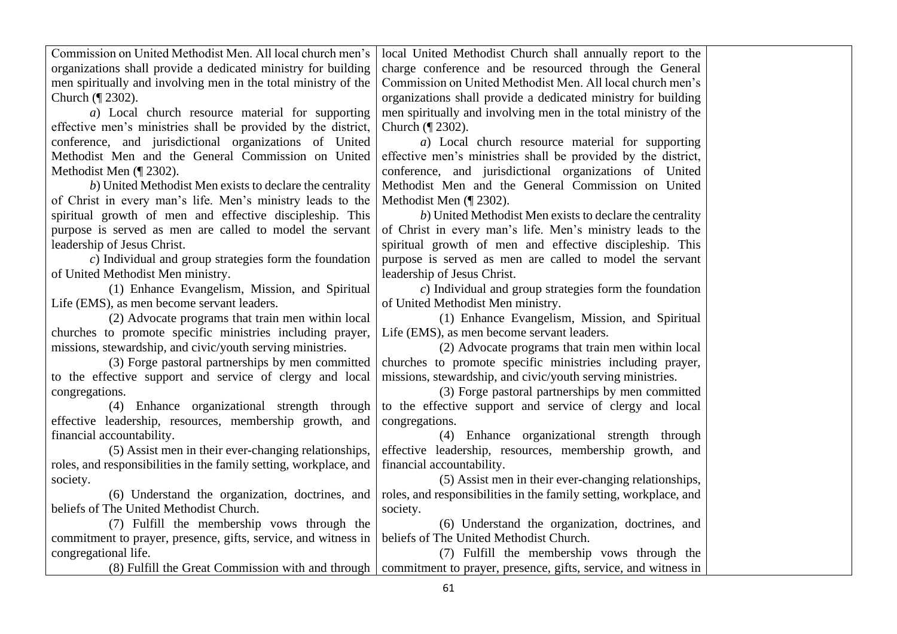| | | |
|---|---|---|
| Commission on United Methodist Men. All local church men's organizations shall provide a dedicated ministry for building men spiritually and involving men in the total ministry of the Church (¶ 2302).<br>*a*) Local church resource material for supporting effective men's ministries shall be provided by the district, conference, and jurisdictional organizations of United Methodist Men and the General Commission on United Methodist Men (¶ 2302).<br>*b*) United Methodist Men exists to declare the centrality of Christ in every man's life. Men's ministry leads to the spiritual growth of men and effective discipleship. This purpose is served as men are called to model the servant leadership of Jesus Christ.<br>*c*) Individual and group strategies form the foundation of United Methodist Men ministry.<br>(1) Enhance Evangelism, Mission, and Spiritual Life (EMS), as men become servant leaders.<br>(2) Advocate programs that train men within local churches to promote specific ministries including prayer, missions, stewardship, and civic/youth serving ministries.<br>(3) Forge pastoral partnerships by men committed to the effective support and service of clergy and local congregations.<br>(4) Enhance organizational strength through effective leadership, resources, membership growth, and financial accountability.<br>(5) Assist men in their ever-changing relationships, roles, and responsibilities in the family setting, workplace, and society.<br>(6) Understand the organization, doctrines, and beliefs of The United Methodist Church.<br>(7) Fulfill the membership vows through the commitment to prayer, presence, gifts, service, and witness in congregational life.<br>(8) Fulfill the Great Commission with and through | local United Methodist Church shall annually report to the charge conference and be resourced through the General Commission on United Methodist Men. All local church men's organizations shall provide a dedicated ministry for building men spiritually and involving men in the total ministry of the Church (¶ 2302).<br>*a*) Local church resource material for supporting effective men's ministries shall be provided by the district, conference, and jurisdictional organizations of United Methodist Men and the General Commission on United Methodist Men (¶ 2302).<br>*b*) United Methodist Men exists to declare the centrality of Christ in every man's life. Men's ministry leads to the spiritual growth of men and effective discipleship. This purpose is served as men are called to model the servant leadership of Jesus Christ.<br>*c*) Individual and group strategies form the foundation of United Methodist Men ministry.<br>(1) Enhance Evangelism, Mission, and Spiritual Life (EMS), as men become servant leaders.<br>(2) Advocate programs that train men within local churches to promote specific ministries including prayer, missions, stewardship, and civic/youth serving ministries.<br>(3) Forge pastoral partnerships by men committed to the effective support and service of clergy and local congregations.<br>(4) Enhance organizational strength through effective leadership, resources, membership growth, and financial accountability.<br>(5) Assist men in their ever-changing relationships, roles, and responsibilities in the family setting, workplace, and society.<br>(6) Understand the organization, doctrines, and beliefs of The United Methodist Church.<br>(7) Fulfill the membership vows through the commitment to prayer, presence, gifts, service, and witness in | |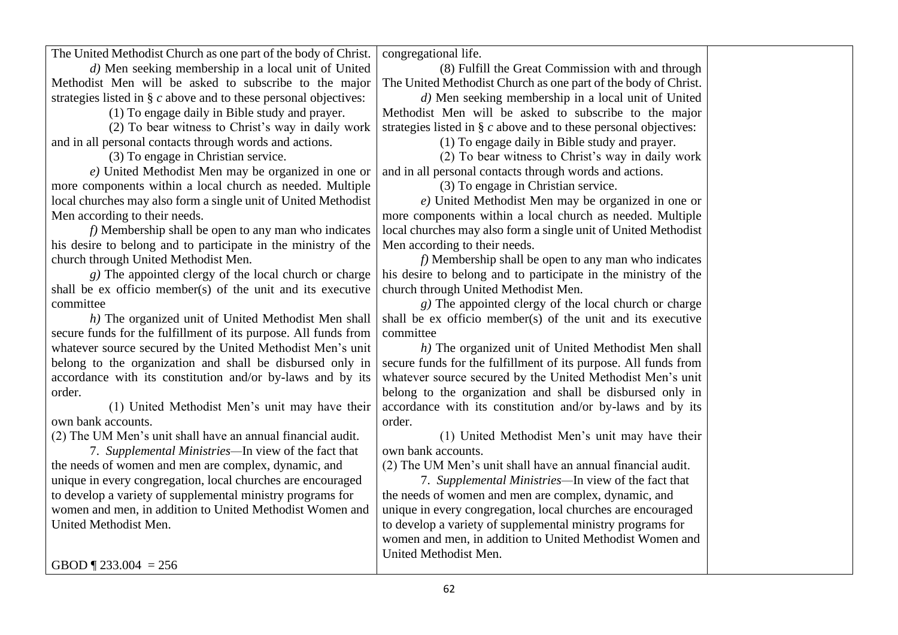| | | |
|---|---|---|
| The United Methodist Church as one part of the body of Christ.<br>*d)* Men seeking membership in a local unit of United Methodist Men will be asked to subscribe to the major strategies listed in § *c* above and to these personal objectives:<br>(1) To engage daily in Bible study and prayer.<br>(2) To bear witness to Christ's way in daily work and in all personal contacts through words and actions.<br>(3) To engage in Christian service.<br>*e)* United Methodist Men may be organized in one or more components within a local church as needed. Multiple local churches may also form a single unit of United Methodist Men according to their needs.<br>*f)* Membership shall be open to any man who indicates his desire to belong and to participate in the ministry of the church through United Methodist Men.<br>*g)* The appointed clergy of the local church or charge shall be ex officio member(s) of the unit and its executive committee<br>*h)* The organized unit of United Methodist Men shall secure funds for the fulfillment of its purpose. All funds from whatever source secured by the United Methodist Men's unit belong to the organization and shall be disbursed only in accordance with its constitution and/or by-laws and by its order.<br>(1) United Methodist Men's unit may have their own bank accounts.<br>(2) The UM Men's unit shall have an annual financial audit.<br>7. *Supplemental Ministries*—In view of the fact that the needs of women and men are complex, dynamic, and unique in every congregation, local churches are encouraged to develop a variety of supplemental ministry programs for women and men, in addition to United Methodist Women and United Methodist Men.<br><br>GBOD ¶ 233.004 = 256 | congregational life.<br>(8) Fulfill the Great Commission with and through The United Methodist Church as one part of the body of Christ.<br>*d)* Men seeking membership in a local unit of United Methodist Men will be asked to subscribe to the major strategies listed in § *c* above and to these personal objectives:<br>(1) To engage daily in Bible study and prayer.<br>(2) To bear witness to Christ's way in daily work and in all personal contacts through words and actions.<br>(3) To engage in Christian service.<br>*e)* United Methodist Men may be organized in one or more components within a local church as needed. Multiple local churches may also form a single unit of United Methodist Men according to their needs.<br>*f)* Membership shall be open to any man who indicates his desire to belong and to participate in the ministry of the church through United Methodist Men.<br>*g)* The appointed clergy of the local church or charge shall be ex officio member(s) of the unit and its executive committee<br>*h)* The organized unit of United Methodist Men shall secure funds for the fulfillment of its purpose. All funds from whatever source secured by the United Methodist Men's unit belong to the organization and shall be disbursed only in accordance with its constitution and/or by-laws and by its order.<br>(1) United Methodist Men's unit may have their own bank accounts.<br>(2) The UM Men's unit shall have an annual financial audit.<br>7. *Supplemental Ministries*—In view of the fact that the needs of women and men are complex, dynamic, and unique in every congregation, local churches are encouraged to develop a variety of supplemental ministry programs for women and men, in addition to United Methodist Women and United Methodist Men. | |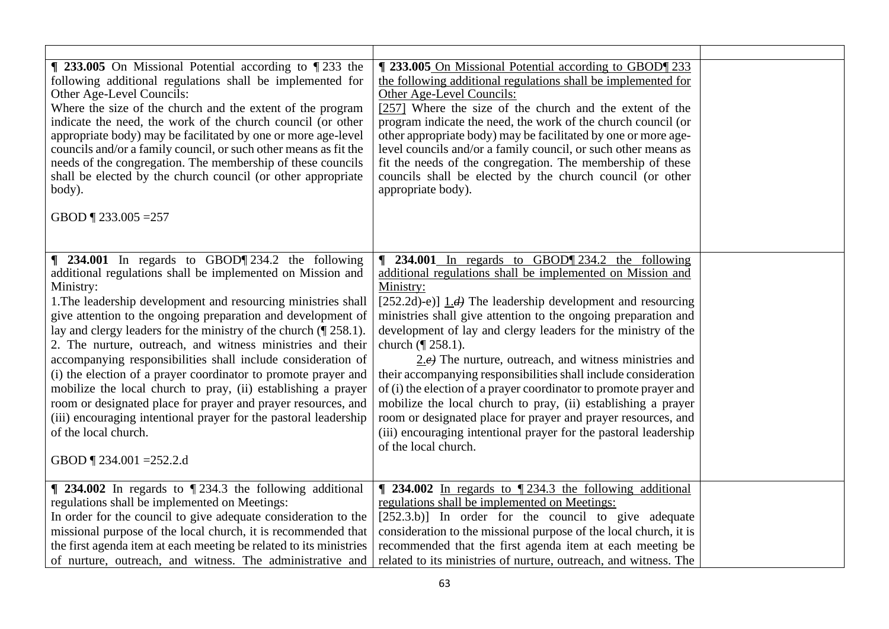| | | |
|---|---|---|
| **¶ 233.005** On Missional Potential according to ¶ 233 the following additional regulations shall be implemented for Other Age-Level Councils:<br>Where the size of the church and the extent of the program indicate the need, the work of the church council (or other appropriate body) may be facilitated by one or more age-level councils and/or a family council, or such other means as fit the needs of the congregation. The membership of these councils shall be elected by the church council (or other appropriate body).<br><br>GBOD ¶ 233.005 =257 | **¶ 233.005** On Missional Potential according to GBOD¶ 233 the following additional regulations shall be implemented for Other Age-Level Councils:<br>[257] Where the size of the church and the extent of the program indicate the need, the work of the church council (or other appropriate body) may be facilitated by one or more age-level councils and/or a family council, or such other means as fit the needs of the congregation. The membership of these councils shall be elected by the church council (or other appropriate body). | |
| **¶ 234.001** In regards to GBOD¶ 234.2 the following additional regulations shall be implemented on Mission and Ministry:<br>1.The leadership development and resourcing ministries shall give attention to the ongoing preparation and development of lay and clergy leaders for the ministry of the church (¶ 258.1).<br>2. The nurture, outreach, and witness ministries and their accompanying responsibilities shall include consideration of (i) the election of a prayer coordinator to promote prayer and mobilize the local church to pray, (ii) establishing a prayer room or designated place for prayer and prayer resources, and (iii) encouraging intentional prayer for the pastoral leadership of the local church.<br><br>GBOD ¶ 234.001 =252.2.d | **¶ 234.001** In regards to GBOD¶ 234.2 the following additional regulations shall be implemented on Mission and Ministry:<br>[252.2d)-e)] 1.~~*d)*~~ The leadership development and resourcing ministries shall give attention to the ongoing preparation and development of lay and clergy leaders for the ministry of the church (¶ 258.1).<br>2.~~*e)*~~ The nurture, outreach, and witness ministries and their accompanying responsibilities shall include consideration of (i) the election of a prayer coordinator to promote prayer and mobilize the local church to pray, (ii) establishing a prayer room or designated place for prayer and prayer resources, and (iii) encouraging intentional prayer for the pastoral leadership of the local church. | |
| **¶ 234.002** In regards to ¶ 234.3 the following additional regulations shall be implemented on Meetings:<br>In order for the council to give adequate consideration to the missional purpose of the local church, it is recommended that the first agenda item at each meeting be related to its ministries of nurture, outreach, and witness. The administrative and | **¶ 234.002** In regards to ¶ 234.3 the following additional regulations shall be implemented on Meetings:<br>[252.3.b)] In order for the council to give adequate consideration to the missional purpose of the local church, it is recommended that the first agenda item at each meeting be related to its ministries of nurture, outreach, and witness. The | |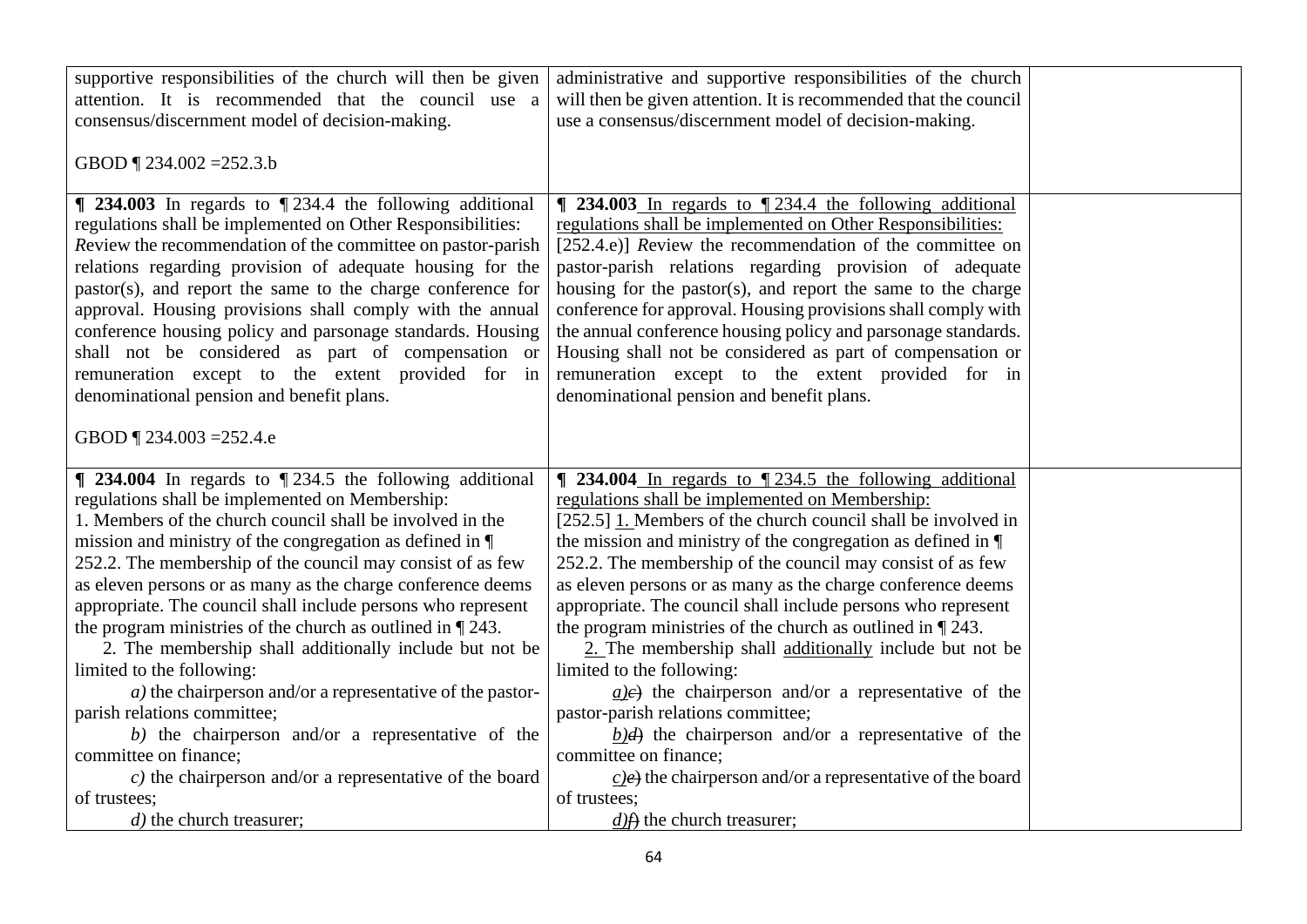| | | |
|---|---|---|
| supportive responsibilities of the church will then be given attention. It is recommended that the council use a consensus/discernment model of decision-making.<br><br>GBOD ¶ 234.002 =252.3.b | administrative and supportive responsibilities of the church will then be given attention. It is recommended that the council use a consensus/discernment model of decision-making. | |
| **¶ 234.003** In regards to ¶ 234.4 the following additional regulations shall be implemented on Other Responsibilities: *R*eview the recommendation of the committee on pastor-parish relations regarding provision of adequate housing for the pastor(s), and report the same to the charge conference for approval. Housing provisions shall comply with the annual conference housing policy and parsonage standards. Housing shall not be considered as part of compensation or remuneration except to the extent provided for in denominational pension and benefit plans.<br><br>GBOD ¶ 234.003 =252.4.e | **¶ 234.003** <u>In regards to ¶ 234.4 the following additional regulations shall be implemented on Other Responsibilities:</u> [252.4.e)] *R*eview the recommendation of the committee on pastor-parish relations regarding provision of adequate housing for the pastor(s), and report the same to the charge conference for approval. Housing provisions shall comply with the annual conference housing policy and parsonage standards. Housing shall not be considered as part of compensation or remuneration except to the extent provided for in denominational pension and benefit plans. | |
| **¶ 234.004** In regards to ¶ 234.5 the following additional regulations shall be implemented on Membership:<br>1. Members of the church council shall be involved in the mission and ministry of the congregation as defined in ¶ 252.2. The membership of the council may consist of as few as eleven persons or as many as the charge conference deems appropriate. The council shall include persons who represent the program ministries of the church as outlined in ¶ 243.<br>2. The membership shall additionally include but not be limited to the following:<br>*a)* the chairperson and/or a representative of the pastor-parish relations committee;<br>*b)* the chairperson and/or a representative of the committee on finance;<br>*c)* the chairperson and/or a representative of the board of trustees;<br>*d)* the church treasurer; | **¶ 234.004** <u>In regards to ¶ 234.5 the following additional regulations shall be implemented on Membership:</u><br>[252.5] <u>1.</u> Members of the church council shall be involved in the mission and ministry of the congregation as defined in ¶ 252.2. The membership of the council may consist of as few as eleven persons or as many as the charge conference deems appropriate. The council shall include persons who represent the program ministries of the church as outlined in ¶ 243.<br><u>2.</u> The membership shall <u>additionally</u> include but not be limited to the following:<br><u>*a)*</u>~~*c)*~~ the chairperson and/or a representative of the pastor-parish relations committee;<br><u>*b)*</u>~~*d)*~~ the chairperson and/or a representative of the committee on finance;<br><u>*c)*</u>~~*e)*~~ the chairperson and/or a representative of the board of trustees;<br><u>*d)*</u>~~*f)*~~ the church treasurer; | |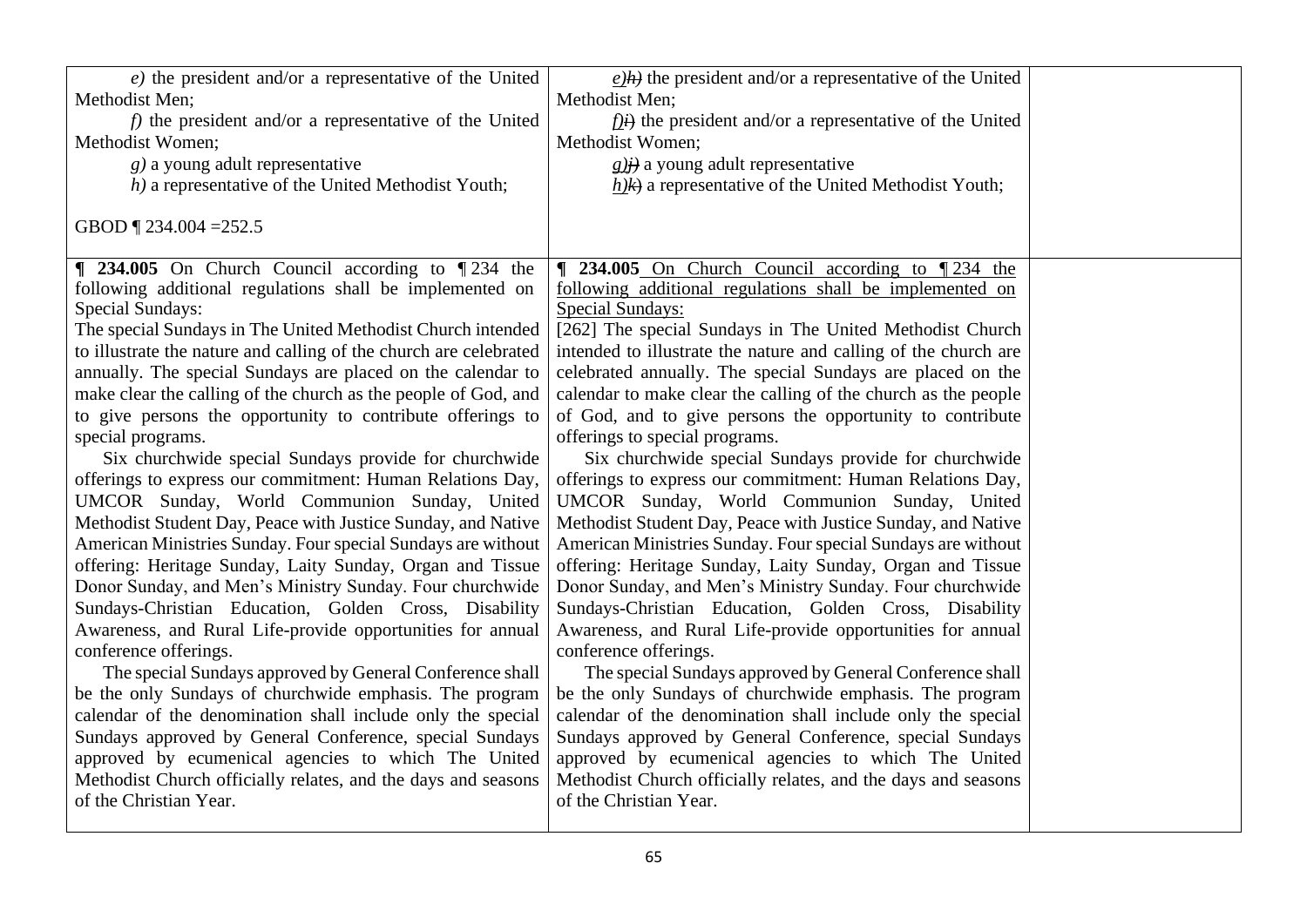| | | |
|---|---|---|
| *e)* the president and/or a representative of the United Methodist Men;<br>*f)* the president and/or a representative of the United Methodist Women;<br>*g)* a young adult representative<br>*h)* a representative of the United Methodist Youth;<br><br>GBOD ¶ 234.004 =252.5 | *e)~~h)~~* the president and/or a representative of the United Methodist Men;<br>*f)~~i)~~* the president and/or a representative of the United Methodist Women;<br>*g)~~j)~~* a young adult representative<br>*h)~~k)~~* a representative of the United Methodist Youth; | |
| **¶ 234.005** On Church Council according to ¶ 234 the following additional regulations shall be implemented on Special Sundays:<br>The special Sundays in The United Methodist Church intended to illustrate the nature and calling of the church are celebrated annually. The special Sundays are placed on the calendar to make clear the calling of the church as the people of God, and to give persons the opportunity to contribute offerings to special programs.<br>Six churchwide special Sundays provide for churchwide offerings to express our commitment: Human Relations Day, UMCOR Sunday, World Communion Sunday, United Methodist Student Day, Peace with Justice Sunday, and Native American Ministries Sunday. Four special Sundays are without offering: Heritage Sunday, Laity Sunday, Organ and Tissue Donor Sunday, and Men's Ministry Sunday. Four churchwide Sundays-Christian Education, Golden Cross, Disability Awareness, and Rural Life-provide opportunities for annual conference offerings.<br>The special Sundays approved by General Conference shall be the only Sundays of churchwide emphasis. The program calendar of the denomination shall include only the special Sundays approved by General Conference, special Sundays approved by ecumenical agencies to which The United Methodist Church officially relates, and the days and seasons of the Christian Year. | **¶ 234.005** On Church Council according to ¶ 234 the following additional regulations shall be implemented on Special Sundays:<br>[262] The special Sundays in The United Methodist Church intended to illustrate the nature and calling of the church are celebrated annually. The special Sundays are placed on the calendar to make clear the calling of the church as the people of God, and to give persons the opportunity to contribute offerings to special programs.<br>Six churchwide special Sundays provide for churchwide offerings to express our commitment: Human Relations Day, UMCOR Sunday, World Communion Sunday, United Methodist Student Day, Peace with Justice Sunday, and Native American Ministries Sunday. Four special Sundays are without offering: Heritage Sunday, Laity Sunday, Organ and Tissue Donor Sunday, and Men's Ministry Sunday. Four churchwide Sundays-Christian Education, Golden Cross, Disability Awareness, and Rural Life-provide opportunities for annual conference offerings.<br>The special Sundays approved by General Conference shall be the only Sundays of churchwide emphasis. The program calendar of the denomination shall include only the special Sundays approved by General Conference, special Sundays approved by ecumenical agencies to which The United Methodist Church officially relates, and the days and seasons of the Christian Year. | |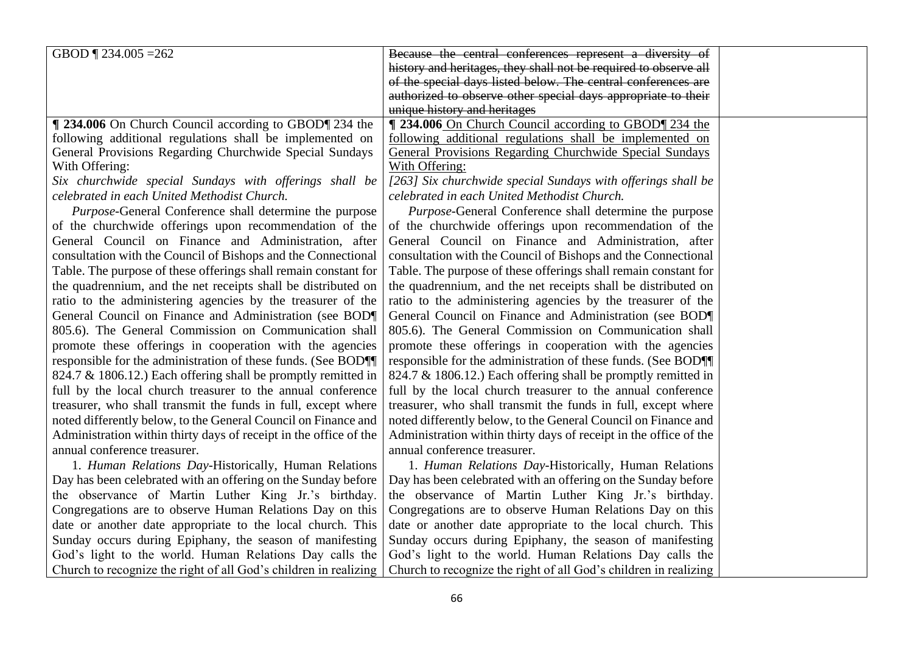| | | |
|---|---|---|
| GBOD ¶ 234.005 =262 | ~~Because the central conferences represent a diversity of history and heritages, they shall not be required to observe all of the special days listed below. The central conferences are authorized to observe other special days appropriate to their unique history and heritages~~ | |
| **¶ 234.006** On Church Council according to GBOD¶ 234 the following additional regulations shall be implemented on General Provisions Regarding Churchwide Special Sundays With Offering:<br>*Six churchwide special Sundays with offerings shall be celebrated in each United Methodist Church.*<br>*Purpose*-General Conference shall determine the purpose of the churchwide offerings upon recommendation of the General Council on Finance and Administration, after consultation with the Council of Bishops and the Connectional Table. The purpose of these offerings shall remain constant for the quadrennium, and the net receipts shall be distributed on ratio to the administering agencies by the treasurer of the General Council on Finance and Administration (see BOD¶ 805.6). The General Commission on Communication shall promote these offerings in cooperation with the agencies responsible for the administration of these funds. (See BOD¶¶ 824.7 & 1806.12.) Each offering shall be promptly remitted in full by the local church treasurer to the annual conference treasurer, who shall transmit the funds in full, except where noted differently below, to the General Council on Finance and Administration within thirty days of receipt in the office of the annual conference treasurer.<br>1. *Human Relations Day*-Historically, Human Relations Day has been celebrated with an offering on the Sunday before the observance of Martin Luther King Jr.'s birthday. Congregations are to observe Human Relations Day on this date or another date appropriate to the local church. This Sunday occurs during Epiphany, the season of manifesting God's light to the world. Human Relations Day calls the Church to recognize the right of all God's children in realizing | **¶ 234.006** <u>On Church Council according to GBOD¶ 234 the following additional regulations shall be implemented on General Provisions Regarding Churchwide Special Sundays With Offering:</u><br>*[263] Six churchwide special Sundays with offerings shall be celebrated in each United Methodist Church.*<br>*Purpose*-General Conference shall determine the purpose of the churchwide offerings upon recommendation of the General Council on Finance and Administration, after consultation with the Council of Bishops and the Connectional Table. The purpose of these offerings shall remain constant for the quadrennium, and the net receipts shall be distributed on ratio to the administering agencies by the treasurer of the General Council on Finance and Administration (see BOD¶ 805.6). The General Commission on Communication shall promote these offerings in cooperation with the agencies responsible for the administration of these funds. (See BOD¶¶ 824.7 & 1806.12.) Each offering shall be promptly remitted in full by the local church treasurer to the annual conference treasurer, who shall transmit the funds in full, except where noted differently below, to the General Council on Finance and Administration within thirty days of receipt in the office of the annual conference treasurer.<br>1. *Human Relations Day*-Historically, Human Relations Day has been celebrated with an offering on the Sunday before the observance of Martin Luther King Jr.'s birthday. Congregations are to observe Human Relations Day on this date or another date appropriate to the local church. This Sunday occurs during Epiphany, the season of manifesting God's light to the world. Human Relations Day calls the Church to recognize the right of all God's children in realizing | |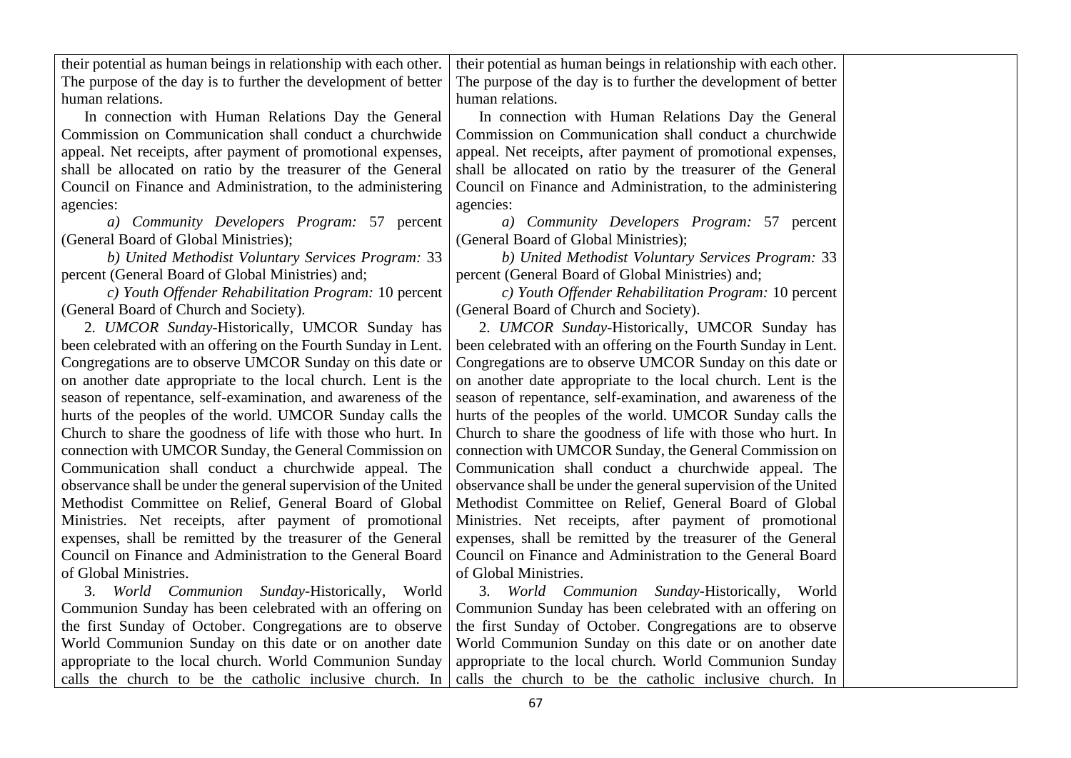| | | |
|---|---|---|
| their potential as human beings in relationship with each other. The purpose of the day is to further the development of better human relations.<br><br>In connection with Human Relations Day the General Commission on Communication shall conduct a churchwide appeal. Net receipts, after payment of promotional expenses, shall be allocated on ratio by the treasurer of the General Council on Finance and Administration, to the administering agencies:<br><br>*a) Community Developers Program:* 57 percent (General Board of Global Ministries);<br><br>*b) United Methodist Voluntary Services Program:* 33 percent (General Board of Global Ministries) and;<br><br>*c) Youth Offender Rehabilitation Program:* 10 percent (General Board of Church and Society).<br><br>2. *UMCOR Sunday*-Historically, UMCOR Sunday has been celebrated with an offering on the Fourth Sunday in Lent. Congregations are to observe UMCOR Sunday on this date or on another date appropriate to the local church. Lent is the season of repentance, self-examination, and awareness of the hurts of the peoples of the world. UMCOR Sunday calls the Church to share the goodness of life with those who hurt. In connection with UMCOR Sunday, the General Commission on Communication shall conduct a churchwide appeal. The observance shall be under the general supervision of the United Methodist Committee on Relief, General Board of Global Ministries. Net receipts, after payment of promotional expenses, shall be remitted by the treasurer of the General Council on Finance and Administration to the General Board of Global Ministries.<br><br>3. *World Communion Sunday*-Historically, World Communion Sunday has been celebrated with an offering on the first Sunday of October. Congregations are to observe World Communion Sunday on this date or on another date appropriate to the local church. World Communion Sunday calls the church to be the catholic inclusive church. In | their potential as human beings in relationship with each other. The purpose of the day is to further the development of better human relations.<br><br>In connection with Human Relations Day the General Commission on Communication shall conduct a churchwide appeal. Net receipts, after payment of promotional expenses, shall be allocated on ratio by the treasurer of the General Council on Finance and Administration, to the administering agencies:<br><br>*a) Community Developers Program:* 57 percent (General Board of Global Ministries);<br><br>*b) United Methodist Voluntary Services Program:* 33 percent (General Board of Global Ministries) and;<br><br>*c) Youth Offender Rehabilitation Program:* 10 percent (General Board of Church and Society).<br><br>2. *UMCOR Sunday*-Historically, UMCOR Sunday has been celebrated with an offering on the Fourth Sunday in Lent. Congregations are to observe UMCOR Sunday on this date or on another date appropriate to the local church. Lent is the season of repentance, self-examination, and awareness of the hurts of the peoples of the world. UMCOR Sunday calls the Church to share the goodness of life with those who hurt. In connection with UMCOR Sunday, the General Commission on Communication shall conduct a churchwide appeal. The observance shall be under the general supervision of the United Methodist Committee on Relief, General Board of Global Ministries. Net receipts, after payment of promotional expenses, shall be remitted by the treasurer of the General Council on Finance and Administration to the General Board of Global Ministries.<br><br>3. *World Communion Sunday*-Historically, World Communion Sunday has been celebrated with an offering on the first Sunday of October. Congregations are to observe World Communion Sunday on this date or on another date appropriate to the local church. World Communion Sunday calls the church to be the catholic inclusive church. In | |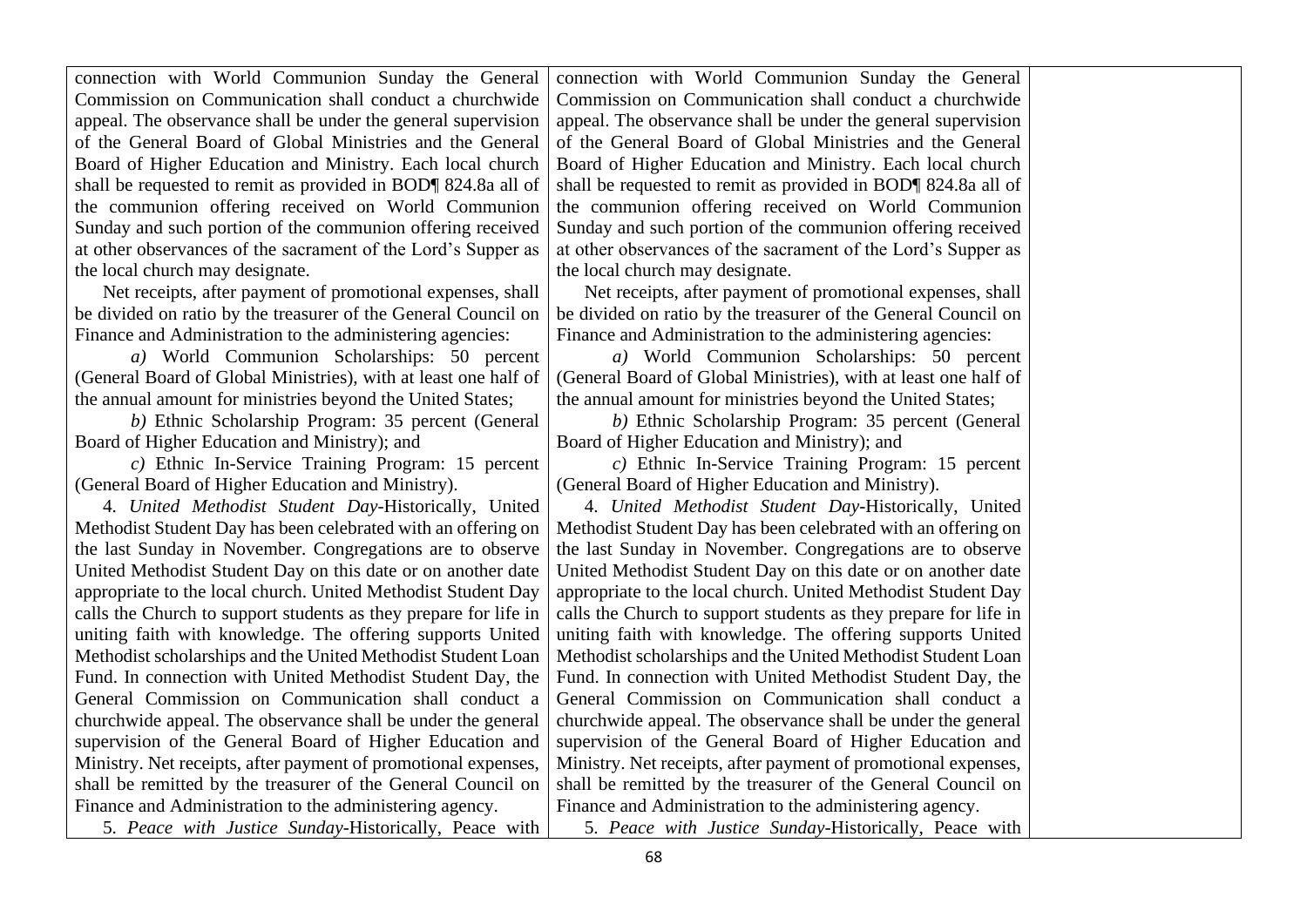| | | |
|---|---|---|
| connection with World Communion Sunday the General Commission on Communication shall conduct a churchwide appeal. The observance shall be under the general supervision of the General Board of Global Ministries and the General Board of Higher Education and Ministry. Each local church shall be requested to remit as provided in BOD¶ 824.8a all of the communion offering received on World Communion Sunday and such portion of the communion offering received at other observances of the sacrament of the Lord's Supper as the local church may designate.<br><br>Net receipts, after payment of promotional expenses, shall be divided on ratio by the treasurer of the General Council on Finance and Administration to the administering agencies:<br><br>*a)* World Communion Scholarships: 50 percent (General Board of Global Ministries), with at least one half of the annual amount for ministries beyond the United States;<br><br>*b)* Ethnic Scholarship Program: 35 percent (General Board of Higher Education and Ministry); and<br><br>*c)* Ethnic In-Service Training Program: 15 percent (General Board of Higher Education and Ministry).<br><br>4. *United Methodist Student Day*-Historically, United Methodist Student Day has been celebrated with an offering on the last Sunday in November. Congregations are to observe United Methodist Student Day on this date or on another date appropriate to the local church. United Methodist Student Day calls the Church to support students as they prepare for life in uniting faith with knowledge. The offering supports United Methodist scholarships and the United Methodist Student Loan Fund. In connection with United Methodist Student Day, the General Commission on Communication shall conduct a churchwide appeal. The observance shall be under the general supervision of the General Board of Higher Education and Ministry. Net receipts, after payment of promotional expenses, shall be remitted by the treasurer of the General Council on Finance and Administration to the administering agency.<br><br>5. *Peace with Justice Sunday*-Historically, Peace with | connection with World Communion Sunday the General Commission on Communication shall conduct a churchwide appeal. The observance shall be under the general supervision of the General Board of Global Ministries and the General Board of Higher Education and Ministry. Each local church shall be requested to remit as provided in BOD¶ 824.8a all of the communion offering received on World Communion Sunday and such portion of the communion offering received at other observances of the sacrament of the Lord's Supper as the local church may designate.<br><br>Net receipts, after payment of promotional expenses, shall be divided on ratio by the treasurer of the General Council on Finance and Administration to the administering agencies:<br><br>*a)* World Communion Scholarships: 50 percent (General Board of Global Ministries), with at least one half of the annual amount for ministries beyond the United States;<br><br>*b)* Ethnic Scholarship Program: 35 percent (General Board of Higher Education and Ministry); and<br><br>*c)* Ethnic In-Service Training Program: 15 percent (General Board of Higher Education and Ministry).<br><br>4. *United Methodist Student Day*-Historically, United Methodist Student Day has been celebrated with an offering on the last Sunday in November. Congregations are to observe United Methodist Student Day on this date or on another date appropriate to the local church. United Methodist Student Day calls the Church to support students as they prepare for life in uniting faith with knowledge. The offering supports United Methodist scholarships and the United Methodist Student Loan Fund. In connection with United Methodist Student Day, the General Commission on Communication shall conduct a churchwide appeal. The observance shall be under the general supervision of the General Board of Higher Education and Ministry. Net receipts, after payment of promotional expenses, shall be remitted by the treasurer of the General Council on Finance and Administration to the administering agency.<br><br>5. *Peace with Justice Sunday*-Historically, Peace with | |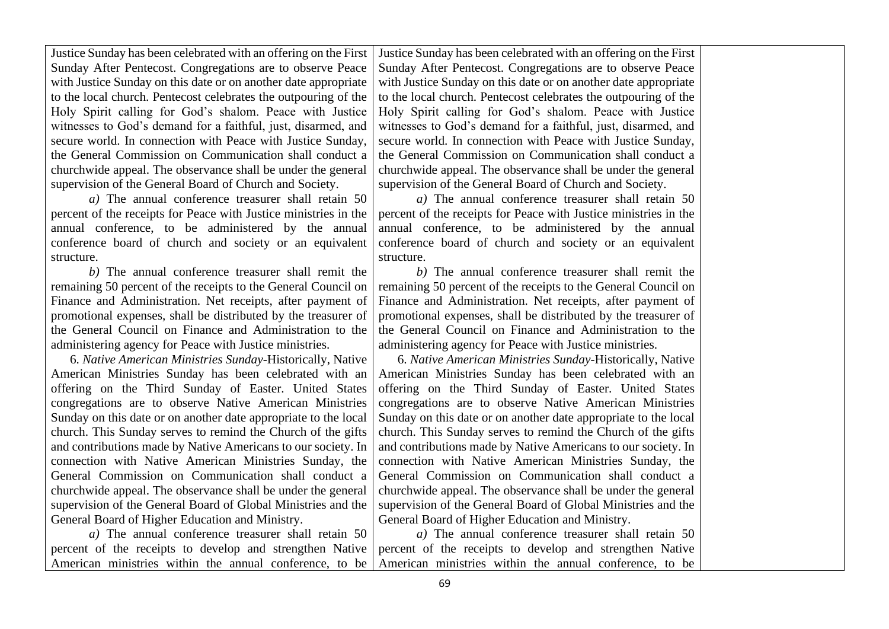| | | |
|---|---|---|
| Justice Sunday has been celebrated with an offering on the First Sunday After Pentecost. Congregations are to observe Peace with Justice Sunday on this date or on another date appropriate to the local church. Pentecost celebrates the outpouring of the Holy Spirit calling for God's shalom. Peace with Justice witnesses to God's demand for a faithful, just, disarmed, and secure world. In connection with Peace with Justice Sunday, the General Commission on Communication shall conduct a churchwide appeal. The observance shall be under the general supervision of the General Board of Church and Society.<br>*a)* The annual conference treasurer shall retain 50 percent of the receipts for Peace with Justice ministries in the annual conference, to be administered by the annual conference board of church and society or an equivalent structure.<br>*b)* The annual conference treasurer shall remit the remaining 50 percent of the receipts to the General Council on Finance and Administration. Net receipts, after payment of promotional expenses, shall be distributed by the treasurer of the General Council on Finance and Administration to the administering agency for Peace with Justice ministries.<br>6. *Native American Ministries Sunday*-Historically, Native American Ministries Sunday has been celebrated with an offering on the Third Sunday of Easter. United States congregations are to observe Native American Ministries Sunday on this date or on another date appropriate to the local church. This Sunday serves to remind the Church of the gifts and contributions made by Native Americans to our society. In connection with Native American Ministries Sunday, the General Commission on Communication shall conduct a churchwide appeal. The observance shall be under the general supervision of the General Board of Global Ministries and the General Board of Higher Education and Ministry.<br>*a)* The annual conference treasurer shall retain 50 percent of the receipts to develop and strengthen Native American ministries within the annual conference, to be | Justice Sunday has been celebrated with an offering on the First Sunday After Pentecost. Congregations are to observe Peace with Justice Sunday on this date or on another date appropriate to the local church. Pentecost celebrates the outpouring of the Holy Spirit calling for God's shalom. Peace with Justice witnesses to God's demand for a faithful, just, disarmed, and secure world. In connection with Peace with Justice Sunday, the General Commission on Communication shall conduct a churchwide appeal. The observance shall be under the general supervision of the General Board of Church and Society.<br>*a)* The annual conference treasurer shall retain 50 percent of the receipts for Peace with Justice ministries in the annual conference, to be administered by the annual conference board of church and society or an equivalent structure.<br>*b)* The annual conference treasurer shall remit the remaining 50 percent of the receipts to the General Council on Finance and Administration. Net receipts, after payment of promotional expenses, shall be distributed by the treasurer of the General Council on Finance and Administration to the administering agency for Peace with Justice ministries.<br>6. *Native American Ministries Sunday*-Historically, Native American Ministries Sunday has been celebrated with an offering on the Third Sunday of Easter. United States congregations are to observe Native American Ministries Sunday on this date or on another date appropriate to the local church. This Sunday serves to remind the Church of the gifts and contributions made by Native Americans to our society. In connection with Native American Ministries Sunday, the General Commission on Communication shall conduct a churchwide appeal. The observance shall be under the general supervision of the General Board of Global Ministries and the General Board of Higher Education and Ministry.<br>*a)* The annual conference treasurer shall retain 50 percent of the receipts to develop and strengthen Native American ministries within the annual conference, to be | |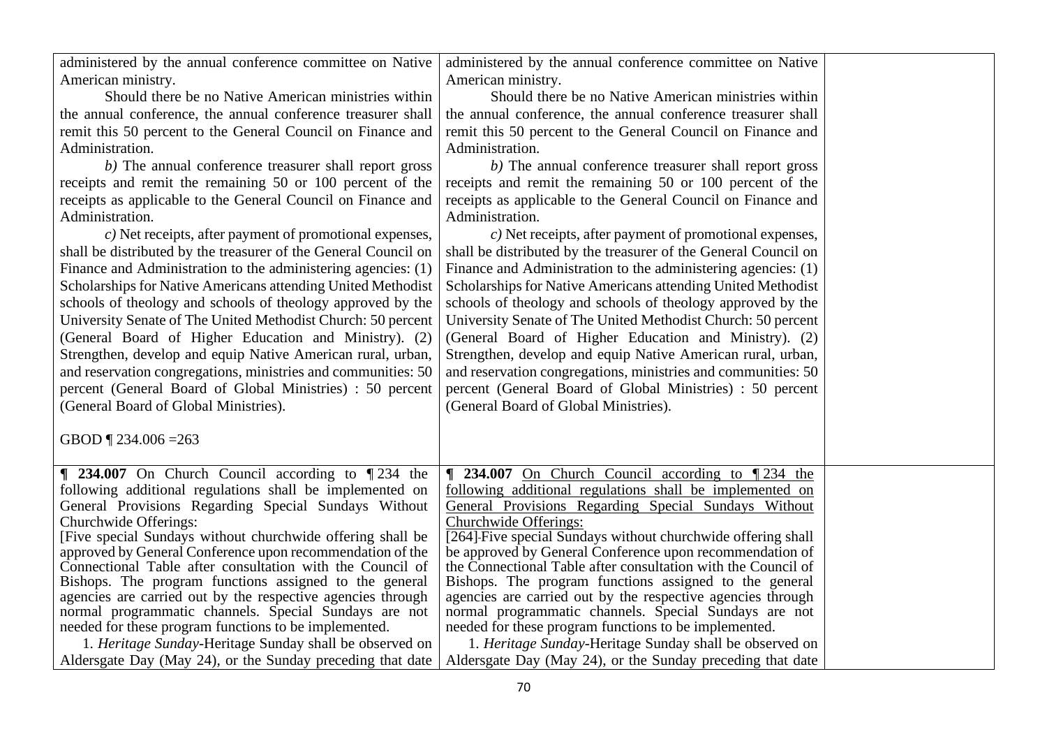| | | |
|---|---|---|
| administered by the annual conference committee on Native American ministry.<br>Should there be no Native American ministries within the annual conference, the annual conference treasurer shall remit this 50 percent to the General Council on Finance and Administration.<br>*b)* The annual conference treasurer shall report gross receipts and remit the remaining 50 or 100 percent of the receipts as applicable to the General Council on Finance and Administration.<br>*c)* Net receipts, after payment of promotional expenses, shall be distributed by the treasurer of the General Council on Finance and Administration to the administering agencies: (1) Scholarships for Native Americans attending United Methodist schools of theology and schools of theology approved by the University Senate of The United Methodist Church: 50 percent (General Board of Higher Education and Ministry). (2) Strengthen, develop and equip Native American rural, urban, and reservation congregations, ministries and communities: 50 percent (General Board of Global Ministries) : 50 percent (General Board of Global Ministries).<br><br>GBOD ¶ 234.006 =263 | administered by the annual conference committee on Native American ministry.<br>Should there be no Native American ministries within the annual conference, the annual conference treasurer shall remit this 50 percent to the General Council on Finance and Administration.<br>*b)* The annual conference treasurer shall report gross receipts and remit the remaining 50 or 100 percent of the receipts as applicable to the General Council on Finance and Administration.<br>*c)* Net receipts, after payment of promotional expenses, shall be distributed by the treasurer of the General Council on Finance and Administration to the administering agencies: (1) Scholarships for Native Americans attending United Methodist schools of theology and schools of theology approved by the University Senate of The United Methodist Church: 50 percent (General Board of Higher Education and Ministry). (2) Strengthen, develop and equip Native American rural, urban, and reservation congregations, ministries and communities: 50 percent (General Board of Global Ministries) : 50 percent (General Board of Global Ministries). | |
| **¶ 234.007** On Church Council according to ¶ 234 the following additional regulations shall be implemented on General Provisions Regarding Special Sundays Without Churchwide Offerings:<br>[Five special Sundays without churchwide offering shall be approved by General Conference upon recommendation of the Connectional Table after consultation with the Council of Bishops. The program functions assigned to the general agencies are carried out by the respective agencies through normal programmatic channels. Special Sundays are not needed for these program functions to be implemented.<br>1. *Heritage Sunday*-Heritage Sunday shall be observed on Aldersgate Day (May 24), or the Sunday preceding that date | **¶ 234.007** <u>On Church Council according to ¶ 234 the following additional regulations shall be implemented on General Provisions Regarding Special Sundays Without Churchwide Offerings:</u><br>~~[264]~~ Five special Sundays without churchwide offering shall be approved by General Conference upon recommendation of the Connectional Table after consultation with the Council of Bishops. The program functions assigned to the general agencies are carried out by the respective agencies through normal programmatic channels. Special Sundays are not needed for these program functions to be implemented.<br>1. *Heritage Sunday*-Heritage Sunday shall be observed on Aldersgate Day (May 24), or the Sunday preceding that date | |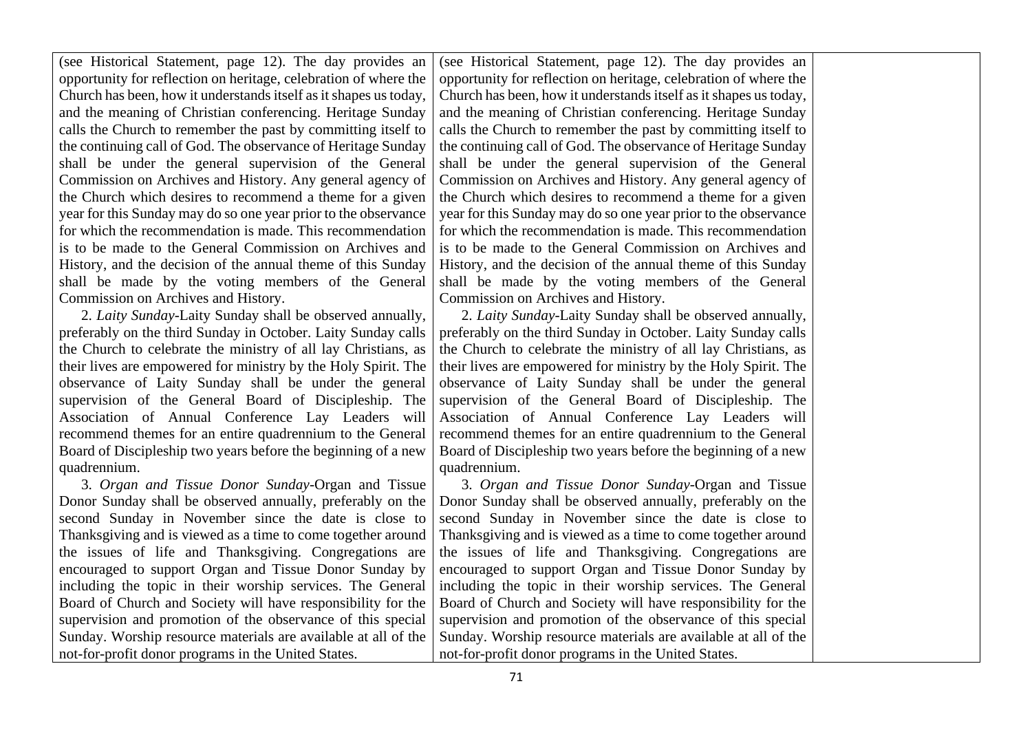| | | |
|---|---|---|
| (see Historical Statement, page 12). The day provides an opportunity for reflection on heritage, celebration of where the Church has been, how it understands itself as it shapes us today, and the meaning of Christian conferencing. Heritage Sunday calls the Church to remember the past by committing itself to the continuing call of God. The observance of Heritage Sunday shall be under the general supervision of the General Commission on Archives and History. Any general agency of the Church which desires to recommend a theme for a given year for this Sunday may do so one year prior to the observance for which the recommendation is made. This recommendation is to be made to the General Commission on Archives and History, and the decision of the annual theme of this Sunday shall be made by the voting members of the General Commission on Archives and History.<br><br>2. *Laity Sunday*-Laity Sunday shall be observed annually, preferably on the third Sunday in October. Laity Sunday calls the Church to celebrate the ministry of all lay Christians, as their lives are empowered for ministry by the Holy Spirit. The observance of Laity Sunday shall be under the general supervision of the General Board of Discipleship. The Association of Annual Conference Lay Leaders will recommend themes for an entire quadrennium to the General Board of Discipleship two years before the beginning of a new quadrennium.<br><br>3. *Organ and Tissue Donor Sunday*-Organ and Tissue Donor Sunday shall be observed annually, preferably on the second Sunday in November since the date is close to Thanksgiving and is viewed as a time to come together around the issues of life and Thanksgiving. Congregations are encouraged to support Organ and Tissue Donor Sunday by including the topic in their worship services. The General Board of Church and Society will have responsibility for the supervision and promotion of the observance of this special Sunday. Worship resource materials are available at all of the not-for-profit donor programs in the United States. | (see Historical Statement, page 12). The day provides an opportunity for reflection on heritage, celebration of where the Church has been, how it understands itself as it shapes us today, and the meaning of Christian conferencing. Heritage Sunday calls the Church to remember the past by committing itself to the continuing call of God. The observance of Heritage Sunday shall be under the general supervision of the General Commission on Archives and History. Any general agency of the Church which desires to recommend a theme for a given year for this Sunday may do so one year prior to the observance for which the recommendation is made. This recommendation is to be made to the General Commission on Archives and History, and the decision of the annual theme of this Sunday shall be made by the voting members of the General Commission on Archives and History.<br><br>2. *Laity Sunday*-Laity Sunday shall be observed annually, preferably on the third Sunday in October. Laity Sunday calls the Church to celebrate the ministry of all lay Christians, as their lives are empowered for ministry by the Holy Spirit. The observance of Laity Sunday shall be under the general supervision of the General Board of Discipleship. The Association of Annual Conference Lay Leaders will recommend themes for an entire quadrennium to the General Board of Discipleship two years before the beginning of a new quadrennium.<br><br>3. *Organ and Tissue Donor Sunday*-Organ and Tissue Donor Sunday shall be observed annually, preferably on the second Sunday in November since the date is close to Thanksgiving and is viewed as a time to come together around the issues of life and Thanksgiving. Congregations are encouraged to support Organ and Tissue Donor Sunday by including the topic in their worship services. The General Board of Church and Society will have responsibility for the supervision and promotion of the observance of this special Sunday. Worship resource materials are available at all of the not-for-profit donor programs in the United States. | |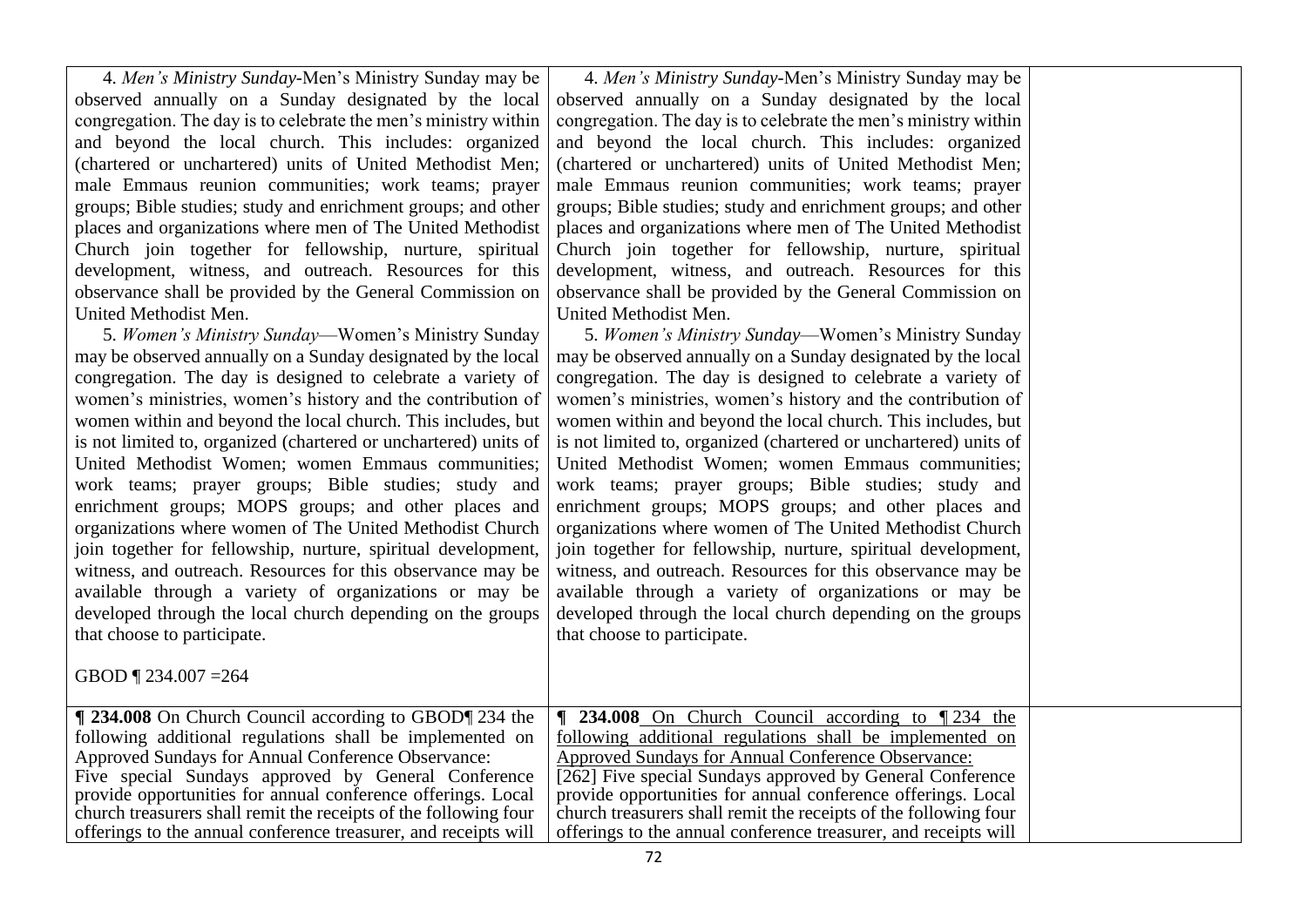| | | |
|---|---|---|
| 4. *Men's Ministry Sunday*-Men's Ministry Sunday may be observed annually on a Sunday designated by the local congregation. The day is to celebrate the men's ministry within and beyond the local church. This includes: organized (chartered or unchartered) units of United Methodist Men; male Emmaus reunion communities; work teams; prayer groups; Bible studies; study and enrichment groups; and other places and organizations where men of The United Methodist Church join together for fellowship, nurture, spiritual development, witness, and outreach. Resources for this observance shall be provided by the General Commission on United Methodist Men.<br>5. *Women's Ministry Sunday*—Women's Ministry Sunday may be observed annually on a Sunday designated by the local congregation. The day is designed to celebrate a variety of women's ministries, women's history and the contribution of women within and beyond the local church. This includes, but is not limited to, organized (chartered or unchartered) units of United Methodist Women; women Emmaus communities; work teams; prayer groups; Bible studies; study and enrichment groups; MOPS groups; and other places and organizations where women of The United Methodist Church join together for fellowship, nurture, spiritual development, witness, and outreach. Resources for this observance may be available through a variety of organizations or may be developed through the local church depending on the groups that choose to participate.<br><br>GBOD ¶ 234.007 =264 | 4. *Men's Ministry Sunday*-Men's Ministry Sunday may be observed annually on a Sunday designated by the local congregation. The day is to celebrate the men's ministry within and beyond the local church. This includes: organized (chartered or unchartered) units of United Methodist Men; male Emmaus reunion communities; work teams; prayer groups; Bible studies; study and enrichment groups; and other places and organizations where men of The United Methodist Church join together for fellowship, nurture, spiritual development, witness, and outreach. Resources for this observance shall be provided by the General Commission on United Methodist Men.<br>5. *Women's Ministry Sunday*—Women's Ministry Sunday may be observed annually on a Sunday designated by the local congregation. The day is designed to celebrate a variety of women's ministries, women's history and the contribution of women within and beyond the local church. This includes, but is not limited to, organized (chartered or unchartered) units of United Methodist Women; women Emmaus communities; work teams; prayer groups; Bible studies; study and enrichment groups; MOPS groups; and other places and organizations where women of The United Methodist Church join together for fellowship, nurture, spiritual development, witness, and outreach. Resources for this observance may be available through a variety of organizations or may be developed through the local church depending on the groups that choose to participate. | |
| **¶ 234.008** On Church Council according to GBOD¶ 234 the following additional regulations shall be implemented on Approved Sundays for Annual Conference Observance:<br>Five special Sundays approved by General Conference provide opportunities for annual conference offerings. Local church treasurers shall remit the receipts of the following four offerings to the annual conference treasurer, and receipts will | **¶ 234.008** <u>On Church Council according to ¶ 234 the following additional regulations shall be implemented on Approved Sundays for Annual Conference Observance:</u><br>[262] Five special Sundays approved by General Conference provide opportunities for annual conference offerings. Local church treasurers shall remit the receipts of the following four offerings to the annual conference treasurer, and receipts will | |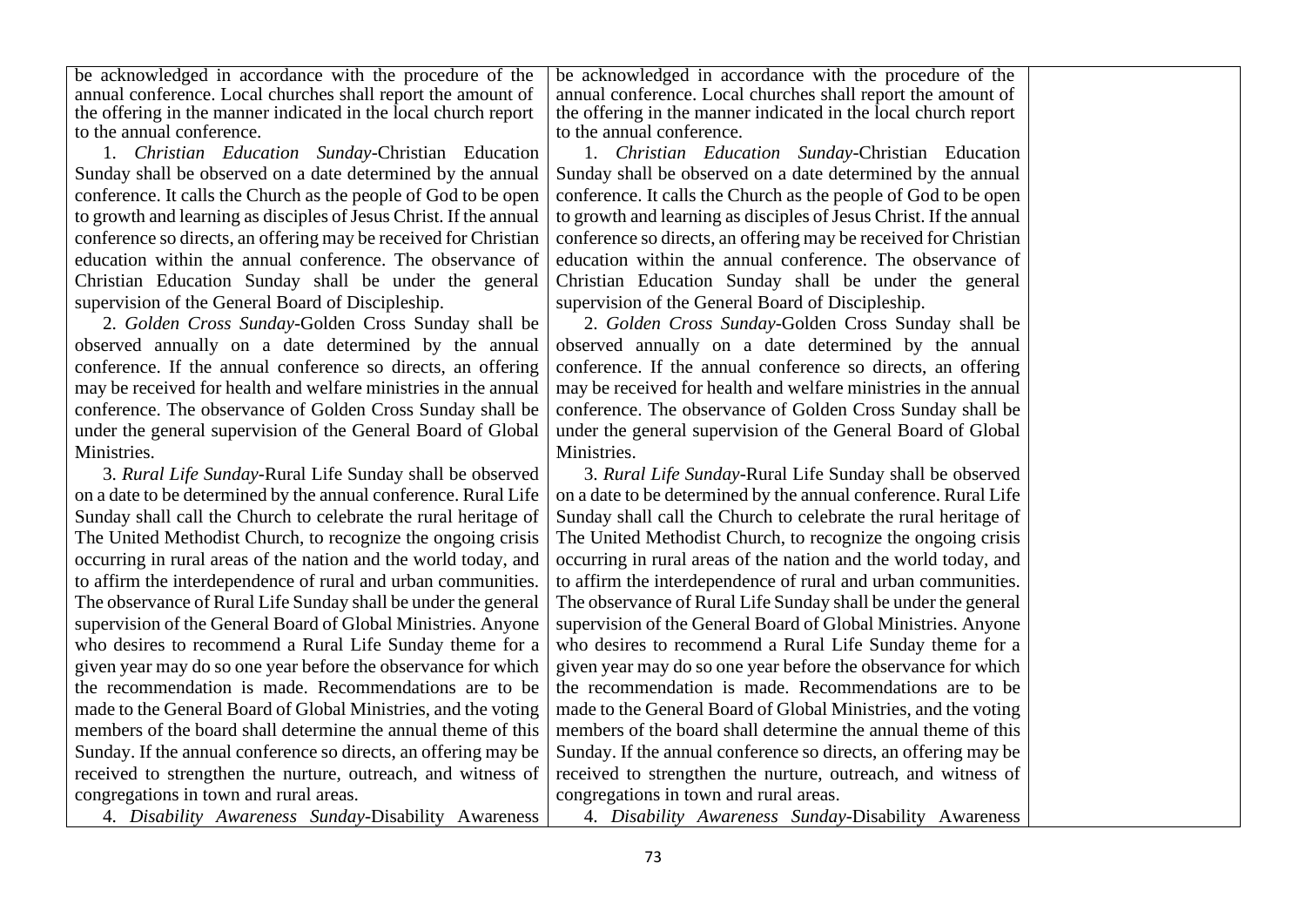| | | |
|---|---|---|
| be acknowledged in accordance with the procedure of the annual conference. Local churches shall report the amount of the offering in the manner indicated in the local church report to the annual conference.<br><br>1. *Christian Education Sunday*-Christian Education Sunday shall be observed on a date determined by the annual conference. It calls the Church as the people of God to be open to growth and learning as disciples of Jesus Christ. If the annual conference so directs, an offering may be received for Christian education within the annual conference. The observance of Christian Education Sunday shall be under the general supervision of the General Board of Discipleship.<br><br>2. *Golden Cross Sunday*-Golden Cross Sunday shall be observed annually on a date determined by the annual conference. If the annual conference so directs, an offering may be received for health and welfare ministries in the annual conference. The observance of Golden Cross Sunday shall be under the general supervision of the General Board of Global Ministries.<br><br>3. *Rural Life Sunday*-Rural Life Sunday shall be observed on a date to be determined by the annual conference. Rural Life Sunday shall call the Church to celebrate the rural heritage of The United Methodist Church, to recognize the ongoing crisis occurring in rural areas of the nation and the world today, and to affirm the interdependence of rural and urban communities. The observance of Rural Life Sunday shall be under the general supervision of the General Board of Global Ministries. Anyone who desires to recommend a Rural Life Sunday theme for a given year may do so one year before the observance for which the recommendation is made. Recommendations are to be made to the General Board of Global Ministries, and the voting members of the board shall determine the annual theme of this Sunday. If the annual conference so directs, an offering may be received to strengthen the nurture, outreach, and witness of congregations in town and rural areas.<br><br>4. *Disability Awareness Sunday*-Disability Awareness | be acknowledged in accordance with the procedure of the annual conference. Local churches shall report the amount of the offering in the manner indicated in the local church report to the annual conference.<br><br>1. *Christian Education Sunday*-Christian Education Sunday shall be observed on a date determined by the annual conference. It calls the Church as the people of God to be open to growth and learning as disciples of Jesus Christ. If the annual conference so directs, an offering may be received for Christian education within the annual conference. The observance of Christian Education Sunday shall be under the general supervision of the General Board of Discipleship.<br><br>2. *Golden Cross Sunday*-Golden Cross Sunday shall be observed annually on a date determined by the annual conference. If the annual conference so directs, an offering may be received for health and welfare ministries in the annual conference. The observance of Golden Cross Sunday shall be under the general supervision of the General Board of Global Ministries.<br><br>3. *Rural Life Sunday*-Rural Life Sunday shall be observed on a date to be determined by the annual conference. Rural Life Sunday shall call the Church to celebrate the rural heritage of The United Methodist Church, to recognize the ongoing crisis occurring in rural areas of the nation and the world today, and to affirm the interdependence of rural and urban communities. The observance of Rural Life Sunday shall be under the general supervision of the General Board of Global Ministries. Anyone who desires to recommend a Rural Life Sunday theme for a given year may do so one year before the observance for which the recommendation is made. Recommendations are to be made to the General Board of Global Ministries, and the voting members of the board shall determine the annual theme of this Sunday. If the annual conference so directs, an offering may be received to strengthen the nurture, outreach, and witness of congregations in town and rural areas.<br><br>4. *Disability Awareness Sunday*-Disability Awareness | |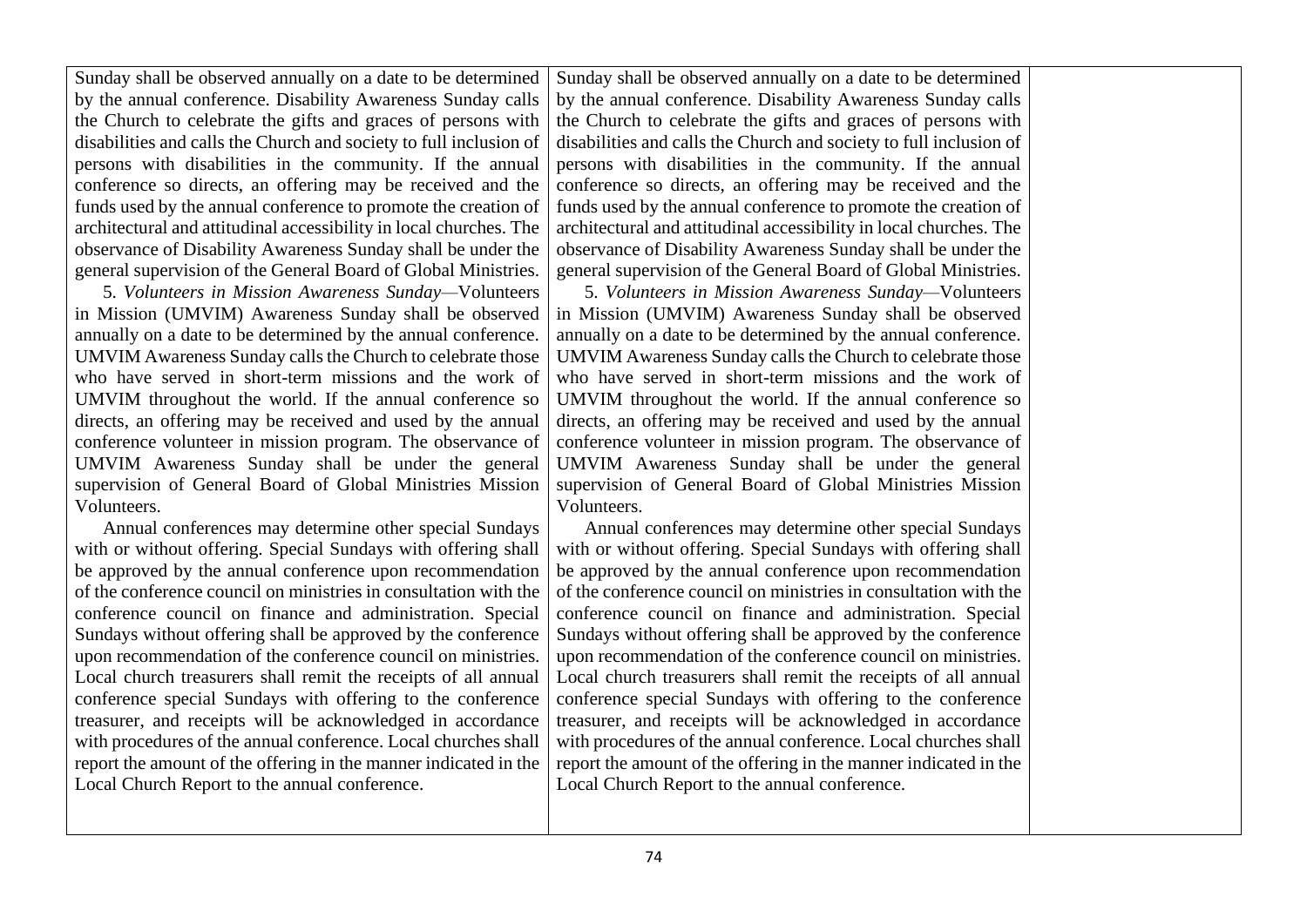| | | |
|---|---|---|
| Sunday shall be observed annually on a date to be determined by the annual conference. Disability Awareness Sunday calls the Church to celebrate the gifts and graces of persons with disabilities and calls the Church and society to full inclusion of persons with disabilities in the community. If the annual conference so directs, an offering may be received and the funds used by the annual conference to promote the creation of architectural and attitudinal accessibility in local churches. The observance of Disability Awareness Sunday shall be under the general supervision of the General Board of Global Ministries.<br>5. *Volunteers in Mission Awareness Sunday*—Volunteers in Mission (UMVIM) Awareness Sunday shall be observed annually on a date to be determined by the annual conference. UMVIM Awareness Sunday calls the Church to celebrate those who have served in short-term missions and the work of UMVIM throughout the world. If the annual conference so directs, an offering may be received and used by the annual conference volunteer in mission program. The observance of UMVIM Awareness Sunday shall be under the general supervision of General Board of Global Ministries Mission Volunteers.<br>Annual conferences may determine other special Sundays with or without offering. Special Sundays with offering shall be approved by the annual conference upon recommendation of the conference council on ministries in consultation with the conference council on finance and administration. Special Sundays without offering shall be approved by the conference upon recommendation of the conference council on ministries. Local church treasurers shall remit the receipts of all annual conference special Sundays with offering to the conference treasurer, and receipts will be acknowledged in accordance with procedures of the annual conference. Local churches shall report the amount of the offering in the manner indicated in the Local Church Report to the annual conference. | Sunday shall be observed annually on a date to be determined by the annual conference. Disability Awareness Sunday calls the Church to celebrate the gifts and graces of persons with disabilities and calls the Church and society to full inclusion of persons with disabilities in the community. If the annual conference so directs, an offering may be received and the funds used by the annual conference to promote the creation of architectural and attitudinal accessibility in local churches. The observance of Disability Awareness Sunday shall be under the general supervision of the General Board of Global Ministries.<br>5. *Volunteers in Mission Awareness Sunday*—Volunteers in Mission (UMVIM) Awareness Sunday shall be observed annually on a date to be determined by the annual conference. UMVIM Awareness Sunday calls the Church to celebrate those who have served in short-term missions and the work of UMVIM throughout the world. If the annual conference so directs, an offering may be received and used by the annual conference volunteer in mission program. The observance of UMVIM Awareness Sunday shall be under the general supervision of General Board of Global Ministries Mission Volunteers.<br>Annual conferences may determine other special Sundays with or without offering. Special Sundays with offering shall be approved by the annual conference upon recommendation of the conference council on ministries in consultation with the conference council on finance and administration. Special Sundays without offering shall be approved by the conference upon recommendation of the conference council on ministries. Local church treasurers shall remit the receipts of all annual conference special Sundays with offering to the conference treasurer, and receipts will be acknowledged in accordance with procedures of the annual conference. Local churches shall report the amount of the offering in the manner indicated in the Local Church Report to the annual conference. | |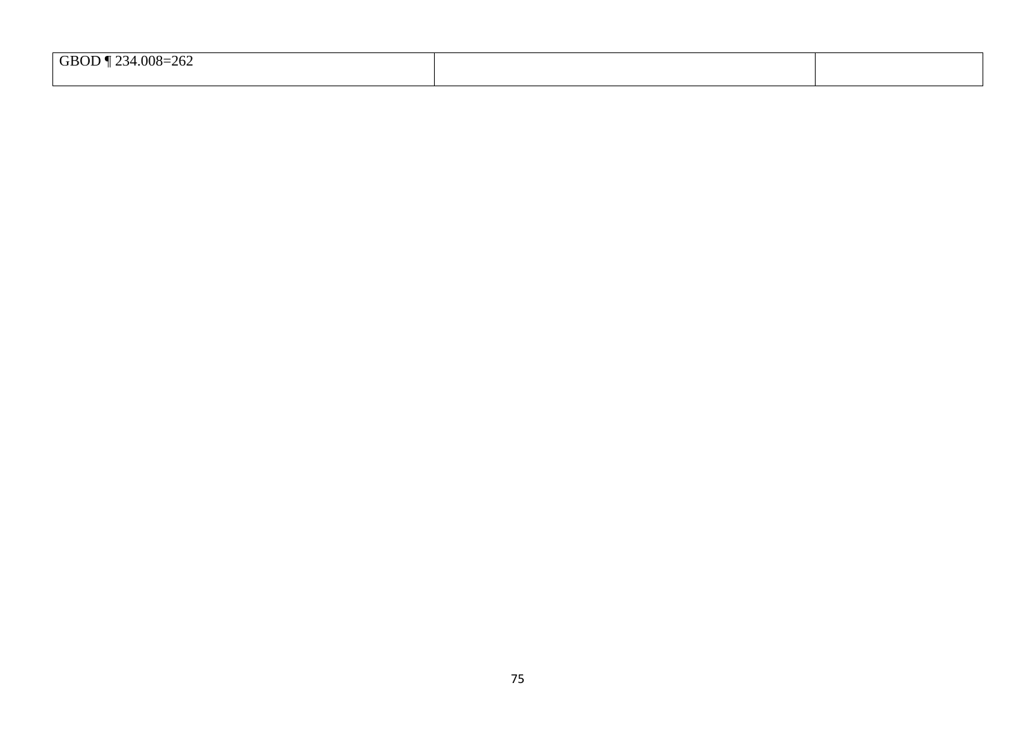| | | |
|---|---|---|
| GBOD ¶ 234.008=262 | | |